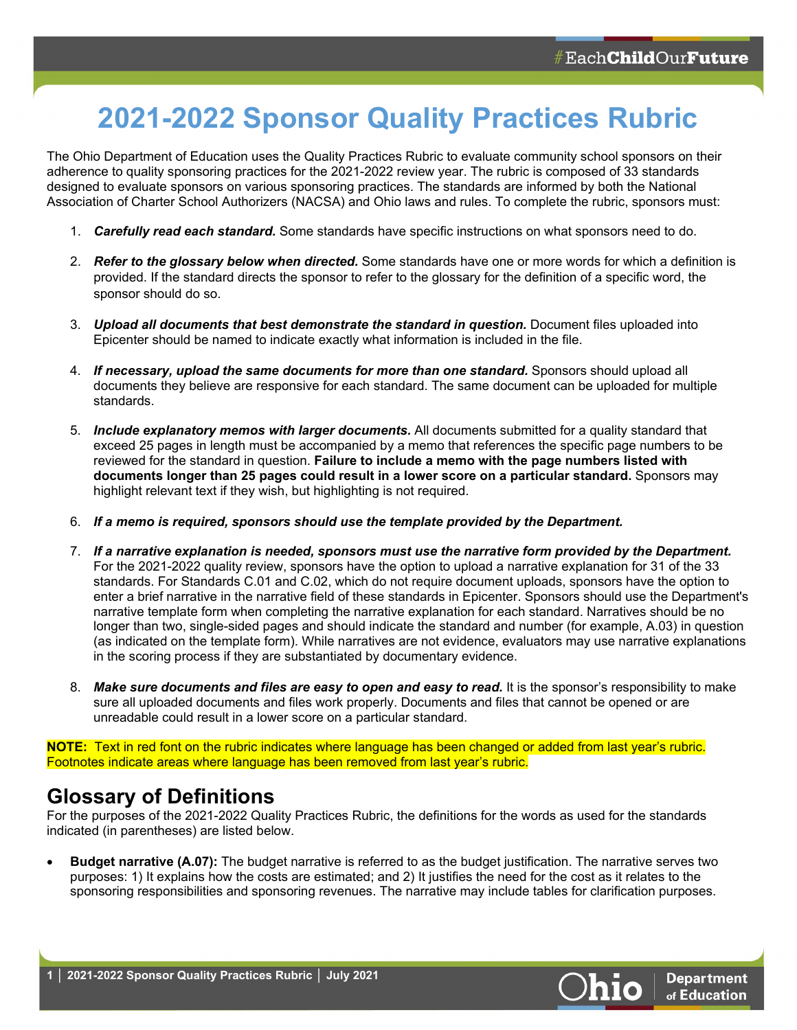# 2021-2022 Sponsor Quality Practices Rubric

The Ohio Department of Education uses the Quality Practices Rubric to evaluate community school sponsors on their adherence to quality sponsoring practices for the 2021-2022 review year. The rubric is composed of 33 standards designed to evaluate sponsors on various sponsoring practices. The standards are informed by both the National Association of Charter School Authorizers (NACSA) and Ohio laws and rules. To complete the rubric, sponsors must:

1. ***Carefully read each standard.*** Some standards have specific instructions on what sponsors need to do.

2. ***Refer to the glossary below when directed.*** Some standards have one or more words for which a definition is provided. If the standard directs the sponsor to refer to the glossary for the definition of a specific word, the sponsor should do so.

3. ***Upload all documents that best demonstrate the standard in question.*** Document files uploaded into Epicenter should be named to indicate exactly what information is included in the file.

4. ***If necessary, upload the same documents for more than one standard.*** Sponsors should upload all documents they believe are responsive for each standard. The same document can be uploaded for multiple standards.

5. ***Include explanatory memos with larger documents.*** All documents submitted for a quality standard that exceed 25 pages in length must be accompanied by a memo that references the specific page numbers to be reviewed for the standard in question. **Failure to include a memo with the page numbers listed with documents longer than 25 pages could result in a lower score on a particular standard.** Sponsors may highlight relevant text if they wish, but highlighting is not required.

6. ***If a memo is required, sponsors should use the template provided by the Department.***

7. ***If a narrative explanation is needed, sponsors must use the narrative form provided by the Department.*** For the 2021-2022 quality review, sponsors have the option to upload a narrative explanation for 31 of the 33 standards. For Standards C.01 and C.02, which do not require document uploads, sponsors have the option to enter a brief narrative in the narrative field of these standards in Epicenter. Sponsors should use the Department's narrative template form when completing the narrative explanation for each standard. Narratives should be no longer than two, single-sided pages and should indicate the standard and number (for example, A.03) in question (as indicated on the template form). While narratives are not evidence, evaluators may use narrative explanations in the scoring process if they are substantiated by documentary evidence.

8. ***Make sure documents and files are easy to open and easy to read.*** It is the sponsor's responsibility to make sure all uploaded documents and files work properly. Documents and files that cannot be opened or are unreadable could result in a lower score on a particular standard.

**NOTE:** Text in red font on the rubric indicates where language has been changed or added from last year's rubric. Footnotes indicate areas where language has been removed from last year's rubric.

## Glossary of Definitions

For the purposes of the 2021-2022 Quality Practices Rubric, the definitions for the words as used for the standards indicated (in parentheses) are listed below.

- **Budget narrative (A.07):** The budget narrative is referred to as the budget justification. The narrative serves two purposes: 1) It explains how the costs are estimated; and 2) It justifies the need for the cost as it relates to the sponsoring responsibilities and sponsoring revenues. The narrative may include tables for clarification purposes.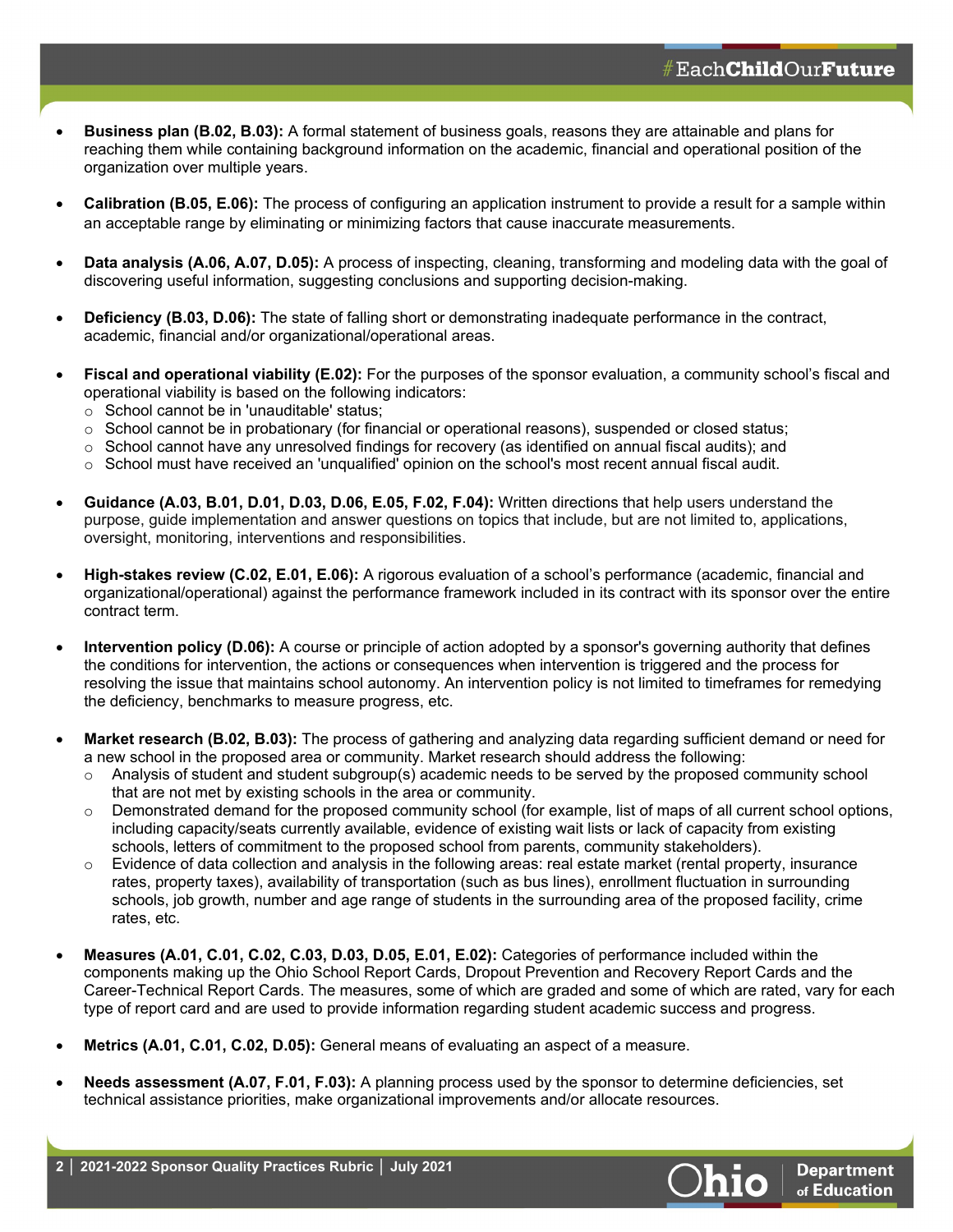- **Business plan (B.02, B.03):** A formal statement of business goals, reasons they are attainable and plans for reaching them while containing background information on the academic, financial and operational position of the organization over multiple years.

- **Calibration (B.05, E.06):** The process of configuring an application instrument to provide a result for a sample within an acceptable range by eliminating or minimizing factors that cause inaccurate measurements.

- **Data analysis (A.06, A.07, D.05):** A process of inspecting, cleaning, transforming and modeling data with the goal of discovering useful information, suggesting conclusions and supporting decision-making.

- **Deficiency (B.03, D.06):** The state of falling short or demonstrating inadequate performance in the contract, academic, financial and/or organizational/operational areas.

- **Fiscal and operational viability (E.02):** For the purposes of the sponsor evaluation, a community school's fiscal and operational viability is based on the following indicators:
  - School cannot be in 'unauditable' status;
  - School cannot be in probationary (for financial or operational reasons), suspended or closed status;
  - School cannot have any unresolved findings for recovery (as identified on annual fiscal audits); and
  - School must have received an 'unqualified' opinion on the school's most recent annual fiscal audit.

- **Guidance (A.03, B.01, D.01, D.03, D.06, E.05, F.02, F.04):** Written directions that help users understand the purpose, guide implementation and answer questions on topics that include, but are not limited to, applications, oversight, monitoring, interventions and responsibilities.

- **High-stakes review (C.02, E.01, E.06):** A rigorous evaluation of a school's performance (academic, financial and organizational/operational) against the performance framework included in its contract with its sponsor over the entire contract term.

- **Intervention policy (D.06):** A course or principle of action adopted by a sponsor's governing authority that defines the conditions for intervention, the actions or consequences when intervention is triggered and the process for resolving the issue that maintains school autonomy. An intervention policy is not limited to timeframes for remedying the deficiency, benchmarks to measure progress, etc.

- **Market research (B.02, B.03):** The process of gathering and analyzing data regarding sufficient demand or need for a new school in the proposed area or community. Market research should address the following:
  - Analysis of student and student subgroup(s) academic needs to be served by the proposed community school that are not met by existing schools in the area or community.
  - Demonstrated demand for the proposed community school (for example, list of maps of all current school options, including capacity/seats currently available, evidence of existing wait lists or lack of capacity from existing schools, letters of commitment to the proposed school from parents, community stakeholders).
  - Evidence of data collection and analysis in the following areas: real estate market (rental property, insurance rates, property taxes), availability of transportation (such as bus lines), enrollment fluctuation in surrounding schools, job growth, number and age range of students in the surrounding area of the proposed facility, crime rates, etc.

- **Measures (A.01, C.01, C.02, C.03, D.03, D.05, E.01, E.02):** Categories of performance included within the components making up the Ohio School Report Cards, Dropout Prevention and Recovery Report Cards and the Career-Technical Report Cards. The measures, some of which are graded and some of which are rated, vary for each type of report card and are used to provide information regarding student academic success and progress.

- **Metrics (A.01, C.01, C.02, D.05):** General means of evaluating an aspect of a measure.

- **Needs assessment (A.07, F.01, F.03):** A planning process used by the sponsor to determine deficiencies, set technical assistance priorities, make organizational improvements and/or allocate resources.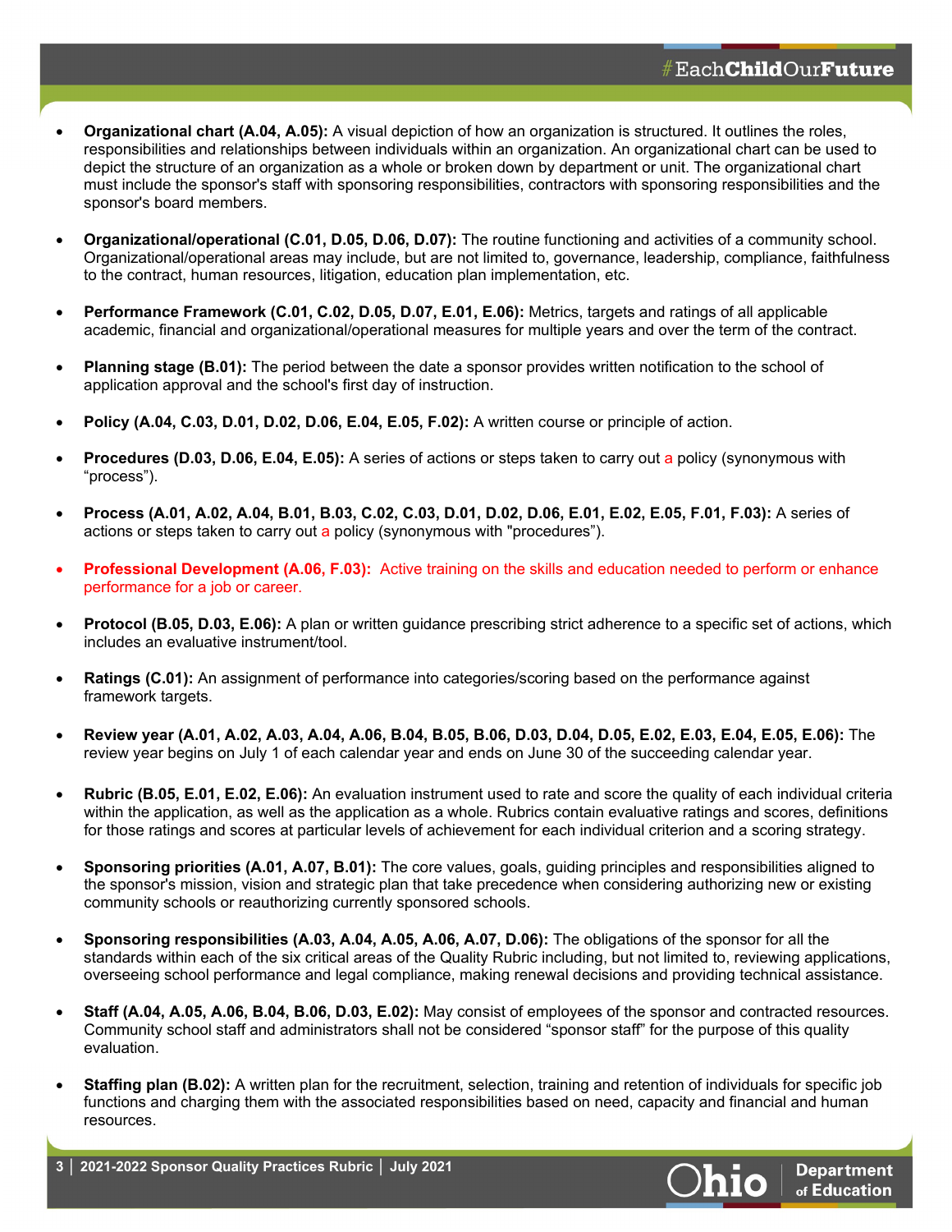- **Organizational chart (A.04, A.05):** A visual depiction of how an organization is structured. It outlines the roles, responsibilities and relationships between individuals within an organization. An organizational chart can be used to depict the structure of an organization as a whole or broken down by department or unit. The organizational chart must include the sponsor's staff with sponsoring responsibilities, contractors with sponsoring responsibilities and the sponsor's board members.

- **Organizational/operational (C.01, D.05, D.06, D.07):** The routine functioning and activities of a community school. Organizational/operational areas may include, but are not limited to, governance, leadership, compliance, faithfulness to the contract, human resources, litigation, education plan implementation, etc.

- **Performance Framework (C.01, C.02, D.05, D.07, E.01, E.06):** Metrics, targets and ratings of all applicable academic, financial and organizational/operational measures for multiple years and over the term of the contract.

- **Planning stage (B.01):** The period between the date a sponsor provides written notification to the school of application approval and the school's first day of instruction.

- **Policy (A.04, C.03, D.01, D.02, D.06, E.04, E.05, F.02):** A written course or principle of action.

- **Procedures (D.03, D.06, E.04, E.05):** A series of actions or steps taken to carry out a policy (synonymous with "process").

- **Process (A.01, A.02, A.04, B.01, B.03, C.02, C.03, D.01, D.02, D.06, E.01, E.02, E.05, F.01, F.03):** A series of actions or steps taken to carry out a policy (synonymous with "procedures").

- **Professional Development (A.06, F.03):** Active training on the skills and education needed to perform or enhance performance for a job or career.

- **Protocol (B.05, D.03, E.06):** A plan or written guidance prescribing strict adherence to a specific set of actions, which includes an evaluative instrument/tool.

- **Ratings (C.01):** An assignment of performance into categories/scoring based on the performance against framework targets.

- **Review year (A.01, A.02, A.03, A.04, A.06, B.04, B.05, B.06, D.03, D.04, D.05, E.02, E.03, E.04, E.05, E.06):** The review year begins on July 1 of each calendar year and ends on June 30 of the succeeding calendar year.

- **Rubric (B.05, E.01, E.02, E.06):** An evaluation instrument used to rate and score the quality of each individual criteria within the application, as well as the application as a whole. Rubrics contain evaluative ratings and scores, definitions for those ratings and scores at particular levels of achievement for each individual criterion and a scoring strategy.

- **Sponsoring priorities (A.01, A.07, B.01):** The core values, goals, guiding principles and responsibilities aligned to the sponsor's mission, vision and strategic plan that take precedence when considering authorizing new or existing community schools or reauthorizing currently sponsored schools.

- **Sponsoring responsibilities (A.03, A.04, A.05, A.06, A.07, D.06):** The obligations of the sponsor for all the standards within each of the six critical areas of the Quality Rubric including, but not limited to, reviewing applications, overseeing school performance and legal compliance, making renewal decisions and providing technical assistance.

- **Staff (A.04, A.05, A.06, B.04, B.06, D.03, E.02):** May consist of employees of the sponsor and contracted resources. Community school staff and administrators shall not be considered "sponsor staff" for the purpose of this quality evaluation.

- **Staffing plan (B.02):** A written plan for the recruitment, selection, training and retention of individuals for specific job functions and charging them with the associated responsibilities based on need, capacity and financial and human resources.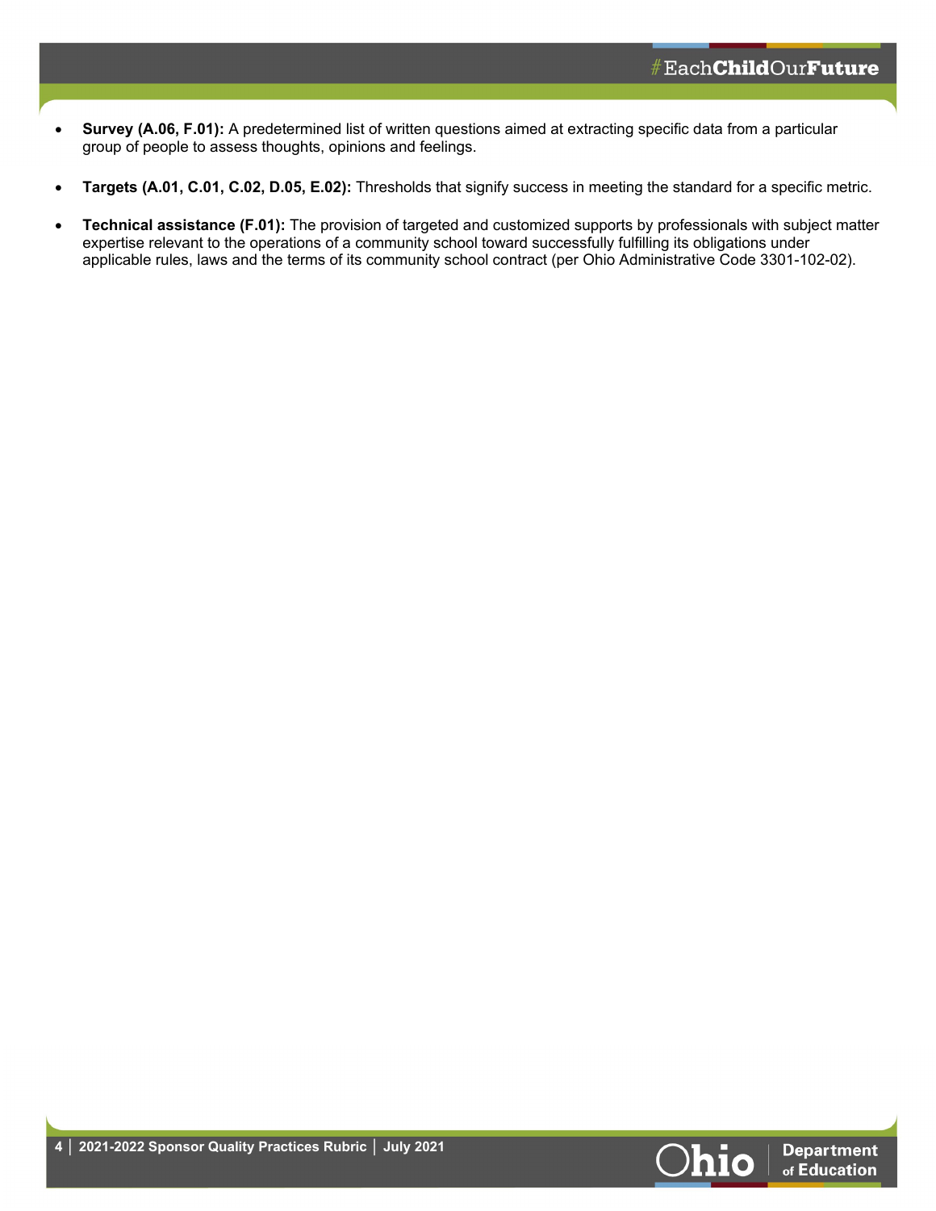- **Survey (A.06, F.01):** A predetermined list of written questions aimed at extracting specific data from a particular group of people to assess thoughts, opinions and feelings.

- **Targets (A.01, C.01, C.02, D.05, E.02):** Thresholds that signify success in meeting the standard for a specific metric.

- **Technical assistance (F.01):** The provision of targeted and customized supports by professionals with subject matter expertise relevant to the operations of a community school toward successfully fulfilling its obligations under applicable rules, laws and the terms of its community school contract (per Ohio Administrative Code 3301-102-02).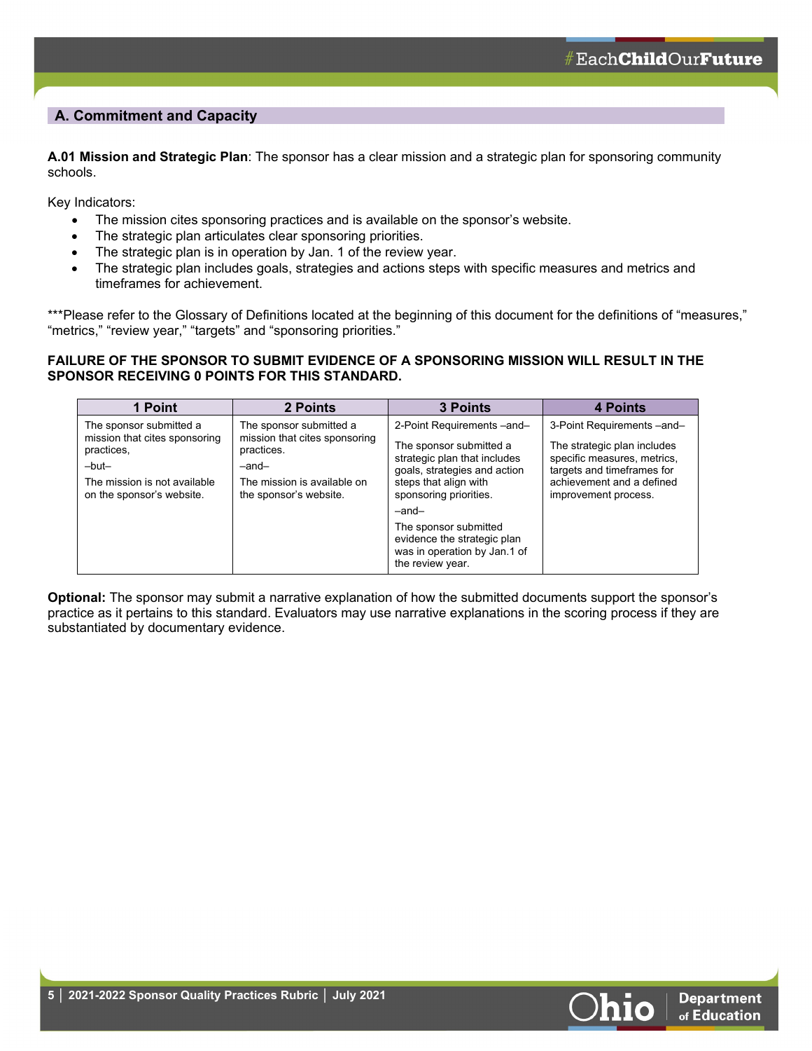## A. Commitment and Capacity

**A.01 Mission and Strategic Plan**: The sponsor has a clear mission and a strategic plan for sponsoring community schools.

Key Indicators:

- The mission cites sponsoring practices and is available on the sponsor's website.
- The strategic plan articulates clear sponsoring priorities.
- The strategic plan is in operation by Jan. 1 of the review year.
- The strategic plan includes goals, strategies and actions steps with specific measures and metrics and timeframes for achievement.

***Please refer to the Glossary of Definitions located at the beginning of this document for the definitions of "measures," "metrics," "review year," "targets" and "sponsoring priorities."

**FAILURE OF THE SPONSOR TO SUBMIT EVIDENCE OF A SPONSORING MISSION WILL RESULT IN THE SPONSOR RECEIVING 0 POINTS FOR THIS STANDARD.**

| 1 Point | 2 Points | 3 Points | 4 Points |
|---|---|---|---|
| The sponsor submitted a mission that cites sponsoring practices,<br>–but–<br>The mission is not available on the sponsor's website. | The sponsor submitted a mission that cites sponsoring practices.<br>–and–<br>The mission is available on the sponsor's website. | 2-Point Requirements –and–<br>The sponsor submitted a strategic plan that includes goals, strategies and action steps that align with sponsoring priorities.<br>–and–<br>The sponsor submitted evidence the strategic plan was in operation by Jan.1 of the review year. | 3-Point Requirements –and–<br>The strategic plan includes specific measures, metrics, targets and timeframes for achievement and a defined improvement process. |

**Optional:** The sponsor may submit a narrative explanation of how the submitted documents support the sponsor's practice as it pertains to this standard. Evaluators may use narrative explanations in the scoring process if they are substantiated by documentary evidence.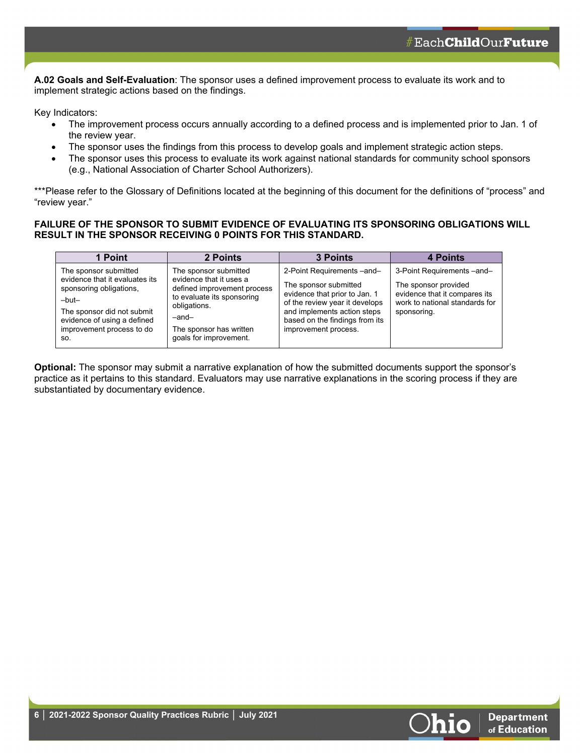**A.02 Goals and Self-Evaluation**: The sponsor uses a defined improvement process to evaluate its work and to implement strategic actions based on the findings.

Key Indicators:

- The improvement process occurs annually according to a defined process and is implemented prior to Jan. 1 of the review year.
- The sponsor uses the findings from this process to develop goals and implement strategic action steps.
- The sponsor uses this process to evaluate its work against national standards for community school sponsors (e.g., National Association of Charter School Authorizers).

***Please refer to the Glossary of Definitions located at the beginning of this document for the definitions of "process" and "review year."

**FAILURE OF THE SPONSOR TO SUBMIT EVIDENCE OF EVALUATING ITS SPONSORING OBLIGATIONS WILL RESULT IN THE SPONSOR RECEIVING 0 POINTS FOR THIS STANDARD.**

| 1 Point | 2 Points | 3 Points | 4 Points |
|---|---|---|---|
| The sponsor submitted evidence that it evaluates its sponsoring obligations, –but– The sponsor did not submit evidence of using a defined improvement process to do so. | The sponsor submitted evidence that it uses a defined improvement process to evaluate its sponsoring obligations. –and– The sponsor has written goals for improvement. | 2-Point Requirements –and– The sponsor submitted evidence that prior to Jan. 1 of the review year it develops and implements action steps based on the findings from its improvement process. | 3-Point Requirements –and– The sponsor provided evidence that it compares its work to national standards for sponsoring. |

**Optional:** The sponsor may submit a narrative explanation of how the submitted documents support the sponsor's practice as it pertains to this standard. Evaluators may use narrative explanations in the scoring process if they are substantiated by documentary evidence.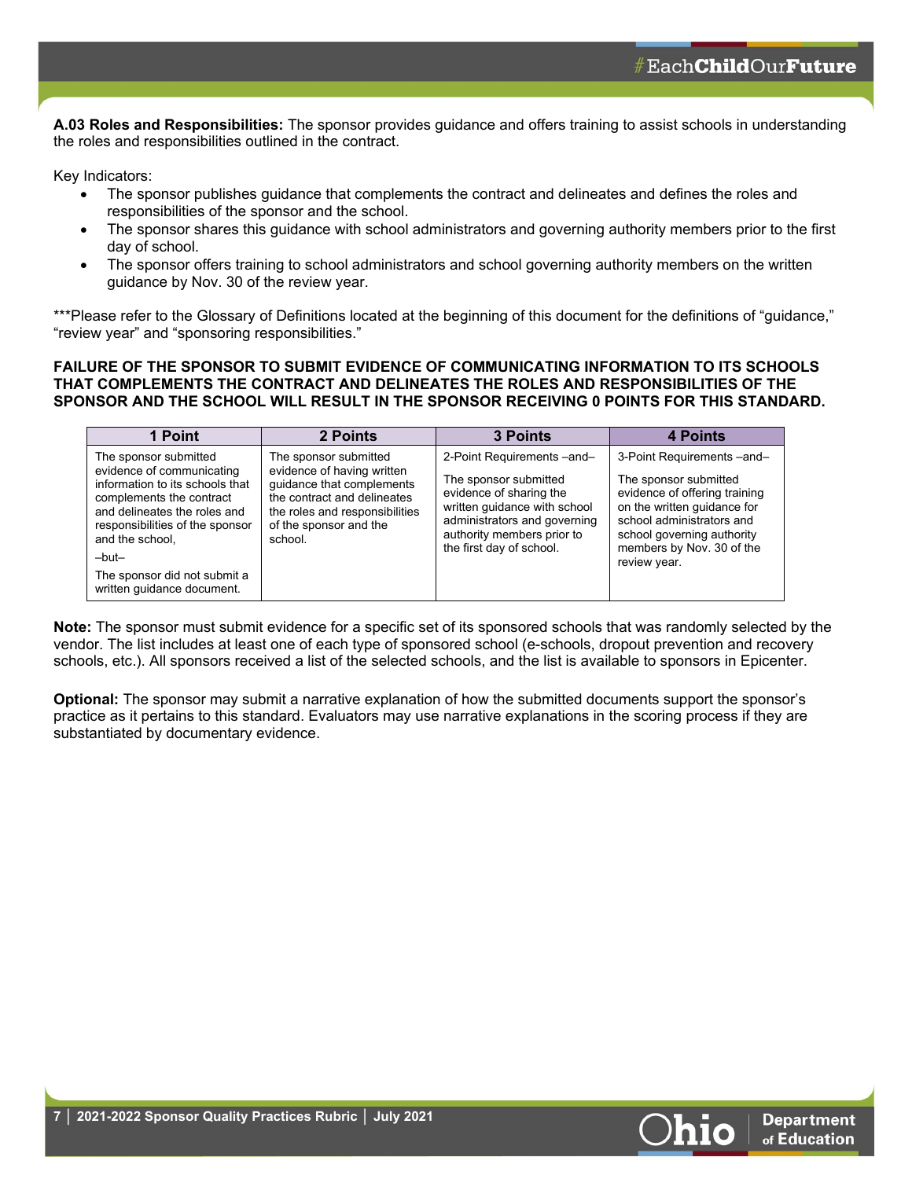**A.03 Roles and Responsibilities:** The sponsor provides guidance and offers training to assist schools in understanding the roles and responsibilities outlined in the contract.

Key Indicators:

- The sponsor publishes guidance that complements the contract and delineates and defines the roles and responsibilities of the sponsor and the school.
- The sponsor shares this guidance with school administrators and governing authority members prior to the first day of school.
- The sponsor offers training to school administrators and school governing authority members on the written guidance by Nov. 30 of the review year.

***Please refer to the Glossary of Definitions located at the beginning of this document for the definitions of “guidance,” “review year” and “sponsoring responsibilities.”

**FAILURE OF THE SPONSOR TO SUBMIT EVIDENCE OF COMMUNICATING INFORMATION TO ITS SCHOOLS THAT COMPLEMENTS THE CONTRACT AND DELINEATES THE ROLES AND RESPONSIBILITIES OF THE SPONSOR AND THE SCHOOL WILL RESULT IN THE SPONSOR RECEIVING 0 POINTS FOR THIS STANDARD.**

| 1 Point | 2 Points | 3 Points | 4 Points |
| --- | --- | --- | --- |
| The sponsor submitted evidence of communicating information to its schools that complements the contract and delineates the roles and responsibilities of the sponsor and the school, –but– The sponsor did not submit a written guidance document. | The sponsor submitted evidence of having written guidance that complements the contract and delineates the roles and responsibilities of the sponsor and the school. | 2-Point Requirements –and– The sponsor submitted evidence of sharing the written guidance with school administrators and governing authority members prior to the first day of school. | 3-Point Requirements –and– The sponsor submitted evidence of offering training on the written guidance for school administrators and school governing authority members by Nov. 30 of the review year. |

**Note:** The sponsor must submit evidence for a specific set of its sponsored schools that was randomly selected by the vendor. The list includes at least one of each type of sponsored school (e-schools, dropout prevention and recovery schools, etc.). All sponsors received a list of the selected schools, and the list is available to sponsors in Epicenter.

**Optional:** The sponsor may submit a narrative explanation of how the submitted documents support the sponsor’s practice as it pertains to this standard. Evaluators may use narrative explanations in the scoring process if they are substantiated by documentary evidence.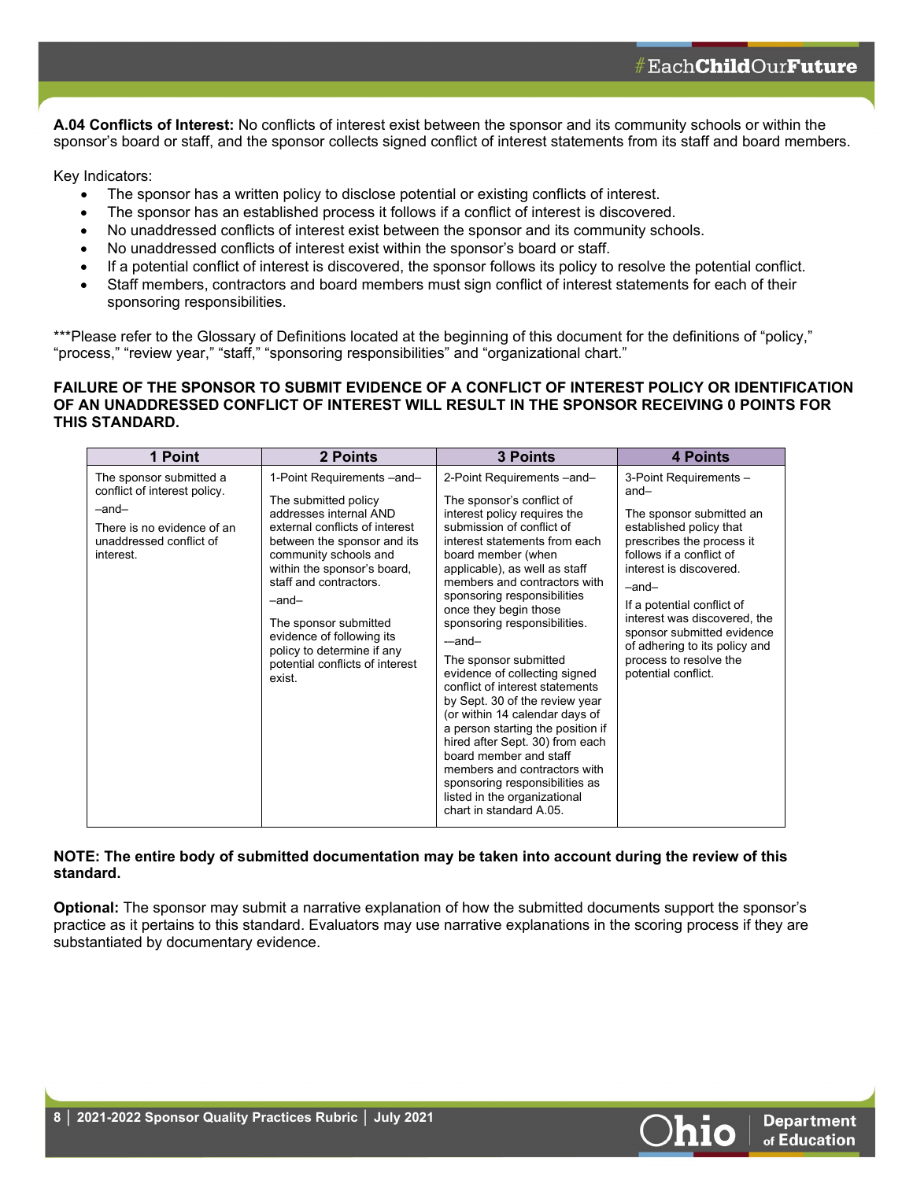**A.04 Conflicts of Interest:** No conflicts of interest exist between the sponsor and its community schools or within the sponsor's board or staff, and the sponsor collects signed conflict of interest statements from its staff and board members.

Key Indicators:

- The sponsor has a written policy to disclose potential or existing conflicts of interest.
- The sponsor has an established process it follows if a conflict of interest is discovered.
- No unaddressed conflicts of interest exist between the sponsor and its community schools.
- No unaddressed conflicts of interest exist within the sponsor's board or staff.
- If a potential conflict of interest is discovered, the sponsor follows its policy to resolve the potential conflict.
- Staff members, contractors and board members must sign conflict of interest statements for each of their sponsoring responsibilities.

***Please refer to the Glossary of Definitions located at the beginning of this document for the definitions of "policy," "process," "review year," "staff," "sponsoring responsibilities" and "organizational chart."

**FAILURE OF THE SPONSOR TO SUBMIT EVIDENCE OF A CONFLICT OF INTEREST POLICY OR IDENTIFICATION OF AN UNADDRESSED CONFLICT OF INTEREST WILL RESULT IN THE SPONSOR RECEIVING 0 POINTS FOR THIS STANDARD.**

| 1 Point | 2 Points | 3 Points | 4 Points |
|---|---|---|---|
| The sponsor submitted a conflict of interest policy.<br><br>–and–<br><br>There is no evidence of an unaddressed conflict of interest. | 1-Point Requirements –and–<br><br>The submitted policy addresses internal AND external conflicts of interest between the sponsor and its community schools and within the sponsor's board, staff and contractors.<br><br>–and–<br><br>The sponsor submitted evidence of following its policy to determine if any potential conflicts of interest exist. | 2-Point Requirements –and–<br><br>The sponsor's conflict of interest policy requires the submission of conflict of interest statements from each board member (when applicable), as well as staff members and contractors with sponsoring responsibilities once they begin those sponsoring responsibilities.<br><br>–-and–<br><br>The sponsor submitted evidence of collecting signed conflict of interest statements by Sept. 30 of the review year (or within 14 calendar days of a person starting the position if hired after Sept. 30) from each board member and staff members and contractors with sponsoring responsibilities as listed in the organizational chart in standard A.05. | 3-Point Requirements –and–<br><br>The sponsor submitted an established policy that prescribes the process it follows if a conflict of interest is discovered.<br><br>–and–<br><br>If a potential conflict of interest was discovered, the sponsor submitted evidence of adhering to its policy and process to resolve the potential conflict. |

**NOTE: The entire body of submitted documentation may be taken into account during the review of this standard.**

**Optional:** The sponsor may submit a narrative explanation of how the submitted documents support the sponsor's practice as it pertains to this standard. Evaluators may use narrative explanations in the scoring process if they are substantiated by documentary evidence.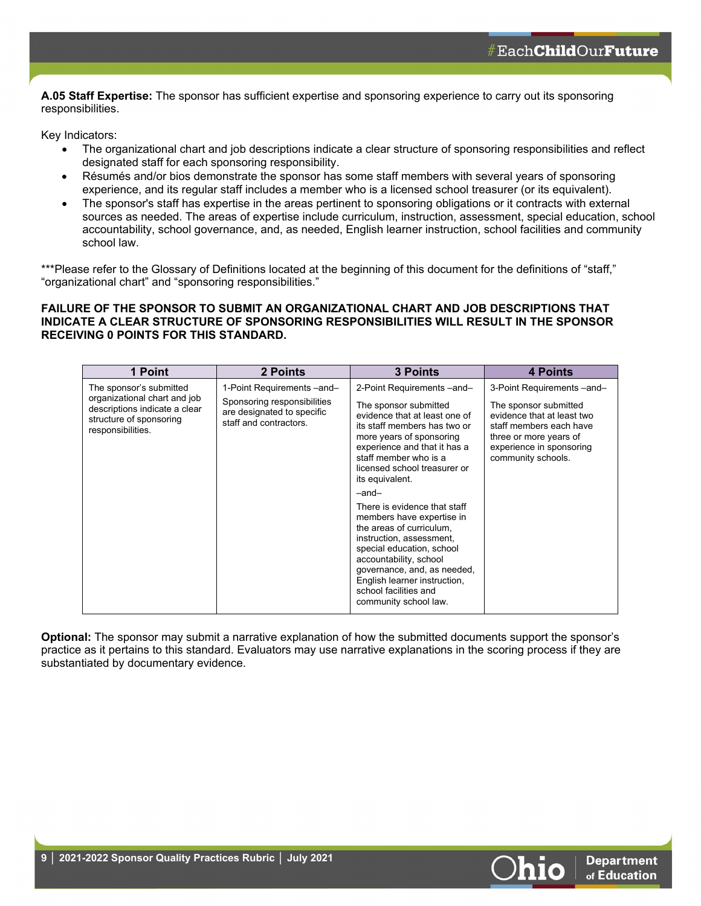**A.05 Staff Expertise:** The sponsor has sufficient expertise and sponsoring experience to carry out its sponsoring responsibilities.

Key Indicators:

- The organizational chart and job descriptions indicate a clear structure of sponsoring responsibilities and reflect designated staff for each sponsoring responsibility.
- Résumés and/or bios demonstrate the sponsor has some staff members with several years of sponsoring experience, and its regular staff includes a member who is a licensed school treasurer (or its equivalent).
- The sponsor's staff has expertise in the areas pertinent to sponsoring obligations or it contracts with external sources as needed. The areas of expertise include curriculum, instruction, assessment, special education, school accountability, school governance, and, as needed, English learner instruction, school facilities and community school law.

***Please refer to the Glossary of Definitions located at the beginning of this document for the definitions of "staff," "organizational chart" and "sponsoring responsibilities."

**FAILURE OF THE SPONSOR TO SUBMIT AN ORGANIZATIONAL CHART AND JOB DESCRIPTIONS THAT INDICATE A CLEAR STRUCTURE OF SPONSORING RESPONSIBILITIES WILL RESULT IN THE SPONSOR RECEIVING 0 POINTS FOR THIS STANDARD.**

| 1 Point | 2 Points | 3 Points | 4 Points |
|---|---|---|---|
| The sponsor's submitted organizational chart and job descriptions indicate a clear structure of sponsoring responsibilities. | 1-Point Requirements –and–<br><br>Sponsoring responsibilities are designated to specific staff and contractors. | 2-Point Requirements –and–<br><br>The sponsor submitted evidence that at least one of its staff members has two or more years of sponsoring experience and that it has a staff member who is a licensed school treasurer or its equivalent.<br><br>–and–<br><br>There is evidence that staff members have expertise in the areas of curriculum, instruction, assessment, special education, school accountability, school governance, and, as needed, English learner instruction, school facilities and community school law. | 3-Point Requirements –and–<br><br>The sponsor submitted evidence that at least two staff members each have three or more years of experience in sponsoring community schools. |

**Optional:** The sponsor may submit a narrative explanation of how the submitted documents support the sponsor's practice as it pertains to this standard. Evaluators may use narrative explanations in the scoring process if they are substantiated by documentary evidence.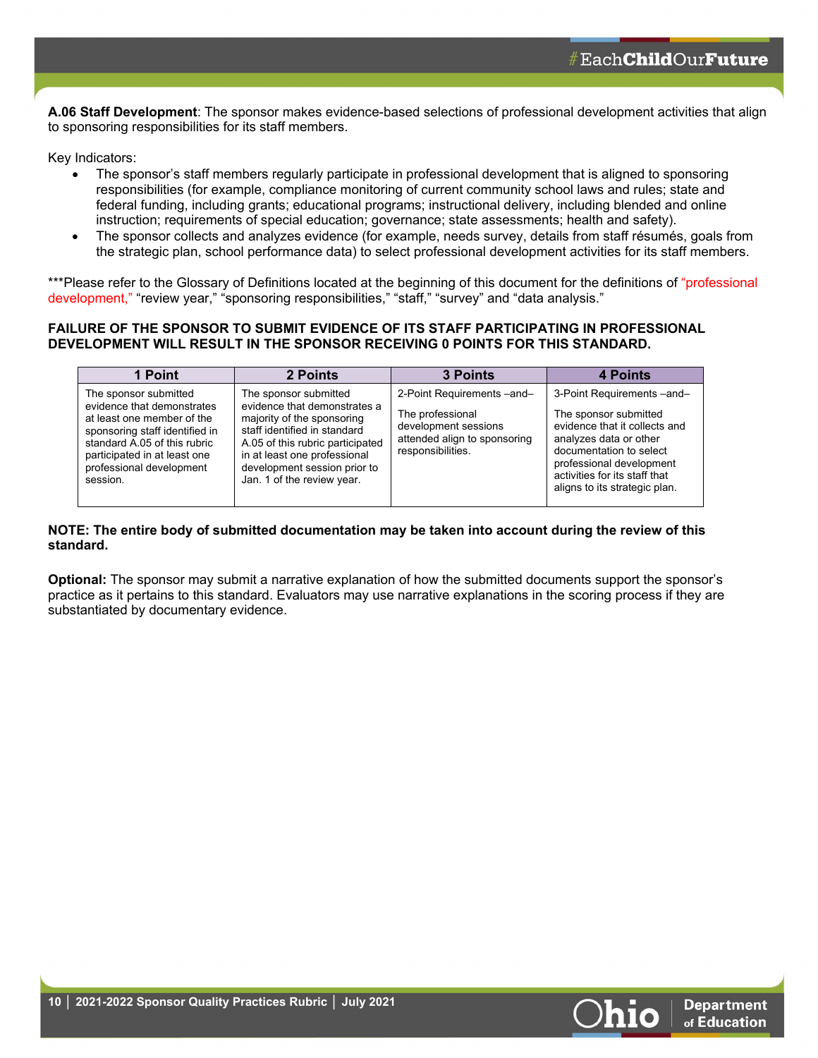**A.06 Staff Development**: The sponsor makes evidence-based selections of professional development activities that align to sponsoring responsibilities for its staff members.

Key Indicators:

- The sponsor's staff members regularly participate in professional development that is aligned to sponsoring responsibilities (for example, compliance monitoring of current community school laws and rules; state and federal funding, including grants; educational programs; instructional delivery, including blended and online instruction; requirements of special education; governance; state assessments; health and safety).
- The sponsor collects and analyzes evidence (for example, needs survey, details from staff résumés, goals from the strategic plan, school performance data) to select professional development activities for its staff members.

***Please refer to the Glossary of Definitions located at the beginning of this document for the definitions of "professional development," "review year," "sponsoring responsibilities," "staff," "survey" and "data analysis."

**FAILURE OF THE SPONSOR TO SUBMIT EVIDENCE OF ITS STAFF PARTICIPATING IN PROFESSIONAL DEVELOPMENT WILL RESULT IN THE SPONSOR RECEIVING 0 POINTS FOR THIS STANDARD.**

| 1 Point | 2 Points | 3 Points | 4 Points |
|---|---|---|---|
| The sponsor submitted evidence that demonstrates at least one member of the sponsoring staff identified in standard A.05 of this rubric participated in at least one professional development session. | The sponsor submitted evidence that demonstrates a majority of the sponsoring staff identified in standard A.05 of this rubric participated in at least one professional development session prior to Jan. 1 of the review year. | 2-Point Requirements –and–<br><br>The professional development sessions attended align to sponsoring responsibilities. | 3-Point Requirements –and–<br><br>The sponsor submitted evidence that it collects and analyzes data or other documentation to select professional development activities for its staff that aligns to its strategic plan. |

**NOTE: The entire body of submitted documentation may be taken into account during the review of this standard.**

**Optional:** The sponsor may submit a narrative explanation of how the submitted documents support the sponsor's practice as it pertains to this standard. Evaluators may use narrative explanations in the scoring process if they are substantiated by documentary evidence.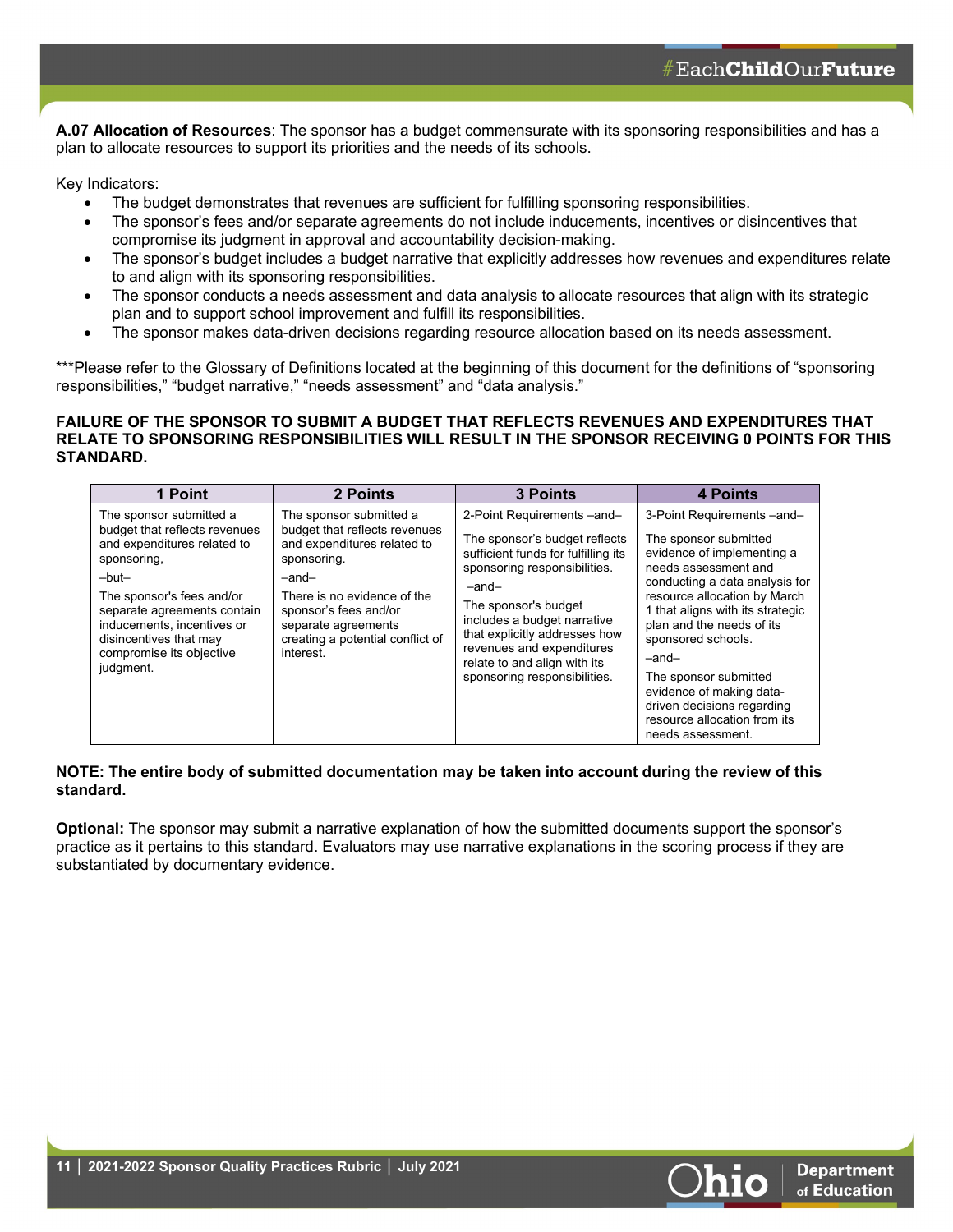**A.07 Allocation of Resources**: The sponsor has a budget commensurate with its sponsoring responsibilities and has a plan to allocate resources to support its priorities and the needs of its schools.

Key Indicators:

- The budget demonstrates that revenues are sufficient for fulfilling sponsoring responsibilities.
- The sponsor's fees and/or separate agreements do not include inducements, incentives or disincentives that compromise its judgment in approval and accountability decision-making.
- The sponsor's budget includes a budget narrative that explicitly addresses how revenues and expenditures relate to and align with its sponsoring responsibilities.
- The sponsor conducts a needs assessment and data analysis to allocate resources that align with its strategic plan and to support school improvement and fulfill its responsibilities.
- The sponsor makes data-driven decisions regarding resource allocation based on its needs assessment.

***Please refer to the Glossary of Definitions located at the beginning of this document for the definitions of "sponsoring responsibilities," "budget narrative," "needs assessment" and "data analysis."

**FAILURE OF THE SPONSOR TO SUBMIT A BUDGET THAT REFLECTS REVENUES AND EXPENDITURES THAT RELATE TO SPONSORING RESPONSIBILITIES WILL RESULT IN THE SPONSOR RECEIVING 0 POINTS FOR THIS STANDARD.**

| 1 Point | 2 Points | 3 Points | 4 Points |
|---|---|---|---|
| The sponsor submitted a budget that reflects revenues and expenditures related to sponsoring,<br>–but–<br>The sponsor's fees and/or separate agreements contain inducements, incentives or disincentives that may compromise its objective judgment. | The sponsor submitted a budget that reflects revenues and expenditures related to sponsoring.<br>–and–<br>There is no evidence of the sponsor's fees and/or separate agreements creating a potential conflict of interest. | 2-Point Requirements –and–<br>The sponsor's budget reflects sufficient funds for fulfilling its sponsoring responsibilities.<br>–and–<br>The sponsor's budget includes a budget narrative that explicitly addresses how revenues and expenditures relate to and align with its sponsoring responsibilities. | 3-Point Requirements –and–<br>The sponsor submitted evidence of implementing a needs assessment and conducting a data analysis for resource allocation by March 1 that aligns with its strategic plan and the needs of its sponsored schools.<br>–and–<br>The sponsor submitted evidence of making data-driven decisions regarding resource allocation from its needs assessment. |

**NOTE: The entire body of submitted documentation may be taken into account during the review of this standard.**

**Optional:** The sponsor may submit a narrative explanation of how the submitted documents support the sponsor's practice as it pertains to this standard. Evaluators may use narrative explanations in the scoring process if they are substantiated by documentary evidence.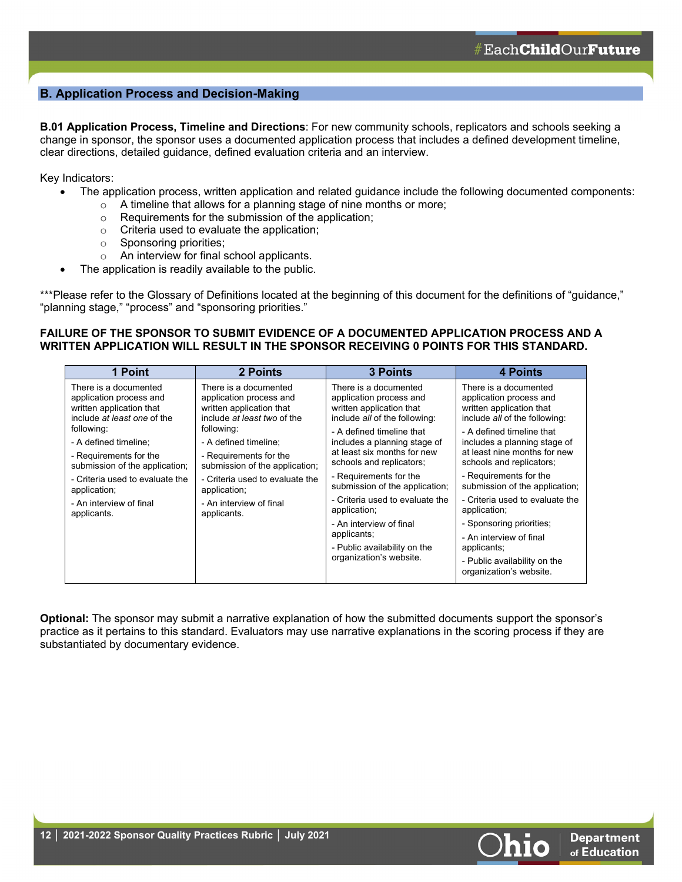## B. Application Process and Decision-Making

**B.01 Application Process, Timeline and Directions**: For new community schools, replicators and schools seeking a change in sponsor, the sponsor uses a documented application process that includes a defined development timeline, clear directions, detailed guidance, defined evaluation criteria and an interview.

Key Indicators:

- The application process, written application and related guidance include the following documented components:
    - A timeline that allows for a planning stage of nine months or more;
    - Requirements for the submission of the application;
    - Criteria used to evaluate the application;
    - Sponsoring priorities;
    - An interview for final school applicants.
- The application is readily available to the public.

***Please refer to the Glossary of Definitions located at the beginning of this document for the definitions of "guidance," "planning stage," "process" and "sponsoring priorities."

**FAILURE OF THE SPONSOR TO SUBMIT EVIDENCE OF A DOCUMENTED APPLICATION PROCESS AND A WRITTEN APPLICATION WILL RESULT IN THE SPONSOR RECEIVING 0 POINTS FOR THIS STANDARD.**

| 1 Point | 2 Points | 3 Points | 4 Points |
|---|---|---|---|
| There is a documented application process and written application that include *at least one* of the following:<br>- A defined timeline;<br>- Requirements for the submission of the application;<br>- Criteria used to evaluate the application;<br>- An interview of final applicants. | There is a documented application process and written application that include *at least two* of the following:<br>- A defined timeline;<br>- Requirements for the submission of the application;<br>- Criteria used to evaluate the application;<br>- An interview of final applicants. | There is a documented application process and written application that include *all* of the following:<br>- A defined timeline that includes a planning stage of at least six months for new schools and replicators;<br>- Requirements for the submission of the application;<br>- Criteria used to evaluate the application;<br>- An interview of final applicants;<br>- Public availability on the organization's website. | There is a documented application process and written application that include *all* of the following:<br>- A defined timeline that includes a planning stage of at least nine months for new schools and replicators;<br>- Requirements for the submission of the application;<br>- Criteria used to evaluate the application;<br>- Sponsoring priorities;<br>- An interview of final applicants;<br>- Public availability on the organization's website. |

**Optional:** The sponsor may submit a narrative explanation of how the submitted documents support the sponsor's practice as it pertains to this standard. Evaluators may use narrative explanations in the scoring process if they are substantiated by documentary evidence.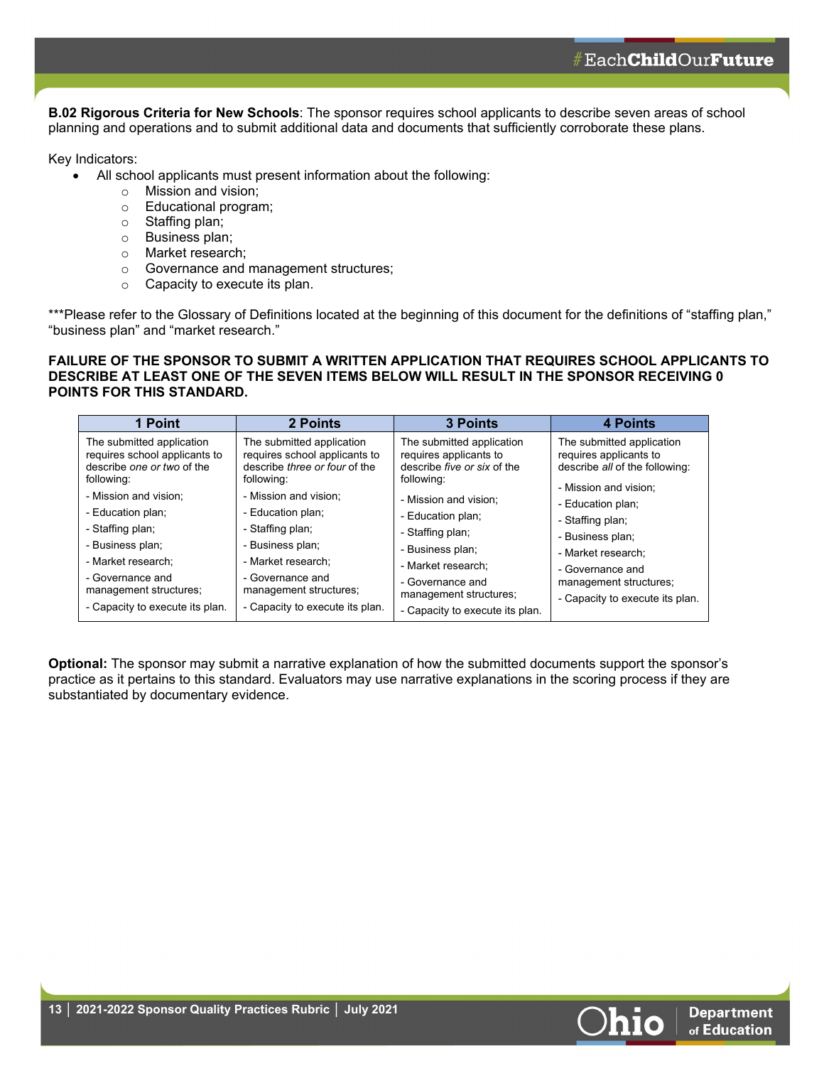**B.02 Rigorous Criteria for New Schools**: The sponsor requires school applicants to describe seven areas of school planning and operations and to submit additional data and documents that sufficiently corroborate these plans.

Key Indicators:

- All school applicants must present information about the following:
  - Mission and vision;
  - Educational program;
  - Staffing plan;
  - Business plan;
  - Market research;
  - Governance and management structures;
  - Capacity to execute its plan.

***Please refer to the Glossary of Definitions located at the beginning of this document for the definitions of "staffing plan," "business plan" and "market research."

**FAILURE OF THE SPONSOR TO SUBMIT A WRITTEN APPLICATION THAT REQUIRES SCHOOL APPLICANTS TO DESCRIBE AT LEAST ONE OF THE SEVEN ITEMS BELOW WILL RESULT IN THE SPONSOR RECEIVING 0 POINTS FOR THIS STANDARD.**

| 1 Point | 2 Points | 3 Points | 4 Points |
|---|---|---|---|
| The submitted application requires school applicants to describe *one or two* of the following:<br>- Mission and vision;<br>- Education plan;<br>- Staffing plan;<br>- Business plan;<br>- Market research;<br>- Governance and management structures;<br>- Capacity to execute its plan. | The submitted application requires school applicants to describe *three or four* of the following:<br>- Mission and vision;<br>- Education plan;<br>- Staffing plan;<br>- Business plan;<br>- Market research;<br>- Governance and management structures;<br>- Capacity to execute its plan. | The submitted application requires applicants to describe *five or six* of the following:<br>- Mission and vision;<br>- Education plan;<br>- Staffing plan;<br>- Business plan;<br>- Market research;<br>- Governance and management structures;<br>- Capacity to execute its plan. | The submitted application requires applicants to describe *all* of the following:<br>- Mission and vision;<br>- Education plan;<br>- Staffing plan;<br>- Business plan;<br>- Market research;<br>- Governance and management structures;<br>- Capacity to execute its plan. |

**Optional:** The sponsor may submit a narrative explanation of how the submitted documents support the sponsor's practice as it pertains to this standard. Evaluators may use narrative explanations in the scoring process if they are substantiated by documentary evidence.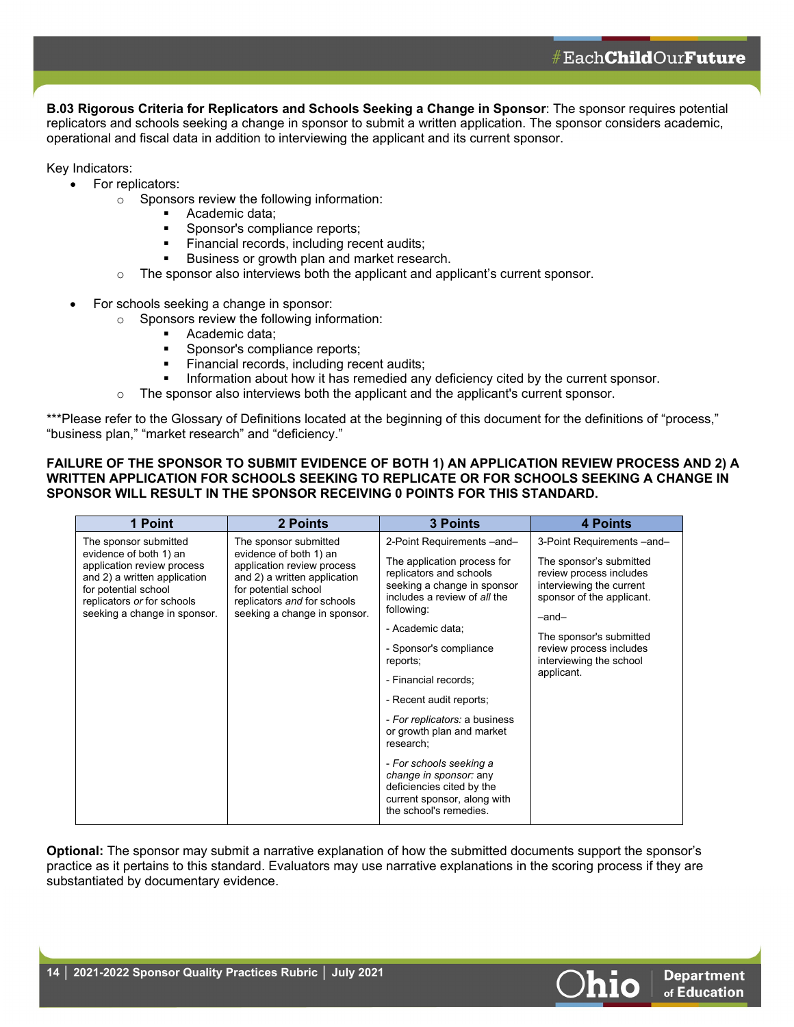**B.03 Rigorous Criteria for Replicators and Schools Seeking a Change in Sponsor**: The sponsor requires potential replicators and schools seeking a change in sponsor to submit a written application. The sponsor considers academic, operational and fiscal data in addition to interviewing the applicant and its current sponsor.

Key Indicators:

- For replicators:
  - Sponsors review the following information:
    - Academic data;
    - Sponsor's compliance reports;
    - Financial records, including recent audits;
    - Business or growth plan and market research.
  - The sponsor also interviews both the applicant and applicant's current sponsor.

- For schools seeking a change in sponsor:
  - Sponsors review the following information:
    - Academic data;
    - Sponsor's compliance reports;
    - Financial records, including recent audits;
    - Information about how it has remedied any deficiency cited by the current sponsor.
  - The sponsor also interviews both the applicant and the applicant's current sponsor.

***Please refer to the Glossary of Definitions located at the beginning of this document for the definitions of "process," "business plan," "market research" and "deficiency."

**FAILURE OF THE SPONSOR TO SUBMIT EVIDENCE OF BOTH 1) AN APPLICATION REVIEW PROCESS AND 2) A WRITTEN APPLICATION FOR SCHOOLS SEEKING TO REPLICATE OR FOR SCHOOLS SEEKING A CHANGE IN SPONSOR WILL RESULT IN THE SPONSOR RECEIVING 0 POINTS FOR THIS STANDARD.**

| 1 Point | 2 Points | 3 Points | 4 Points |
|---|---|---|---|
| The sponsor submitted evidence of both 1) an application review process and 2) a written application for potential school replicators *or* for schools seeking a change in sponsor. | The sponsor submitted evidence of both 1) an application review process and 2) a written application for potential school replicators *and* for schools seeking a change in sponsor. | 2-Point Requirements –and–<br><br>The application process for replicators and schools seeking a change in sponsor includes a review of *all* the following:<br><br>- Academic data;<br><br>- Sponsor's compliance reports;<br><br>- Financial records;<br><br>- Recent audit reports;<br><br>- *For replicators:* a business or growth plan and market research;<br><br>- *For schools seeking a change in sponsor:* any deficiencies cited by the current sponsor, along with the school's remedies. | 3-Point Requirements –and–<br><br>The sponsor's submitted review process includes interviewing the current sponsor of the applicant.<br><br>–and–<br><br>The sponsor's submitted review process includes interviewing the school applicant. |

**Optional:** The sponsor may submit a narrative explanation of how the submitted documents support the sponsor's practice as it pertains to this standard. Evaluators may use narrative explanations in the scoring process if they are substantiated by documentary evidence.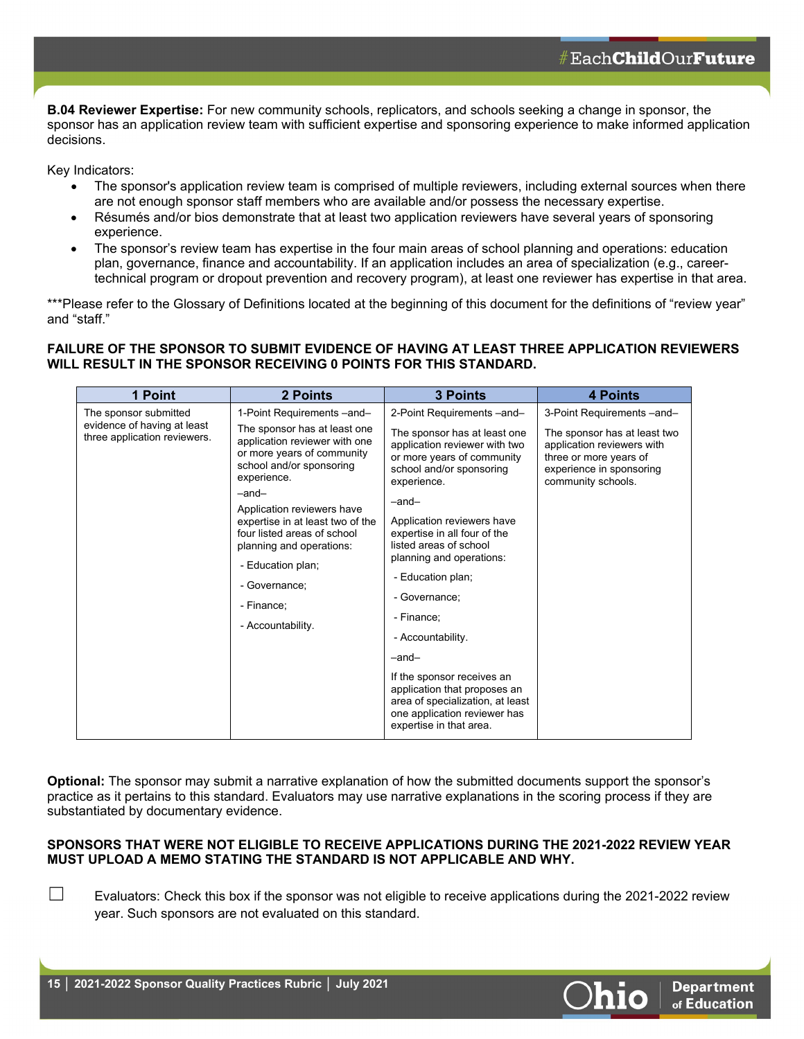**B.04 Reviewer Expertise:** For new community schools, replicators, and schools seeking a change in sponsor, the sponsor has an application review team with sufficient expertise and sponsoring experience to make informed application decisions.

Key Indicators:

- The sponsor's application review team is comprised of multiple reviewers, including external sources when there are not enough sponsor staff members who are available and/or possess the necessary expertise.
- Résumés and/or bios demonstrate that at least two application reviewers have several years of sponsoring experience.
- The sponsor's review team has expertise in the four main areas of school planning and operations: education plan, governance, finance and accountability. If an application includes an area of specialization (e.g., career-technical program or dropout prevention and recovery program), at least one reviewer has expertise in that area.

***Please refer to the Glossary of Definitions located at the beginning of this document for the definitions of "review year" and "staff."

**FAILURE OF THE SPONSOR TO SUBMIT EVIDENCE OF HAVING AT LEAST THREE APPLICATION REVIEWERS WILL RESULT IN THE SPONSOR RECEIVING 0 POINTS FOR THIS STANDARD.**

| 1 Point | 2 Points | 3 Points | 4 Points |
|---|---|---|---|
| The sponsor submitted evidence of having at least three application reviewers. | 1-Point Requirements –and–<br>The sponsor has at least one application reviewer with one or more years of community school and/or sponsoring experience.<br>–and–<br>Application reviewers have expertise in at least two of the four listed areas of school planning and operations:<br>- Education plan;<br>- Governance;<br>- Finance;<br>- Accountability. | 2-Point Requirements –and–<br>The sponsor has at least one application reviewer with two or more years of community school and/or sponsoring experience.<br>–and–<br>Application reviewers have expertise in all four of the listed areas of school planning and operations:<br>- Education plan;<br>- Governance;<br>- Finance;<br>- Accountability.<br>–and–<br>If the sponsor receives an application that proposes an area of specialization, at least one application reviewer has expertise in that area. | 3-Point Requirements –and–<br>The sponsor has at least two application reviewers with three or more years of experience in sponsoring community schools. |

**Optional:** The sponsor may submit a narrative explanation of how the submitted documents support the sponsor's practice as it pertains to this standard. Evaluators may use narrative explanations in the scoring process if they are substantiated by documentary evidence.

**SPONSORS THAT WERE NOT ELIGIBLE TO RECEIVE APPLICATIONS DURING THE 2021-2022 REVIEW YEAR MUST UPLOAD A MEMO STATING THE STANDARD IS NOT APPLICABLE AND WHY.**

☐ Evaluators: Check this box if the sponsor was not eligible to receive applications during the 2021-2022 review year. Such sponsors are not evaluated on this standard.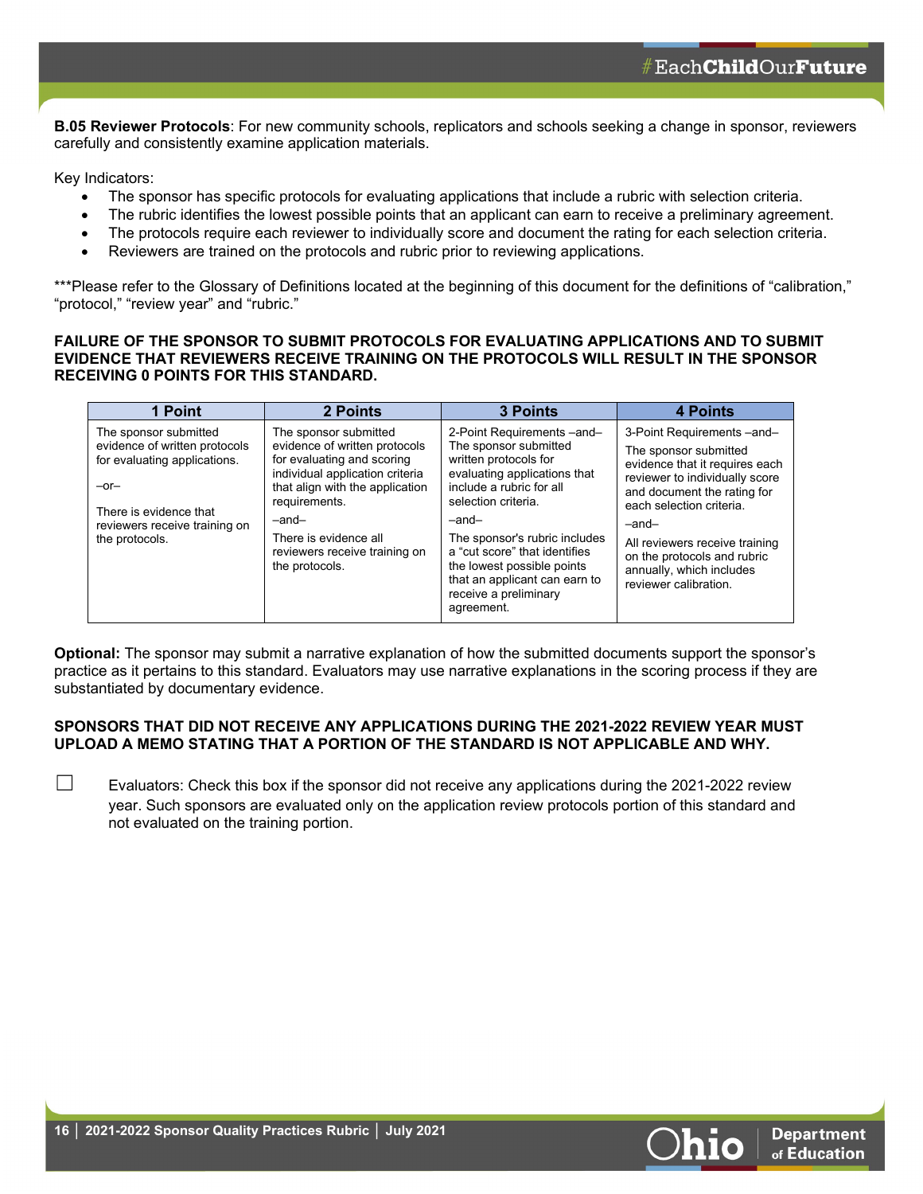**B.05 Reviewer Protocols**: For new community schools, replicators and schools seeking a change in sponsor, reviewers carefully and consistently examine application materials.

Key Indicators:

- The sponsor has specific protocols for evaluating applications that include a rubric with selection criteria.
- The rubric identifies the lowest possible points that an applicant can earn to receive a preliminary agreement.
- The protocols require each reviewer to individually score and document the rating for each selection criteria.
- Reviewers are trained on the protocols and rubric prior to reviewing applications.

***Please refer to the Glossary of Definitions located at the beginning of this document for the definitions of "calibration," "protocol," "review year" and "rubric."

**FAILURE OF THE SPONSOR TO SUBMIT PROTOCOLS FOR EVALUATING APPLICATIONS AND TO SUBMIT EVIDENCE THAT REVIEWERS RECEIVE TRAINING ON THE PROTOCOLS WILL RESULT IN THE SPONSOR RECEIVING 0 POINTS FOR THIS STANDARD.**

| 1 Point | 2 Points | 3 Points | 4 Points |
|---|---|---|---|
| The sponsor submitted evidence of written protocols for evaluating applications.<br><br>–or–<br><br>There is evidence that reviewers receive training on the protocols. | The sponsor submitted evidence of written protocols for evaluating and scoring individual application criteria that align with the application requirements.<br><br>–and–<br><br>There is evidence all reviewers receive training on the protocols. | 2-Point Requirements –and–<br>The sponsor submitted written protocols for evaluating applications that include a rubric for all selection criteria.<br><br>–and–<br><br>The sponsor's rubric includes a "cut score" that identifies the lowest possible points that an applicant can earn to receive a preliminary agreement. | 3-Point Requirements –and–<br>The sponsor submitted evidence that it requires each reviewer to individually score and document the rating for each selection criteria.<br><br>–and–<br><br>All reviewers receive training on the protocols and rubric annually, which includes reviewer calibration. |

**Optional:** The sponsor may submit a narrative explanation of how the submitted documents support the sponsor's practice as it pertains to this standard. Evaluators may use narrative explanations in the scoring process if they are substantiated by documentary evidence.

**SPONSORS THAT DID NOT RECEIVE ANY APPLICATIONS DURING THE 2021-2022 REVIEW YEAR MUST UPLOAD A MEMO STATING THAT A PORTION OF THE STANDARD IS NOT APPLICABLE AND WHY.**

☐ Evaluators: Check this box if the sponsor did not receive any applications during the 2021-2022 review year. Such sponsors are evaluated only on the application review protocols portion of this standard and not evaluated on the training portion.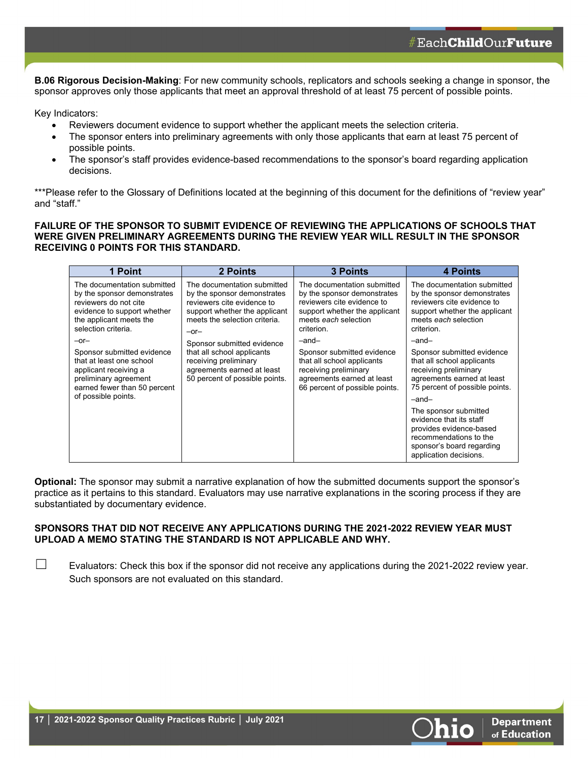**B.06 Rigorous Decision-Making**: For new community schools, replicators and schools seeking a change in sponsor, the sponsor approves only those applicants that meet an approval threshold of at least 75 percent of possible points.

Key Indicators:

- Reviewers document evidence to support whether the applicant meets the selection criteria.
- The sponsor enters into preliminary agreements with only those applicants that earn at least 75 percent of possible points.
- The sponsor's staff provides evidence-based recommendations to the sponsor's board regarding application decisions.

***Please refer to the Glossary of Definitions located at the beginning of this document for the definitions of "review year" and "staff."

**FAILURE OF THE SPONSOR TO SUBMIT EVIDENCE OF REVIEWING THE APPLICATIONS OF SCHOOLS THAT WERE GIVEN PRELIMINARY AGREEMENTS DURING THE REVIEW YEAR WILL RESULT IN THE SPONSOR RECEIVING 0 POINTS FOR THIS STANDARD.**

| 1 Point | 2 Points | 3 Points | 4 Points |
|---|---|---|---|
| The documentation submitted by the sponsor demonstrates reviewers do not cite evidence to support whether the applicant meets the selection criteria.<br>–or–<br>Sponsor submitted evidence that at least one school applicant receiving a preliminary agreement earned fewer than 50 percent of possible points. | The documentation submitted by the sponsor demonstrates reviewers cite evidence to support whether the applicant meets the selection criteria.<br>–or–<br>Sponsor submitted evidence that all school applicants receiving preliminary agreements earned at least 50 percent of possible points. | The documentation submitted by the sponsor demonstrates reviewers cite evidence to support whether the applicant meets *each* selection criterion.<br>–and–<br>Sponsor submitted evidence that all school applicants receiving preliminary agreements earned at least 66 percent of possible points. | The documentation submitted by the sponsor demonstrates reviewers cite evidence to support whether the applicant meets *each* selection criterion.<br>–and–<br>Sponsor submitted evidence that all school applicants receiving preliminary agreements earned at least 75 percent of possible points.<br>–and–<br>The sponsor submitted evidence that its staff provides evidence-based recommendations to the sponsor's board regarding application decisions. |

**Optional:** The sponsor may submit a narrative explanation of how the submitted documents support the sponsor's practice as it pertains to this standard. Evaluators may use narrative explanations in the scoring process if they are substantiated by documentary evidence.

**SPONSORS THAT DID NOT RECEIVE ANY APPLICATIONS DURING THE 2021-2022 REVIEW YEAR MUST UPLOAD A MEMO STATING THE STANDARD IS NOT APPLICABLE AND WHY.**

☐ Evaluators: Check this box if the sponsor did not receive any applications during the 2021-2022 review year. Such sponsors are not evaluated on this standard.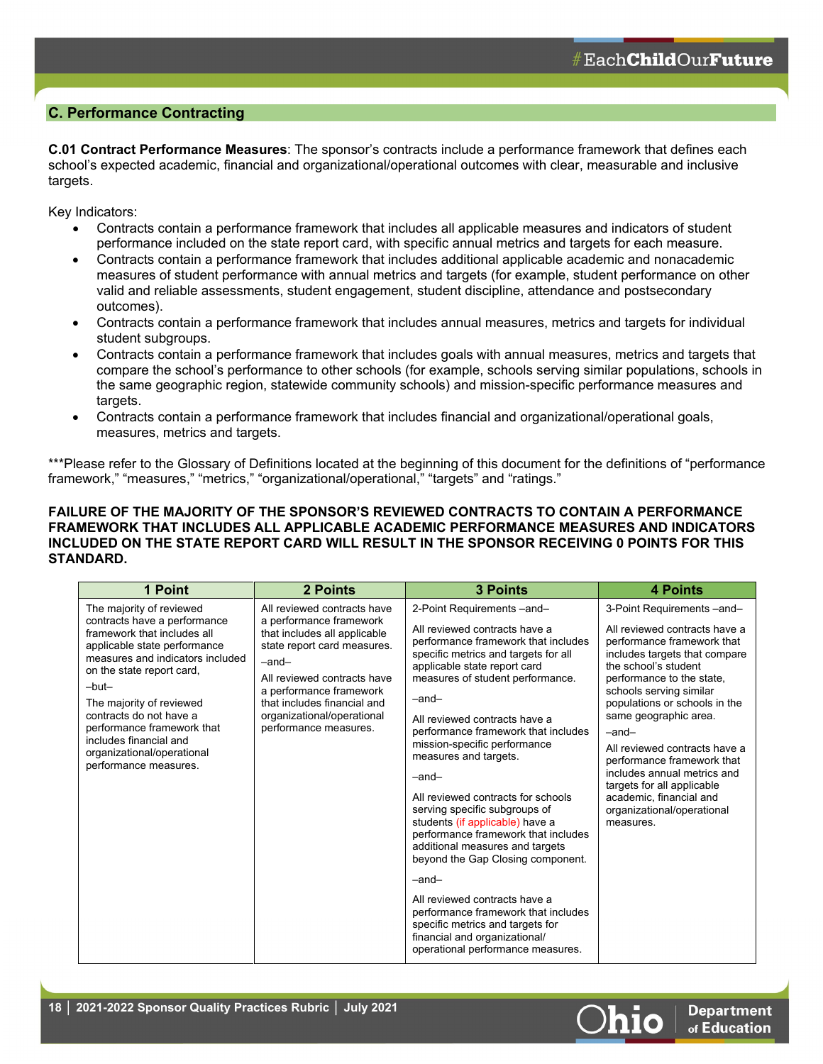## C. Performance Contracting

**C.01 Contract Performance Measures**: The sponsor's contracts include a performance framework that defines each school's expected academic, financial and organizational/operational outcomes with clear, measurable and inclusive targets.

Key Indicators:

- Contracts contain a performance framework that includes all applicable measures and indicators of student performance included on the state report card, with specific annual metrics and targets for each measure.
- Contracts contain a performance framework that includes additional applicable academic and nonacademic measures of student performance with annual metrics and targets (for example, student performance on other valid and reliable assessments, student engagement, student discipline, attendance and postsecondary outcomes).
- Contracts contain a performance framework that includes annual measures, metrics and targets for individual student subgroups.
- Contracts contain a performance framework that includes goals with annual measures, metrics and targets that compare the school's performance to other schools (for example, schools serving similar populations, schools in the same geographic region, statewide community schools) and mission-specific performance measures and targets.
- Contracts contain a performance framework that includes financial and organizational/operational goals, measures, metrics and targets.

***Please refer to the Glossary of Definitions located at the beginning of this document for the definitions of "performance framework," "measures," "metrics," "organizational/operational," "targets" and "ratings."

**FAILURE OF THE MAJORITY OF THE SPONSOR'S REVIEWED CONTRACTS TO CONTAIN A PERFORMANCE FRAMEWORK THAT INCLUDES ALL APPLICABLE ACADEMIC PERFORMANCE MEASURES AND INDICATORS INCLUDED ON THE STATE REPORT CARD WILL RESULT IN THE SPONSOR RECEIVING 0 POINTS FOR THIS STANDARD.**

| 1 Point | 2 Points | 3 Points | 4 Points |
|---|---|---|---|
| The majority of reviewed contracts have a performance framework that includes all applicable state performance measures and indicators included on the state report card,<br><br>–but–<br><br>The majority of reviewed contracts do not have a performance framework that includes financial and organizational/operational performance measures. | All reviewed contracts have a performance framework that includes all applicable state report card measures.<br><br>–and–<br><br>All reviewed contracts have a performance framework that includes financial and organizational/operational performance measures. | 2-Point Requirements –and–<br><br>All reviewed contracts have a performance framework that includes specific metrics and targets for all applicable state report card measures of student performance.<br><br>–and–<br><br>All reviewed contracts have a performance framework that includes mission-specific performance measures and targets.<br><br>–and–<br><br>All reviewed contracts for schools serving specific subgroups of students (if applicable) have a performance framework that includes additional measures and targets beyond the Gap Closing component.<br><br>–and–<br><br>All reviewed contracts have a performance framework that includes specific metrics and targets for financial and organizational/ operational performance measures. | 3-Point Requirements –and–<br><br>All reviewed contracts have a performance framework that includes targets that compare the school's student performance to the state, schools serving similar populations or schools in the same geographic area.<br><br>–and–<br><br>All reviewed contracts have a performance framework that includes annual metrics and targets for all applicable academic, financial and organizational/operational measures. |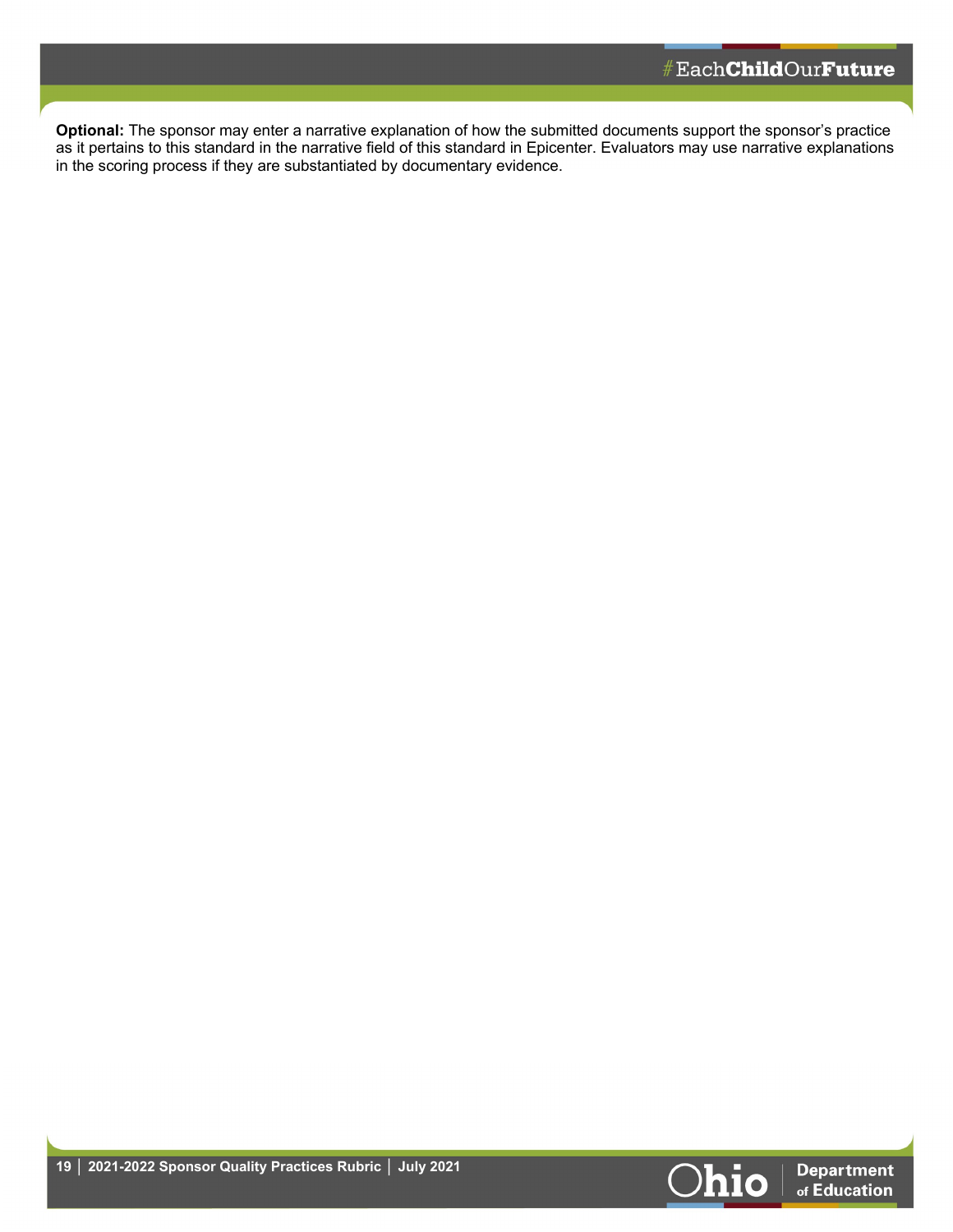**Optional:** The sponsor may enter a narrative explanation of how the submitted documents support the sponsor's practice as it pertains to this standard in the narrative field of this standard in Epicenter. Evaluators may use narrative explanations in the scoring process if they are substantiated by documentary evidence.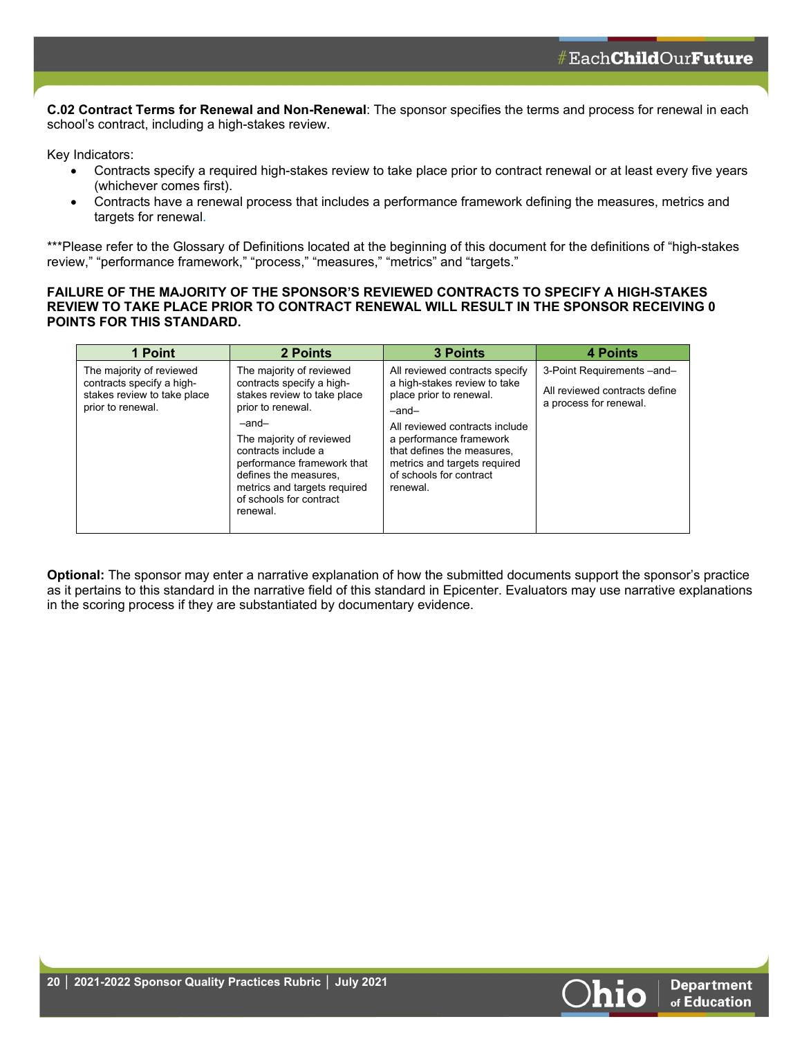**C.02 Contract Terms for Renewal and Non-Renewal**: The sponsor specifies the terms and process for renewal in each school's contract, including a high-stakes review.

Key Indicators:

- Contracts specify a required high-stakes review to take place prior to contract renewal or at least every five years (whichever comes first).
- Contracts have a renewal process that includes a performance framework defining the measures, metrics and targets for renewal.

***Please refer to the Glossary of Definitions located at the beginning of this document for the definitions of "high-stakes review," "performance framework," "process," "measures," "metrics" and "targets."

**FAILURE OF THE MAJORITY OF THE SPONSOR'S REVIEWED CONTRACTS TO SPECIFY A HIGH-STAKES REVIEW TO TAKE PLACE PRIOR TO CONTRACT RENEWAL WILL RESULT IN THE SPONSOR RECEIVING 0 POINTS FOR THIS STANDARD.**

| 1 Point | 2 Points | 3 Points | 4 Points |
|---|---|---|---|
| The majority of reviewed contracts specify a high-stakes review to take place prior to renewal. | The majority of reviewed contracts specify a high-stakes review to take place prior to renewal.<br>–and–<br>The majority of reviewed contracts include a performance framework that defines the measures, metrics and targets required of schools for contract renewal. | All reviewed contracts specify a high-stakes review to take place prior to renewal.<br>–and–<br>All reviewed contracts include a performance framework that defines the measures, metrics and targets required of schools for contract renewal. | 3-Point Requirements –and–<br>All reviewed contracts define a process for renewal. |

**Optional:** The sponsor may enter a narrative explanation of how the submitted documents support the sponsor's practice as it pertains to this standard in the narrative field of this standard in Epicenter. Evaluators may use narrative explanations in the scoring process if they are substantiated by documentary evidence.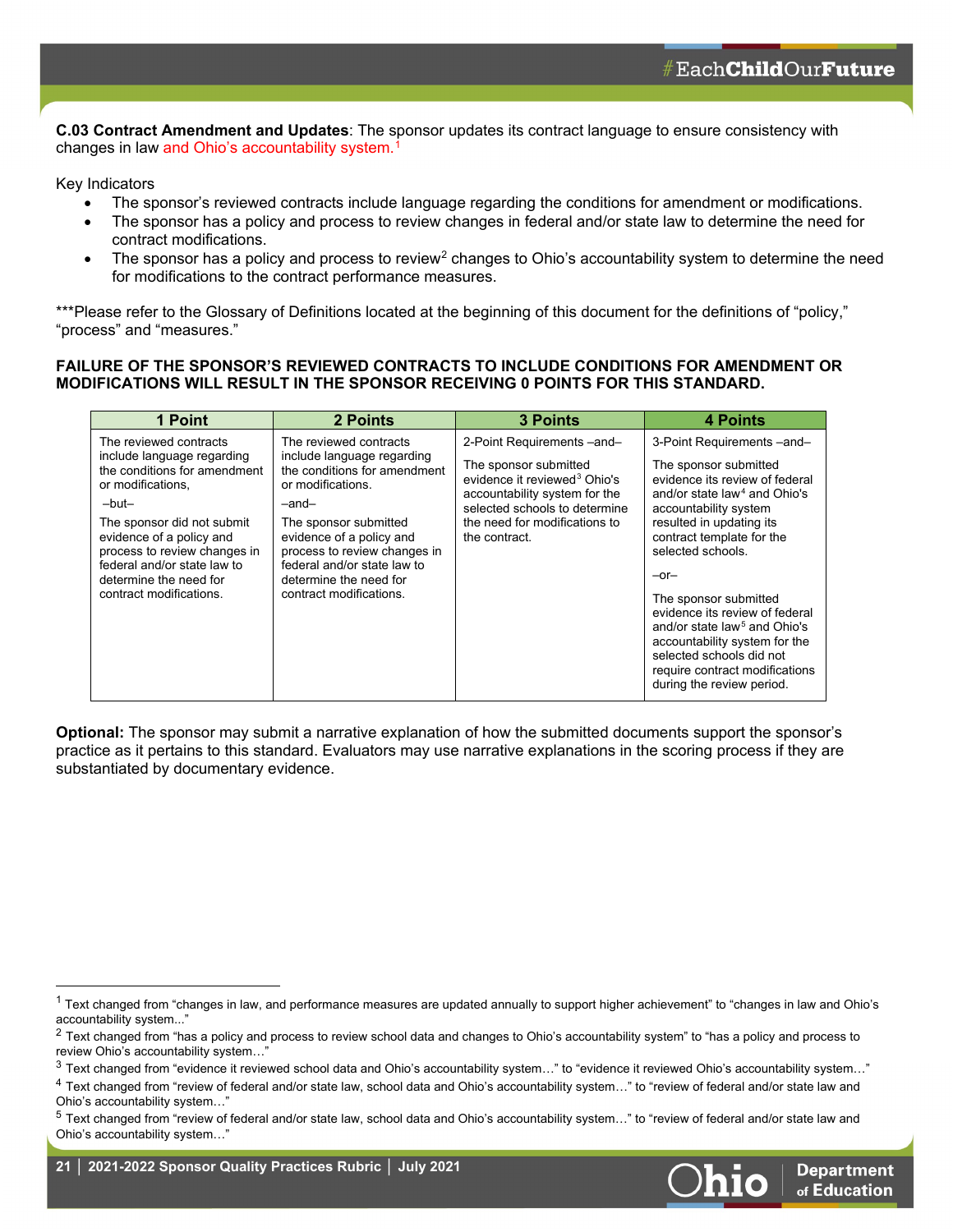**C.03 Contract Amendment and Updates**: The sponsor updates its contract language to ensure consistency with changes in law and Ohio's accountability system.[1]

Key Indicators

- The sponsor's reviewed contracts include language regarding the conditions for amendment or modifications.
- The sponsor has a policy and process to review changes in federal and/or state law to determine the need for contract modifications.
- The sponsor has a policy and process to review[2] changes to Ohio's accountability system to determine the need for modifications to the contract performance measures.

***Please refer to the Glossary of Definitions located at the beginning of this document for the definitions of "policy," "process" and "measures."

**FAILURE OF THE SPONSOR'S REVIEWED CONTRACTS TO INCLUDE CONDITIONS FOR AMENDMENT OR MODIFICATIONS WILL RESULT IN THE SPONSOR RECEIVING 0 POINTS FOR THIS STANDARD.**

| 1 Point | 2 Points | 3 Points | 4 Points |
|---|---|---|---|
| The reviewed contracts include language regarding the conditions for amendment or modifications, –but– The sponsor did not submit evidence of a policy and process to review changes in federal and/or state law to determine the need for contract modifications. | The reviewed contracts include language regarding the conditions for amendment or modifications. –and– The sponsor submitted evidence of a policy and process to review changes in federal and/or state law to determine the need for contract modifications. | 2-Point Requirements –and– The sponsor submitted evidence it reviewed[3] Ohio's accountability system for the selected schools to determine the need for modifications to the contract. | 3-Point Requirements –and– The sponsor submitted evidence its review of federal and/or state law[4] and Ohio's accountability system resulted in updating its contract template for the selected schools. –or– The sponsor submitted evidence its review of federal and/or state law[5] and Ohio's accountability system for the selected schools did not require contract modifications during the review period. |

**Optional:** The sponsor may submit a narrative explanation of how the submitted documents support the sponsor's practice as it pertains to this standard. Evaluators may use narrative explanations in the scoring process if they are substantiated by documentary evidence.

---

[1] Text changed from "changes in law, and performance measures are updated annually to support higher achievement" to "changes in law and Ohio's accountability system..."

[2] Text changed from "has a policy and process to review school data and changes to Ohio's accountability system" to "has a policy and process to review Ohio's accountability system…"

[3] Text changed from "evidence it reviewed school data and Ohio's accountability system…" to "evidence it reviewed Ohio's accountability system…"

[4] Text changed from "review of federal and/or state law, school data and Ohio's accountability system…" to "review of federal and/or state law and Ohio's accountability system…"

[5] Text changed from "review of federal and/or state law, school data and Ohio's accountability system…" to "review of federal and/or state law and Ohio's accountability system…"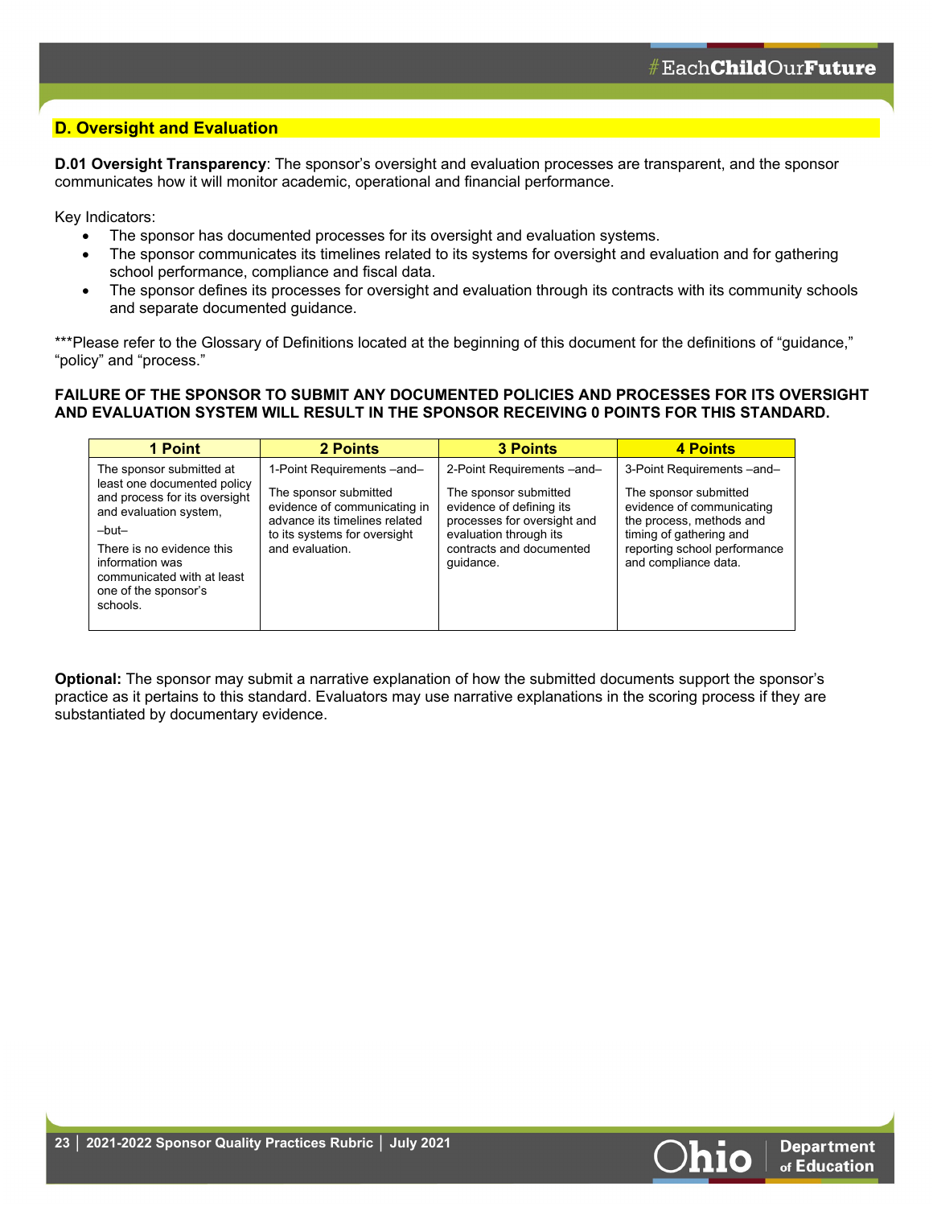## D. Oversight and Evaluation

**D.01 Oversight Transparency**: The sponsor's oversight and evaluation processes are transparent, and the sponsor communicates how it will monitor academic, operational and financial performance.

Key Indicators:

- The sponsor has documented processes for its oversight and evaluation systems.
- The sponsor communicates its timelines related to its systems for oversight and evaluation and for gathering school performance, compliance and fiscal data.
- The sponsor defines its processes for oversight and evaluation through its contracts with its community schools and separate documented guidance.

***Please refer to the Glossary of Definitions located at the beginning of this document for the definitions of "guidance," "policy" and "process."

**FAILURE OF THE SPONSOR TO SUBMIT ANY DOCUMENTED POLICIES AND PROCESSES FOR ITS OVERSIGHT AND EVALUATION SYSTEM WILL RESULT IN THE SPONSOR RECEIVING 0 POINTS FOR THIS STANDARD.**

| 1 Point | 2 Points | 3 Points | 4 Points |
|---|---|---|---|
| The sponsor submitted at least one documented policy and process for its oversight and evaluation system, –but– There is no evidence this information was communicated with at least one of the sponsor's schools. | 1-Point Requirements –and– The sponsor submitted evidence of communicating in advance its timelines related to its systems for oversight and evaluation. | 2-Point Requirements –and– The sponsor submitted evidence of defining its processes for oversight and evaluation through its contracts and documented guidance. | 3-Point Requirements –and– The sponsor submitted evidence of communicating the process, methods and timing of gathering and reporting school performance and compliance data. |

**Optional:** The sponsor may submit a narrative explanation of how the submitted documents support the sponsor's practice as it pertains to this standard. Evaluators may use narrative explanations in the scoring process if they are substantiated by documentary evidence.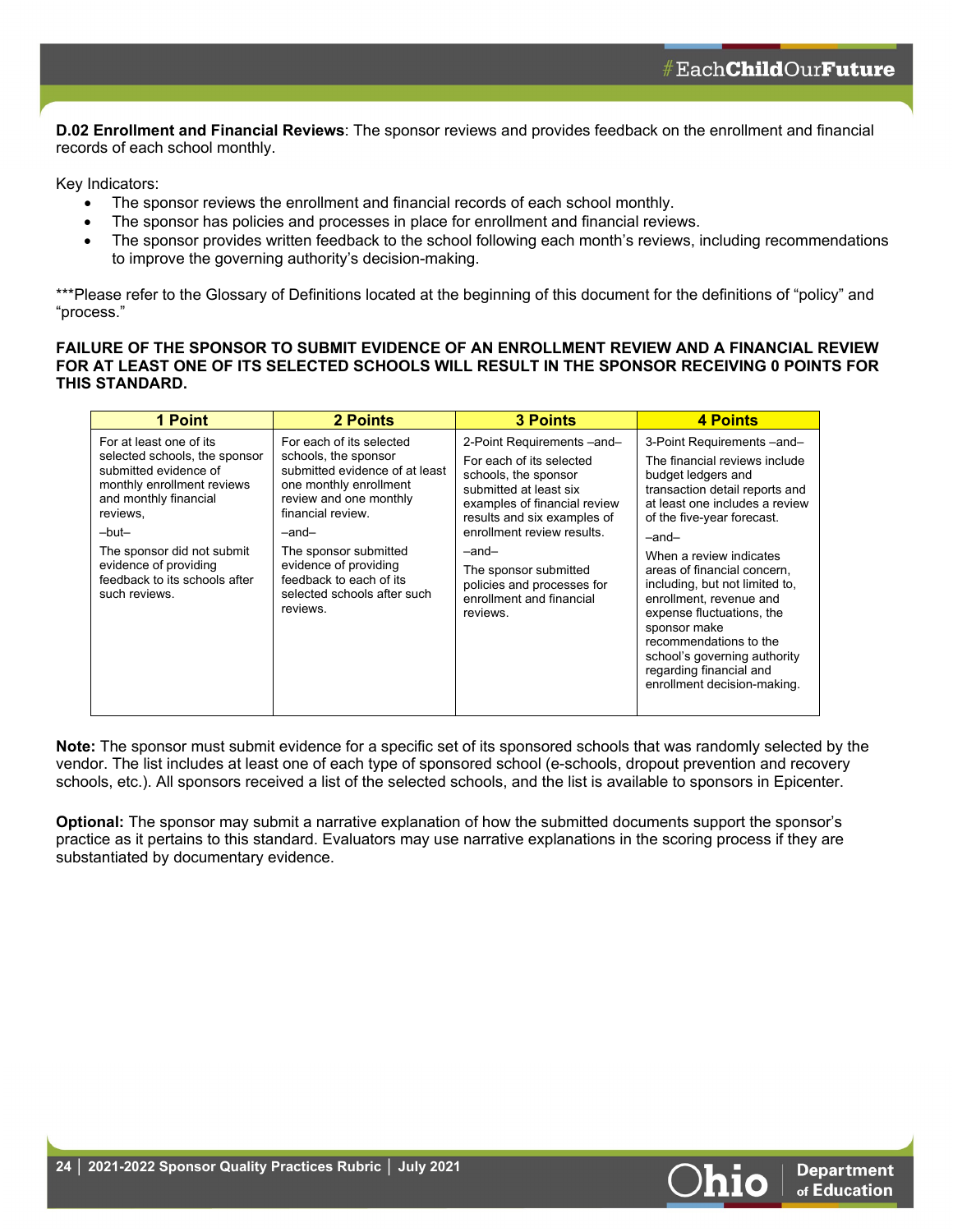**D.02 Enrollment and Financial Reviews**: The sponsor reviews and provides feedback on the enrollment and financial records of each school monthly.

Key Indicators:

- The sponsor reviews the enrollment and financial records of each school monthly.
- The sponsor has policies and processes in place for enrollment and financial reviews.
- The sponsor provides written feedback to the school following each month's reviews, including recommendations to improve the governing authority's decision-making.

***Please refer to the Glossary of Definitions located at the beginning of this document for the definitions of "policy" and "process."

**FAILURE OF THE SPONSOR TO SUBMIT EVIDENCE OF AN ENROLLMENT REVIEW AND A FINANCIAL REVIEW FOR AT LEAST ONE OF ITS SELECTED SCHOOLS WILL RESULT IN THE SPONSOR RECEIVING 0 POINTS FOR THIS STANDARD.**

| 1 Point | 2 Points | 3 Points | 4 Points |
|---|---|---|---|
| For at least one of its selected schools, the sponsor submitted evidence of monthly enrollment reviews and monthly financial reviews,<br><br>–but–<br><br>The sponsor did not submit evidence of providing feedback to its schools after such reviews. | For each of its selected schools, the sponsor submitted evidence of at least one monthly enrollment review and one monthly financial review.<br><br>–and–<br><br>The sponsor submitted evidence of providing feedback to each of its selected schools after such reviews. | 2-Point Requirements –and–<br><br>For each of its selected schools, the sponsor submitted at least six examples of financial review results and six examples of enrollment review results.<br><br>–and–<br><br>The sponsor submitted policies and processes for enrollment and financial reviews. | 3-Point Requirements –and–<br><br>The financial reviews include budget ledgers and transaction detail reports and at least one includes a review of the five-year forecast.<br><br>–and–<br><br>When a review indicates areas of financial concern, including, but not limited to, enrollment, revenue and expense fluctuations, the sponsor make recommendations to the school's governing authority regarding financial and enrollment decision-making. |

**Note:** The sponsor must submit evidence for a specific set of its sponsored schools that was randomly selected by the vendor. The list includes at least one of each type of sponsored school (e-schools, dropout prevention and recovery schools, etc.). All sponsors received a list of the selected schools, and the list is available to sponsors in Epicenter.

**Optional:** The sponsor may submit a narrative explanation of how the submitted documents support the sponsor's practice as it pertains to this standard. Evaluators may use narrative explanations in the scoring process if they are substantiated by documentary evidence.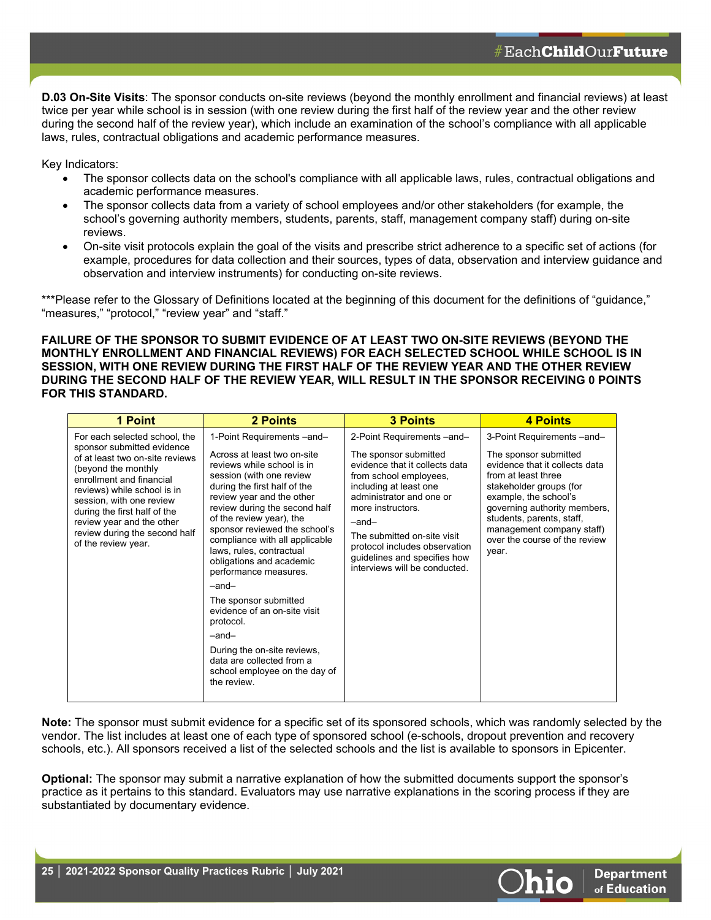**D.03 On-Site Visits**: The sponsor conducts on-site reviews (beyond the monthly enrollment and financial reviews) at least twice per year while school is in session (with one review during the first half of the review year and the other review during the second half of the review year), which include an examination of the school's compliance with all applicable laws, rules, contractual obligations and academic performance measures.

Key Indicators:

- The sponsor collects data on the school's compliance with all applicable laws, rules, contractual obligations and academic performance measures.
- The sponsor collects data from a variety of school employees and/or other stakeholders (for example, the school's governing authority members, students, parents, staff, management company staff) during on-site reviews.
- On-site visit protocols explain the goal of the visits and prescribe strict adherence to a specific set of actions (for example, procedures for data collection and their sources, types of data, observation and interview guidance and observation and interview instruments) for conducting on-site reviews.

***Please refer to the Glossary of Definitions located at the beginning of this document for the definitions of "guidance," "measures," "protocol," "review year" and "staff."

**FAILURE OF THE SPONSOR TO SUBMIT EVIDENCE OF AT LEAST TWO ON-SITE REVIEWS (BEYOND THE MONTHLY ENROLLMENT AND FINANCIAL REVIEWS) FOR EACH SELECTED SCHOOL WHILE SCHOOL IS IN SESSION, WITH ONE REVIEW DURING THE FIRST HALF OF THE REVIEW YEAR AND THE OTHER REVIEW DURING THE SECOND HALF OF THE REVIEW YEAR, WILL RESULT IN THE SPONSOR RECEIVING 0 POINTS FOR THIS STANDARD.**

| 1 Point | 2 Points | 3 Points | 4 Points |
|---|---|---|---|
| For each selected school, the sponsor submitted evidence of at least two on-site reviews (beyond the monthly enrollment and financial reviews) while school is in session, with one review during the first half of the review year and the other review during the second half of the review year. | 1-Point Requirements –and–<br><br>Across at least two on-site reviews while school is in session (with one review during the first half of the review year and the other review during the second half of the review year), the sponsor reviewed the school's compliance with all applicable laws, rules, contractual obligations and academic performance measures.<br><br>–and–<br><br>The sponsor submitted evidence of an on-site visit protocol.<br><br>–and–<br><br>During the on-site reviews, data are collected from a school employee on the day of the review. | 2-Point Requirements –and–<br><br>The sponsor submitted evidence that it collects data from school employees, including at least one administrator and one or more instructors.<br><br>–and–<br><br>The submitted on-site visit protocol includes observation guidelines and specifies how interviews will be conducted. | 3-Point Requirements –and–<br><br>The sponsor submitted evidence that it collects data from at least three stakeholder groups (for example, the school's governing authority members, students, parents, staff, management company staff) over the course of the review year. |

**Note:** The sponsor must submit evidence for a specific set of its sponsored schools, which was randomly selected by the vendor. The list includes at least one of each type of sponsored school (e-schools, dropout prevention and recovery schools, etc.). All sponsors received a list of the selected schools and the list is available to sponsors in Epicenter.

**Optional:** The sponsor may submit a narrative explanation of how the submitted documents support the sponsor's practice as it pertains to this standard. Evaluators may use narrative explanations in the scoring process if they are substantiated by documentary evidence.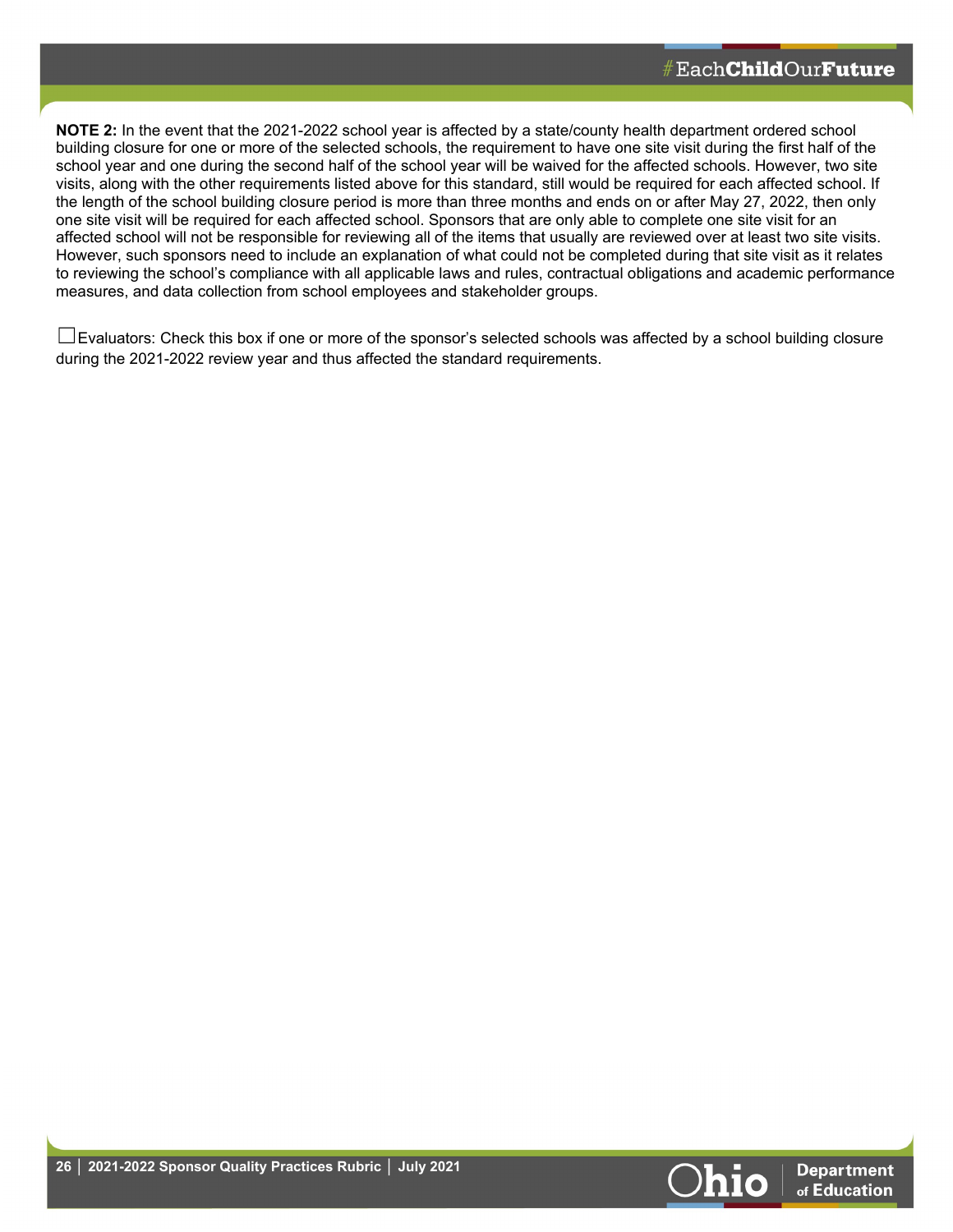**NOTE 2:** In the event that the 2021-2022 school year is affected by a state/county health department ordered school building closure for one or more of the selected schools, the requirement to have one site visit during the first half of the school year and one during the second half of the school year will be waived for the affected schools. However, two site visits, along with the other requirements listed above for this standard, still would be required for each affected school. If the length of the school building closure period is more than three months and ends on or after May 27, 2022, then only one site visit will be required for each affected school. Sponsors that are only able to complete one site visit for an affected school will not be responsible for reviewing all of the items that usually are reviewed over at least two site visits. However, such sponsors need to include an explanation of what could not be completed during that site visit as it relates to reviewing the school's compliance with all applicable laws and rules, contractual obligations and academic performance measures, and data collection from school employees and stakeholder groups.

☐Evaluators: Check this box if one or more of the sponsor's selected schools was affected by a school building closure during the 2021-2022 review year and thus affected the standard requirements.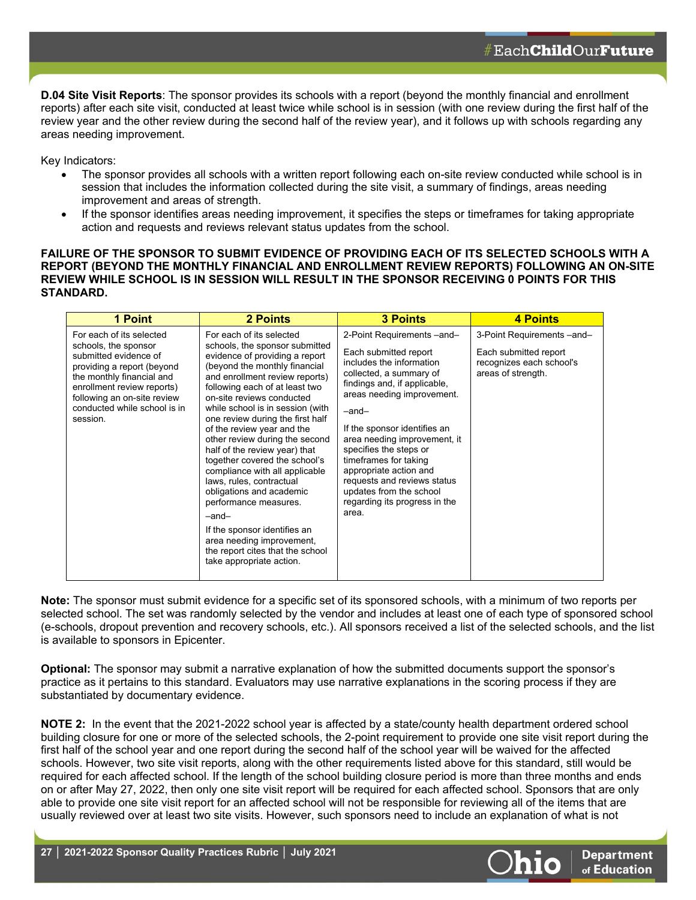**D.04 Site Visit Reports**: The sponsor provides its schools with a report (beyond the monthly financial and enrollment reports) after each site visit, conducted at least twice while school is in session (with one review during the first half of the review year and the other review during the second half of the review year), and it follows up with schools regarding any areas needing improvement.

Key Indicators:

- The sponsor provides all schools with a written report following each on-site review conducted while school is in session that includes the information collected during the site visit, a summary of findings, areas needing improvement and areas of strength.
- If the sponsor identifies areas needing improvement, it specifies the steps or timeframes for taking appropriate action and requests and reviews relevant status updates from the school.

**FAILURE OF THE SPONSOR TO SUBMIT EVIDENCE OF PROVIDING EACH OF ITS SELECTED SCHOOLS WITH A REPORT (BEYOND THE MONTHLY FINANCIAL AND ENROLLMENT REVIEW REPORTS) FOLLOWING AN ON-SITE REVIEW WHILE SCHOOL IS IN SESSION WILL RESULT IN THE SPONSOR RECEIVING 0 POINTS FOR THIS STANDARD.**

| 1 Point | 2 Points | 3 Points | 4 Points |
|---|---|---|---|
| For each of its selected schools, the sponsor submitted evidence of providing a report (beyond the monthly financial and enrollment review reports) following an on-site review conducted while school is in session. | For each of its selected schools, the sponsor submitted evidence of providing a report (beyond the monthly financial and enrollment reports) following each of at least two on-site reviews conducted while school is in session (with one review during the first half of the review year and the other review during the second half of the review year) that together covered the school's compliance with all applicable laws, rules, contractual obligations and academic performance measures.<br><br>–and–<br><br>If the sponsor identifies an area needing improvement, the report cites that the school take appropriate action. | 2-Point Requirements –and–<br><br>Each submitted report includes the information collected, a summary of findings and, if applicable, areas needing improvement.<br><br>–and–<br><br>If the sponsor identifies an area needing improvement, it specifies the steps or timeframes for taking appropriate action and requests and reviews status updates from the school regarding its progress in the area. | 3-Point Requirements –and–<br><br>Each submitted report recognizes each school's areas of strength. |

**Note:** The sponsor must submit evidence for a specific set of its sponsored schools, with a minimum of two reports per selected school. The set was randomly selected by the vendor and includes at least one of each type of sponsored school (e-schools, dropout prevention and recovery schools, etc.). All sponsors received a list of the selected schools, and the list is available to sponsors in Epicenter.

**Optional:** The sponsor may submit a narrative explanation of how the submitted documents support the sponsor's practice as it pertains to this standard. Evaluators may use narrative explanations in the scoring process if they are substantiated by documentary evidence.

**NOTE 2:** In the event that the 2021-2022 school year is affected by a state/county health department ordered school building closure for one or more of the selected schools, the 2-point requirement to provide one site visit report during the first half of the school year and one report during the second half of the school year will be waived for the affected schools. However, two site visit reports, along with the other requirements listed above for this standard, still would be required for each affected school. If the length of the school building closure period is more than three months and ends on or after May 27, 2022, then only one site visit report will be required for each affected school. Sponsors that are only able to provide one site visit report for an affected school will not be responsible for reviewing all of the items that are usually reviewed over at least two site visits. However, such sponsors need to include an explanation of what is not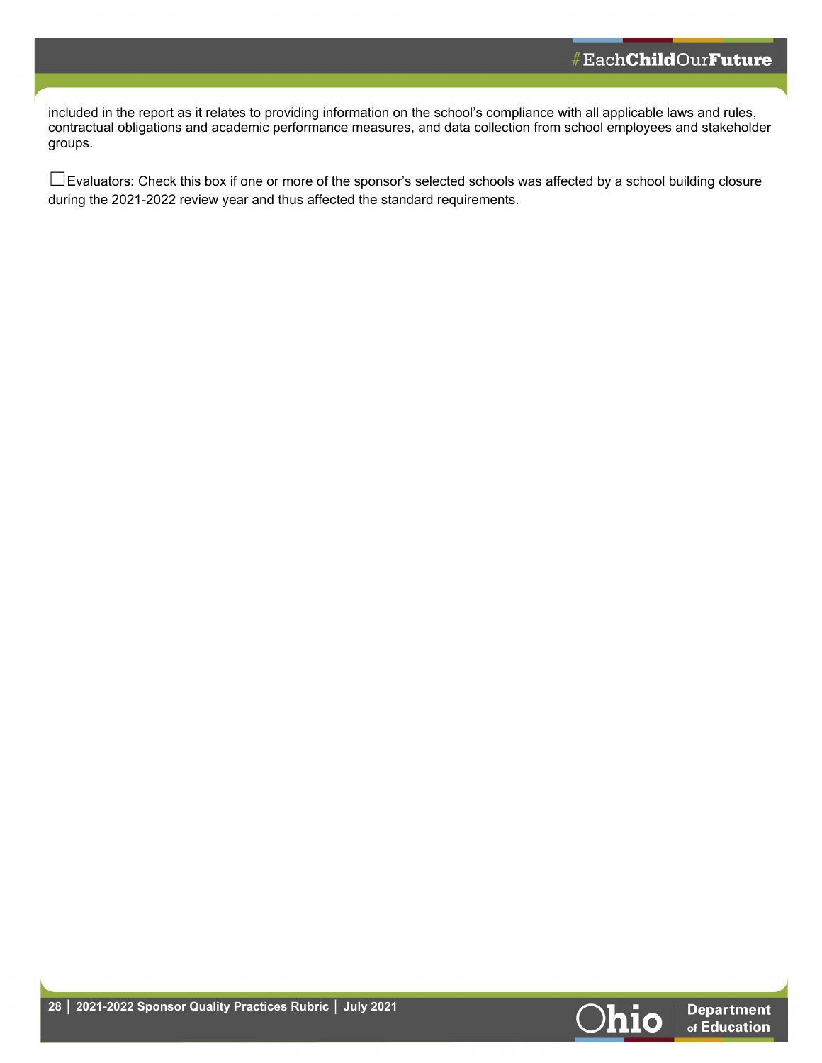included in the report as it relates to providing information on the school's compliance with all applicable laws and rules, contractual obligations and academic performance measures, and data collection from school employees and stakeholder groups.

☐Evaluators: Check this box if one or more of the sponsor's selected schools was affected by a school building closure during the 2021-2022 review year and thus affected the standard requirements.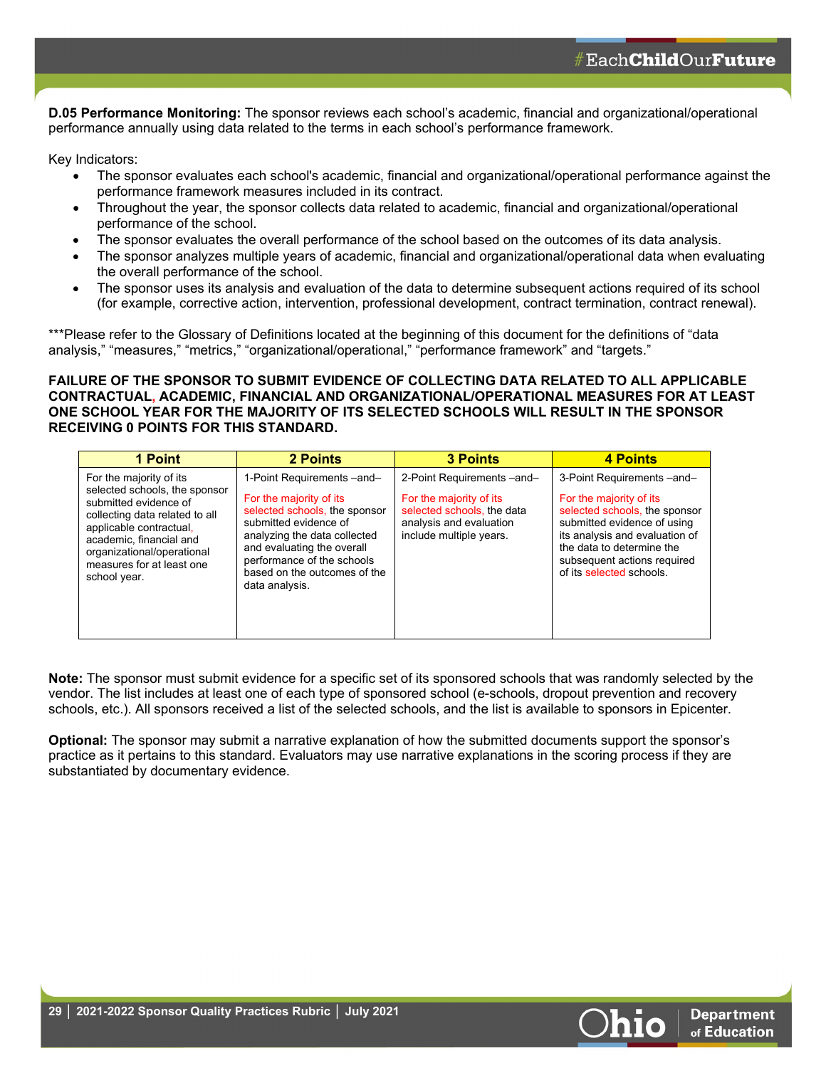**D.05 Performance Monitoring:** The sponsor reviews each school's academic, financial and organizational/operational performance annually using data related to the terms in each school's performance framework.

Key Indicators:

- The sponsor evaluates each school's academic, financial and organizational/operational performance against the performance framework measures included in its contract.
- Throughout the year, the sponsor collects data related to academic, financial and organizational/operational performance of the school.
- The sponsor evaluates the overall performance of the school based on the outcomes of its data analysis.
- The sponsor analyzes multiple years of academic, financial and organizational/operational data when evaluating the overall performance of the school.
- The sponsor uses its analysis and evaluation of the data to determine subsequent actions required of its school (for example, corrective action, intervention, professional development, contract termination, contract renewal).

***Please refer to the Glossary of Definitions located at the beginning of this document for the definitions of "data analysis," "measures," "metrics," "organizational/operational," "performance framework" and "targets."

**FAILURE OF THE SPONSOR TO SUBMIT EVIDENCE OF COLLECTING DATA RELATED TO ALL APPLICABLE CONTRACTUAL, ACADEMIC, FINANCIAL AND ORGANIZATIONAL/OPERATIONAL MEASURES FOR AT LEAST ONE SCHOOL YEAR FOR THE MAJORITY OF ITS SELECTED SCHOOLS WILL RESULT IN THE SPONSOR RECEIVING 0 POINTS FOR THIS STANDARD.**

| 1 Point | 2 Points | 3 Points | 4 Points |
|---|---|---|---|
| For the majority of its selected schools, the sponsor submitted evidence of collecting data related to all applicable contractual, academic, financial and organizational/operational measures for at least one school year. | 1-Point Requirements –and–<br><br>For the majority of its selected schools, the sponsor submitted evidence of analyzing the data collected and evaluating the overall performance of the schools based on the outcomes of the data analysis. | 2-Point Requirements –and–<br><br>For the majority of its selected schools, the data analysis and evaluation include multiple years. | 3-Point Requirements –and–<br><br>For the majority of its selected schools, the sponsor submitted evidence of using its analysis and evaluation of the data to determine the subsequent actions required of its selected schools. |

**Note:** The sponsor must submit evidence for a specific set of its sponsored schools that was randomly selected by the vendor. The list includes at least one of each type of sponsored school (e-schools, dropout prevention and recovery schools, etc.). All sponsors received a list of the selected schools, and the list is available to sponsors in Epicenter.

**Optional:** The sponsor may submit a narrative explanation of how the submitted documents support the sponsor's practice as it pertains to this standard. Evaluators may use narrative explanations in the scoring process if they are substantiated by documentary evidence.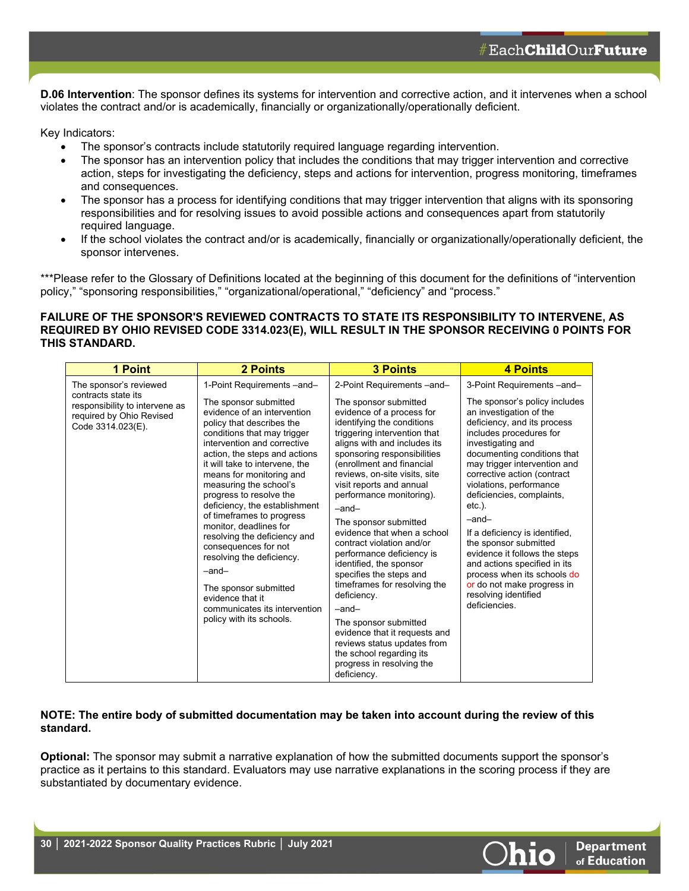**D.06 Intervention**: The sponsor defines its systems for intervention and corrective action, and it intervenes when a school violates the contract and/or is academically, financially or organizationally/operationally deficient.

Key Indicators:

- The sponsor's contracts include statutorily required language regarding intervention.
- The sponsor has an intervention policy that includes the conditions that may trigger intervention and corrective action, steps for investigating the deficiency, steps and actions for intervention, progress monitoring, timeframes and consequences.
- The sponsor has a process for identifying conditions that may trigger intervention that aligns with its sponsoring responsibilities and for resolving issues to avoid possible actions and consequences apart from statutorily required language.
- If the school violates the contract and/or is academically, financially or organizationally/operationally deficient, the sponsor intervenes.

***Please refer to the Glossary of Definitions located at the beginning of this document for the definitions of "intervention policy," "sponsoring responsibilities," "organizational/operational," "deficiency" and "process."

**FAILURE OF THE SPONSOR'S REVIEWED CONTRACTS TO STATE ITS RESPONSIBILITY TO INTERVENE, AS REQUIRED BY OHIO REVISED CODE 3314.023(E), WILL RESULT IN THE SPONSOR RECEIVING 0 POINTS FOR THIS STANDARD.**

| 1 Point | 2 Points | 3 Points | 4 Points |
|---|---|---|---|
| The sponsor's reviewed contracts state its responsibility to intervene as required by Ohio Revised Code 3314.023(E). | 1-Point Requirements –and–<br><br>The sponsor submitted evidence of an intervention policy that describes the conditions that may trigger intervention and corrective action, the steps and actions it will take to intervene, the means for monitoring and measuring the school's progress to resolve the deficiency, the establishment of timeframes to progress monitor, deadlines for resolving the deficiency and consequences for not resolving the deficiency.<br><br>–and–<br><br>The sponsor submitted evidence that it communicates its intervention policy with its schools. | 2-Point Requirements –and–<br><br>The sponsor submitted evidence of a process for identifying the conditions triggering intervention that aligns with and includes its sponsoring responsibilities (enrollment and financial reviews, on-site visits, site visit reports and annual performance monitoring).<br><br>–and–<br><br>The sponsor submitted evidence that when a school contract violation and/or performance deficiency is identified, the sponsor specifies the steps and timeframes for resolving the deficiency.<br><br>–and–<br><br>The sponsor submitted evidence that it requests and reviews status updates from the school regarding its progress in resolving the deficiency. | 3-Point Requirements –and–<br><br>The sponsor's policy includes an investigation of the deficiency, and its process includes procedures for investigating and documenting conditions that may trigger intervention and corrective action (contract violations, performance deficiencies, complaints, etc.).<br><br>–and–<br><br>If a deficiency is identified, the sponsor submitted evidence it follows the steps and actions specified in its process when its schools do or do not make progress in resolving identified deficiencies. |

**NOTE: The entire body of submitted documentation may be taken into account during the review of this standard.**

**Optional:** The sponsor may submit a narrative explanation of how the submitted documents support the sponsor's practice as it pertains to this standard. Evaluators may use narrative explanations in the scoring process if they are substantiated by documentary evidence.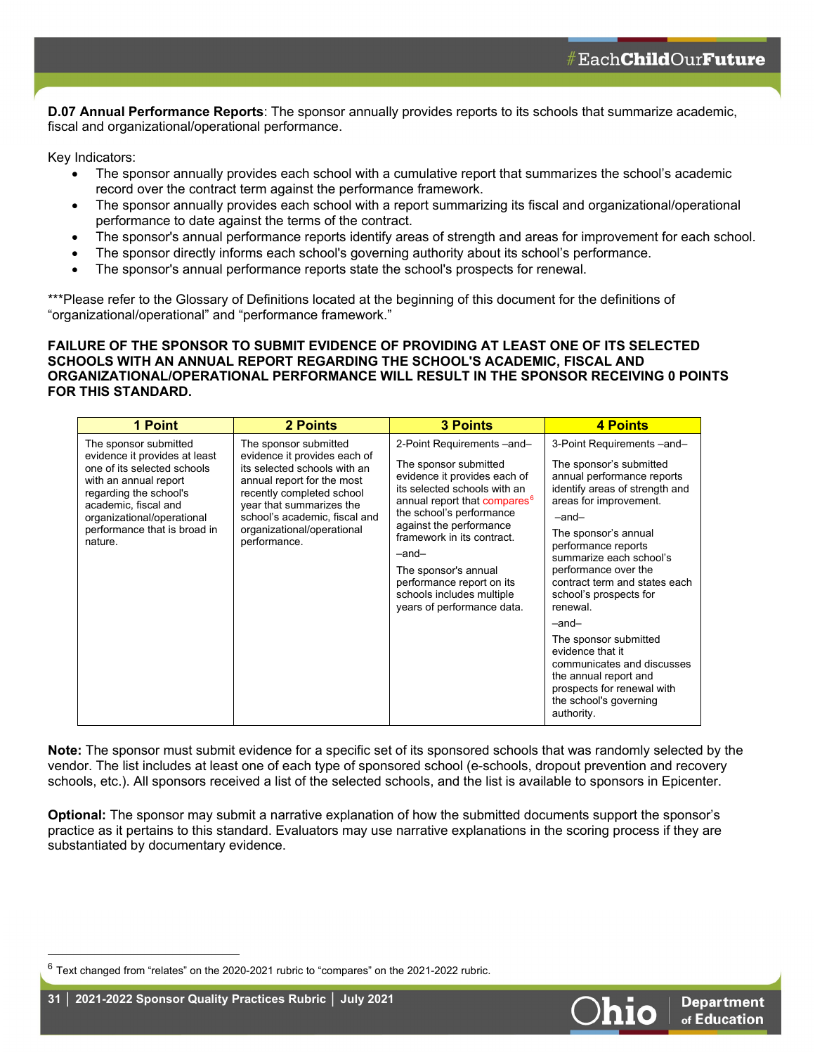**D.07 Annual Performance Reports**: The sponsor annually provides reports to its schools that summarize academic, fiscal and organizational/operational performance.

Key Indicators:

- The sponsor annually provides each school with a cumulative report that summarizes the school's academic record over the contract term against the performance framework.
- The sponsor annually provides each school with a report summarizing its fiscal and organizational/operational performance to date against the terms of the contract.
- The sponsor's annual performance reports identify areas of strength and areas for improvement for each school.
- The sponsor directly informs each school's governing authority about its school's performance.
- The sponsor's annual performance reports state the school's prospects for renewal.

***Please refer to the Glossary of Definitions located at the beginning of this document for the definitions of "organizational/operational" and "performance framework."

**FAILURE OF THE SPONSOR TO SUBMIT EVIDENCE OF PROVIDING AT LEAST ONE OF ITS SELECTED SCHOOLS WITH AN ANNUAL REPORT REGARDING THE SCHOOL'S ACADEMIC, FISCAL AND ORGANIZATIONAL/OPERATIONAL PERFORMANCE WILL RESULT IN THE SPONSOR RECEIVING 0 POINTS FOR THIS STANDARD.**

| 1 Point | 2 Points | 3 Points | 4 Points |
|---|---|---|---|
| The sponsor submitted evidence it provides at least one of its selected schools with an annual report regarding the school's academic, fiscal and organizational/operational performance that is broad in nature. | The sponsor submitted evidence it provides each of its selected schools with an annual report for the most recently completed school year that summarizes the school's academic, fiscal and organizational/operational performance. | 2-Point Requirements –and–<br><br>The sponsor submitted evidence it provides each of its selected schools with an annual report that compares[6] the school's performance against the performance framework in its contract.<br><br>–and–<br><br>The sponsor's annual performance report on its schools includes multiple years of performance data. | 3-Point Requirements –and–<br><br>The sponsor's submitted annual performance reports identify areas of strength and areas for improvement.<br><br>–and–<br><br>The sponsor's annual performance reports summarize each school's performance over the contract term and states each school's prospects for renewal.<br><br>–and–<br><br>The sponsor submitted evidence that it communicates and discusses the annual report and prospects for renewal with the school's governing authority. |

**Note:** The sponsor must submit evidence for a specific set of its sponsored schools that was randomly selected by the vendor. The list includes at least one of each type of sponsored school (e-schools, dropout prevention and recovery schools, etc.). All sponsors received a list of the selected schools, and the list is available to sponsors in Epicenter.

**Optional:** The sponsor may submit a narrative explanation of how the submitted documents support the sponsor's practice as it pertains to this standard. Evaluators may use narrative explanations in the scoring process if they are substantiated by documentary evidence.

[6] Text changed from "relates" on the 2020-2021 rubric to "compares" on the 2021-2022 rubric.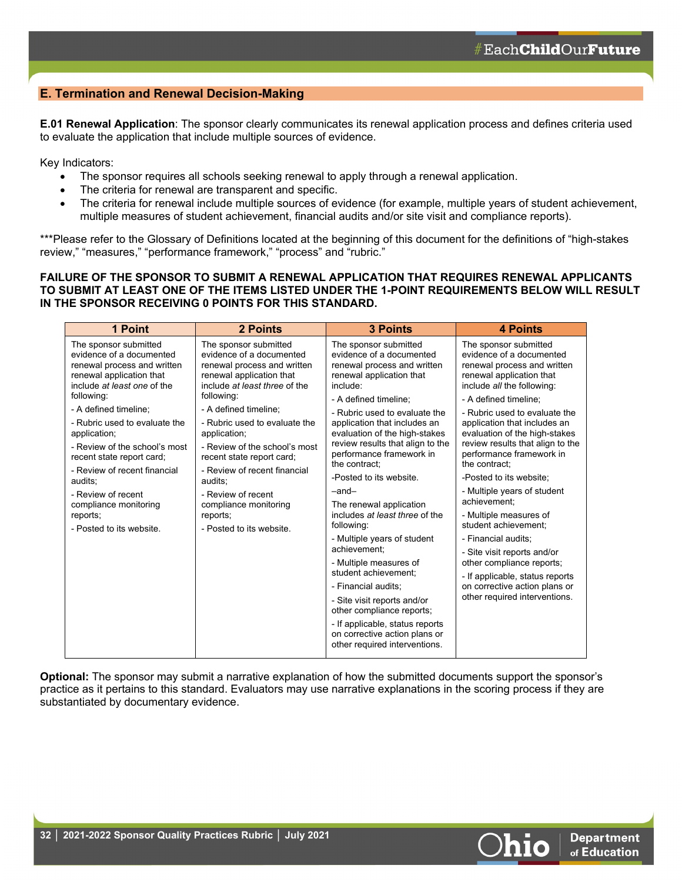## E. Termination and Renewal Decision-Making

**E.01 Renewal Application**: The sponsor clearly communicates its renewal application process and defines criteria used to evaluate the application that include multiple sources of evidence.

Key Indicators:

- The sponsor requires all schools seeking renewal to apply through a renewal application.
- The criteria for renewal are transparent and specific.
- The criteria for renewal include multiple sources of evidence (for example, multiple years of student achievement, multiple measures of student achievement, financial audits and/or site visit and compliance reports).

***Please refer to the Glossary of Definitions located at the beginning of this document for the definitions of "high-stakes review," "measures," "performance framework," "process" and "rubric."

**FAILURE OF THE SPONSOR TO SUBMIT A RENEWAL APPLICATION THAT REQUIRES RENEWAL APPLICANTS TO SUBMIT AT LEAST ONE OF THE ITEMS LISTED UNDER THE 1-POINT REQUIREMENTS BELOW WILL RESULT IN THE SPONSOR RECEIVING 0 POINTS FOR THIS STANDARD.**

| 1 Point | 2 Points | 3 Points | 4 Points |
|---|---|---|---|
| The sponsor submitted evidence of a documented renewal process and written renewal application that include *at least one* of the following:<br>- A defined timeline;<br>- Rubric used to evaluate the application;<br>- Review of the school's most recent state report card;<br>- Review of recent financial audits;<br>- Review of recent compliance monitoring reports;<br>- Posted to its website. | The sponsor submitted evidence of a documented renewal process and written renewal application that include *at least three* of the following:<br>- A defined timeline;<br>- Rubric used to evaluate the application;<br>- Review of the school's most recent state report card;<br>- Review of recent financial audits;<br>- Review of recent compliance monitoring reports;<br>- Posted to its website. | The sponsor submitted evidence of a documented renewal process and written renewal application that include:<br>- A defined timeline;<br>- Rubric used to evaluate the application that includes an evaluation of the high-stakes review results that align to the performance framework in the contract;<br>-Posted to its website.<br>–and–<br>The renewal application includes *at least three* of the following:<br>- Multiple years of student achievement;<br>- Multiple measures of student achievement;<br>- Financial audits;<br>- Site visit reports and/or other compliance reports;<br>- If applicable, status reports on corrective action plans or other required interventions. | The sponsor submitted evidence of a documented renewal process and written renewal application that include *all* the following:<br>- A defined timeline;<br>- Rubric used to evaluate the application that includes an evaluation of the high-stakes review results that align to the performance framework in the contract;<br>-Posted to its website;<br>- Multiple years of student achievement;<br>- Multiple measures of student achievement;<br>- Financial audits;<br>- Site visit reports and/or other compliance reports;<br>- If applicable, status reports on corrective action plans or other required interventions. |

**Optional:** The sponsor may submit a narrative explanation of how the submitted documents support the sponsor's practice as it pertains to this standard. Evaluators may use narrative explanations in the scoring process if they are substantiated by documentary evidence.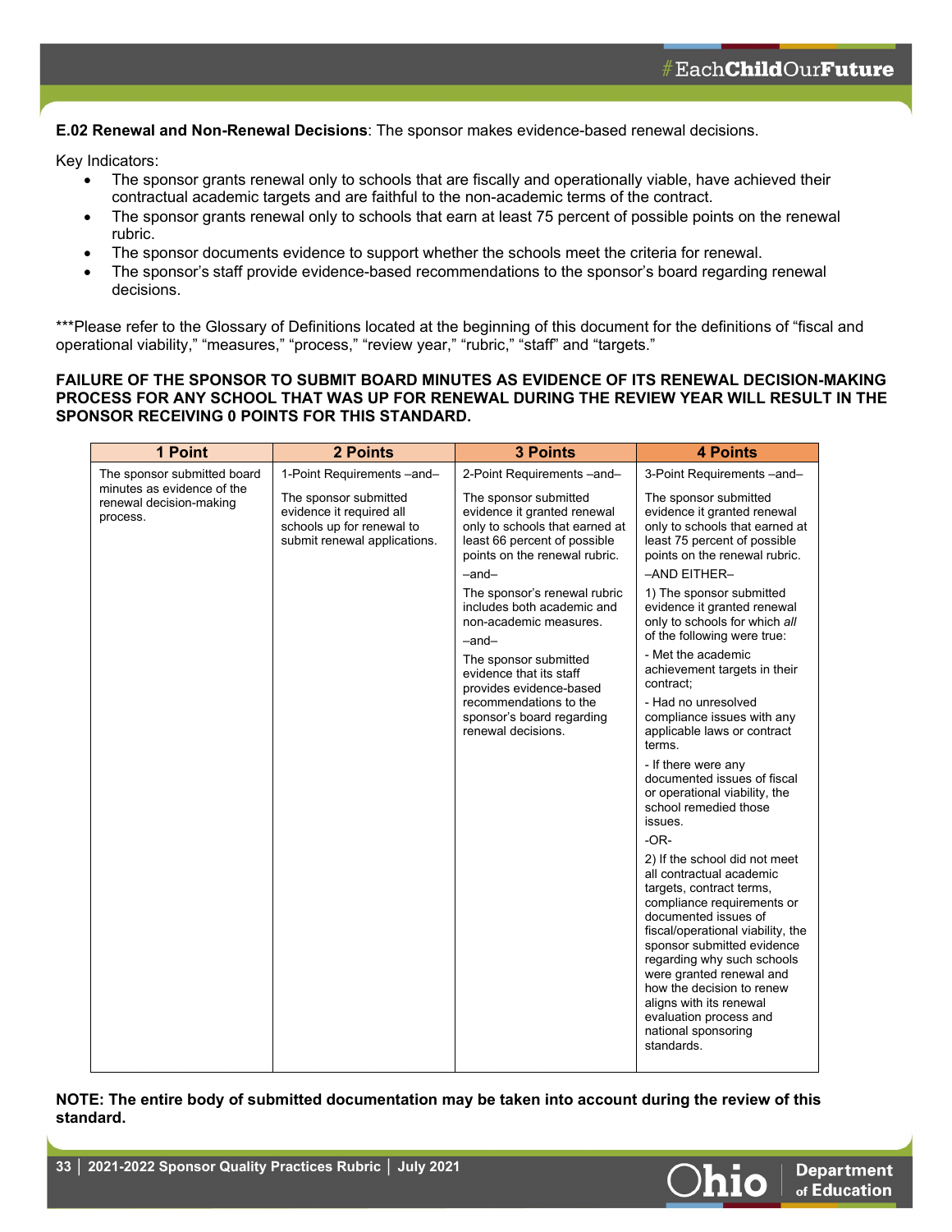**E.02 Renewal and Non-Renewal Decisions**: The sponsor makes evidence-based renewal decisions.

Key Indicators:

- The sponsor grants renewal only to schools that are fiscally and operationally viable, have achieved their contractual academic targets and are faithful to the non-academic terms of the contract.
- The sponsor grants renewal only to schools that earn at least 75 percent of possible points on the renewal rubric.
- The sponsor documents evidence to support whether the schools meet the criteria for renewal.
- The sponsor's staff provide evidence-based recommendations to the sponsor's board regarding renewal decisions.

***Please refer to the Glossary of Definitions located at the beginning of this document for the definitions of "fiscal and operational viability," "measures," "process," "review year," "rubric," "staff" and "targets."

**FAILURE OF THE SPONSOR TO SUBMIT BOARD MINUTES AS EVIDENCE OF ITS RENEWAL DECISION-MAKING PROCESS FOR ANY SCHOOL THAT WAS UP FOR RENEWAL DURING THE REVIEW YEAR WILL RESULT IN THE SPONSOR RECEIVING 0 POINTS FOR THIS STANDARD.**

| 1 Point | 2 Points | 3 Points | 4 Points |
|---|---|---|---|
| The sponsor submitted board minutes as evidence of the renewal decision-making process. | 1-Point Requirements –and–<br><br>The sponsor submitted evidence it required all schools up for renewal to submit renewal applications. | 2-Point Requirements –and–<br><br>The sponsor submitted evidence it granted renewal only to schools that earned at least 66 percent of possible points on the renewal rubric.<br><br>–and–<br><br>The sponsor's renewal rubric includes both academic and non-academic measures.<br><br>–and–<br><br>The sponsor submitted evidence that its staff provides evidence-based recommendations to the sponsor's board regarding renewal decisions. | 3-Point Requirements –and–<br><br>The sponsor submitted evidence it granted renewal only to schools that earned at least 75 percent of possible points on the renewal rubric.<br><br>–AND EITHER–<br><br>1) The sponsor submitted evidence it granted renewal only to schools for which *all* of the following were true:<br><br>- Met the academic achievement targets in their contract;<br><br>- Had no unresolved compliance issues with any applicable laws or contract terms.<br><br>- If there were any documented issues of fiscal or operational viability, the school remedied those issues.<br><br>-OR-<br><br>2) If the school did not meet all contractual academic targets, contract terms, compliance requirements or documented issues of fiscal/operational viability, the sponsor submitted evidence regarding why such schools were granted renewal and how the decision to renew aligns with its renewal evaluation process and national sponsoring standards. |

**NOTE: The entire body of submitted documentation may be taken into account during the review of this standard.**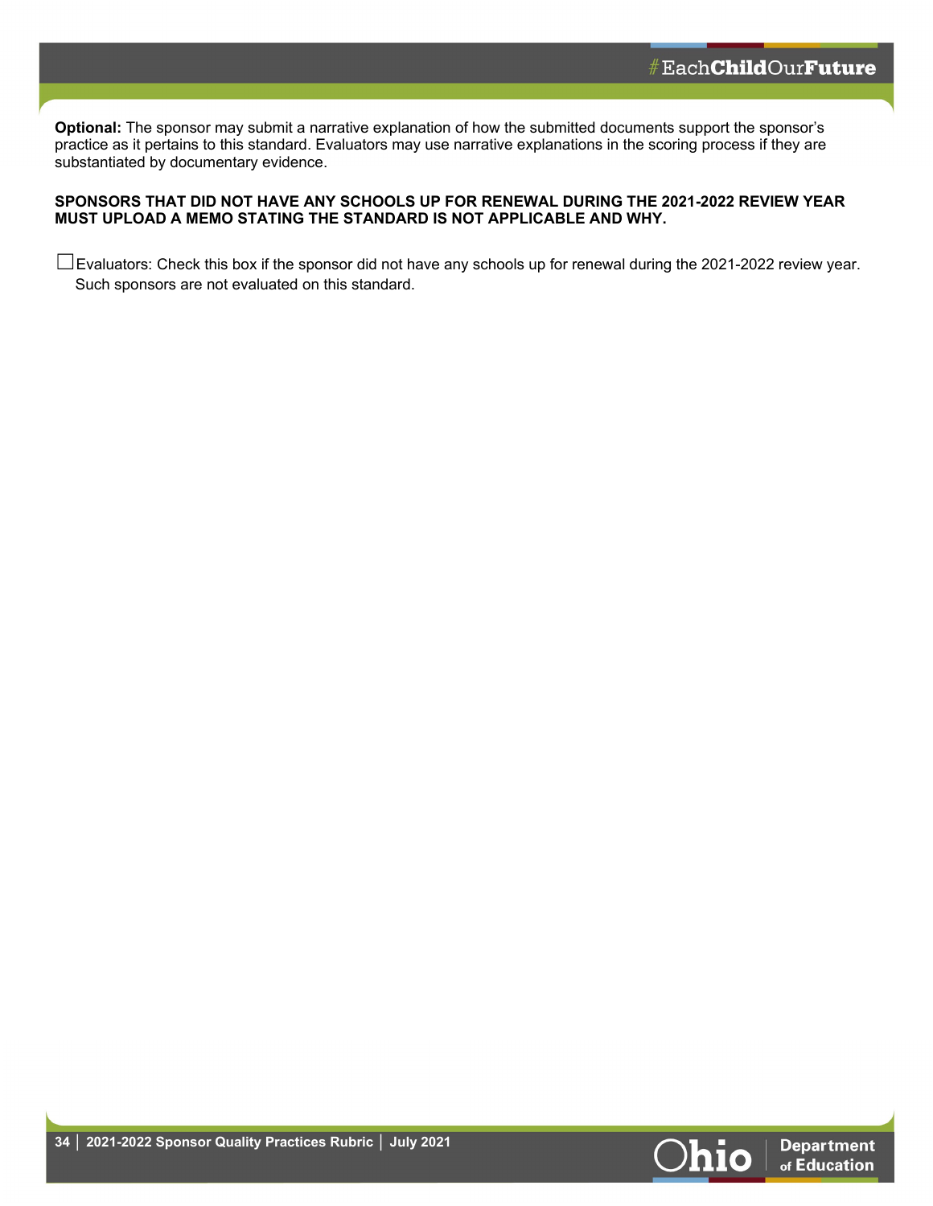**Optional:** The sponsor may submit a narrative explanation of how the submitted documents support the sponsor's practice as it pertains to this standard. Evaluators may use narrative explanations in the scoring process if they are substantiated by documentary evidence.

**SPONSORS THAT DID NOT HAVE ANY SCHOOLS UP FOR RENEWAL DURING THE 2021-2022 REVIEW YEAR MUST UPLOAD A MEMO STATING THE STANDARD IS NOT APPLICABLE AND WHY.**

☐ Evaluators: Check this box if the sponsor did not have any schools up for renewal during the 2021-2022 review year. Such sponsors are not evaluated on this standard.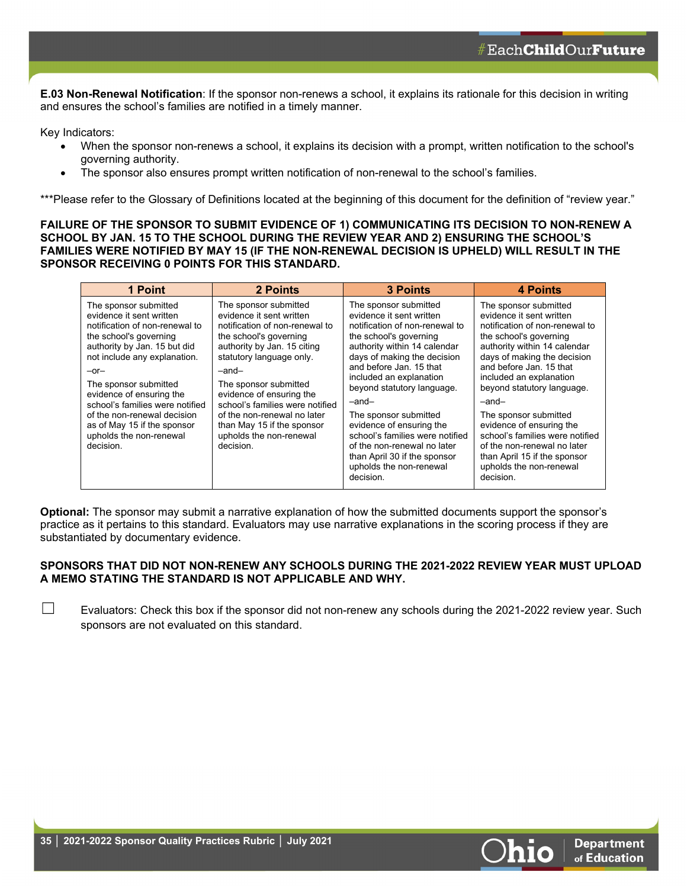**E.03 Non-Renewal Notification**: If the sponsor non-renews a school, it explains its rationale for this decision in writing and ensures the school's families are notified in a timely manner.

Key Indicators:

- When the sponsor non-renews a school, it explains its decision with a prompt, written notification to the school's governing authority.
- The sponsor also ensures prompt written notification of non-renewal to the school's families.

***Please refer to the Glossary of Definitions located at the beginning of this document for the definition of "review year."

**FAILURE OF THE SPONSOR TO SUBMIT EVIDENCE OF 1) COMMUNICATING ITS DECISION TO NON-RENEW A SCHOOL BY JAN. 15 TO THE SCHOOL DURING THE REVIEW YEAR AND 2) ENSURING THE SCHOOL'S FAMILIES WERE NOTIFIED BY MAY 15 (IF THE NON-RENEWAL DECISION IS UPHELD) WILL RESULT IN THE SPONSOR RECEIVING 0 POINTS FOR THIS STANDARD.**

| 1 Point | 2 Points | 3 Points | 4 Points |
|---|---|---|---|
| The sponsor submitted evidence it sent written notification of non-renewal to the school's governing authority by Jan. 15 but did not include any explanation.<br><br>–or–<br><br>The sponsor submitted evidence of ensuring the school's families were notified of the non-renewal decision as of May 15 if the sponsor upholds the non-renewal decision. | The sponsor submitted evidence it sent written notification of non-renewal to the school's governing authority by Jan. 15 citing statutory language only.<br><br>–and–<br><br>The sponsor submitted evidence of ensuring the school's families were notified of the non-renewal no later than May 15 if the sponsor upholds the non-renewal decision. | The sponsor submitted evidence it sent written notification of non-renewal to the school's governing authority within 14 calendar days of making the decision and before Jan. 15 that included an explanation beyond statutory language.<br><br>–and–<br><br>The sponsor submitted evidence of ensuring the school's families were notified of the non-renewal no later than April 30 if the sponsor upholds the non-renewal decision. | The sponsor submitted evidence it sent written notification of non-renewal to the school's governing authority within 14 calendar days of making the decision and before Jan. 15 that included an explanation beyond statutory language.<br><br>–and–<br><br>The sponsor submitted evidence of ensuring the school's families were notified of the non-renewal no later than April 15 if the sponsor upholds the non-renewal decision. |

**Optional:** The sponsor may submit a narrative explanation of how the submitted documents support the sponsor's practice as it pertains to this standard. Evaluators may use narrative explanations in the scoring process if they are substantiated by documentary evidence.

**SPONSORS THAT DID NOT NON-RENEW ANY SCHOOLS DURING THE 2021-2022 REVIEW YEAR MUST UPLOAD A MEMO STATING THE STANDARD IS NOT APPLICABLE AND WHY.**

☐ Evaluators: Check this box if the sponsor did not non-renew any schools during the 2021-2022 review year. Such sponsors are not evaluated on this standard.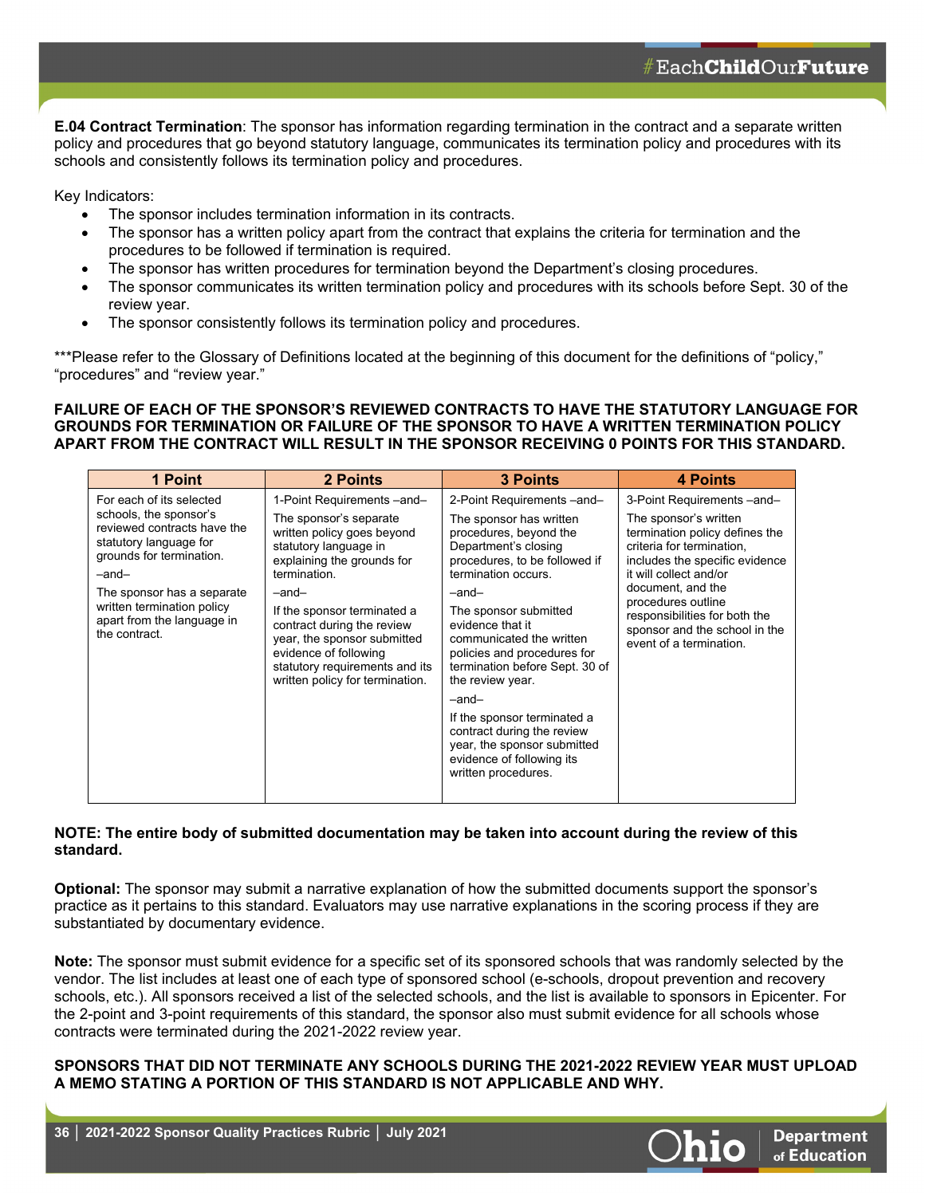**E.04 Contract Termination**: The sponsor has information regarding termination in the contract and a separate written policy and procedures that go beyond statutory language, communicates its termination policy and procedures with its schools and consistently follows its termination policy and procedures.

Key Indicators:

- The sponsor includes termination information in its contracts.
- The sponsor has a written policy apart from the contract that explains the criteria for termination and the procedures to be followed if termination is required.
- The sponsor has written procedures for termination beyond the Department's closing procedures.
- The sponsor communicates its written termination policy and procedures with its schools before Sept. 30 of the review year.
- The sponsor consistently follows its termination policy and procedures.

***Please refer to the Glossary of Definitions located at the beginning of this document for the definitions of "policy," "procedures" and "review year."

**FAILURE OF EACH OF THE SPONSOR'S REVIEWED CONTRACTS TO HAVE THE STATUTORY LANGUAGE FOR GROUNDS FOR TERMINATION OR FAILURE OF THE SPONSOR TO HAVE A WRITTEN TERMINATION POLICY APART FROM THE CONTRACT WILL RESULT IN THE SPONSOR RECEIVING 0 POINTS FOR THIS STANDARD.**

| 1 Point | 2 Points | 3 Points | 4 Points |
|---|---|---|---|
| For each of its selected schools, the sponsor's reviewed contracts have the statutory language for grounds for termination.<br><br>–and–<br><br>The sponsor has a separate written termination policy apart from the language in the contract. | 1-Point Requirements –and–<br><br>The sponsor's separate written policy goes beyond statutory language in explaining the grounds for termination.<br><br>–and–<br><br>If the sponsor terminated a contract during the review year, the sponsor submitted evidence of following statutory requirements and its written policy for termination. | 2-Point Requirements –and–<br><br>The sponsor has written procedures, beyond the Department's closing procedures, to be followed if termination occurs.<br><br>–and–<br><br>The sponsor submitted evidence that it communicated the written policies and procedures for termination before Sept. 30 of the review year.<br><br>–and–<br><br>If the sponsor terminated a contract during the review year, the sponsor submitted evidence of following its written procedures. | 3-Point Requirements –and–<br><br>The sponsor's written termination policy defines the criteria for termination, includes the specific evidence it will collect and/or document, and the procedures outline responsibilities for both the sponsor and the school in the event of a termination. |

**NOTE: The entire body of submitted documentation may be taken into account during the review of this standard.**

**Optional:** The sponsor may submit a narrative explanation of how the submitted documents support the sponsor's practice as it pertains to this standard. Evaluators may use narrative explanations in the scoring process if they are substantiated by documentary evidence.

**Note:** The sponsor must submit evidence for a specific set of its sponsored schools that was randomly selected by the vendor. The list includes at least one of each type of sponsored school (e-schools, dropout prevention and recovery schools, etc.). All sponsors received a list of the selected schools, and the list is available to sponsors in Epicenter. For the 2-point and 3-point requirements of this standard, the sponsor also must submit evidence for all schools whose contracts were terminated during the 2021-2022 review year.

**SPONSORS THAT DID NOT TERMINATE ANY SCHOOLS DURING THE 2021-2022 REVIEW YEAR MUST UPLOAD A MEMO STATING A PORTION OF THIS STANDARD IS NOT APPLICABLE AND WHY.**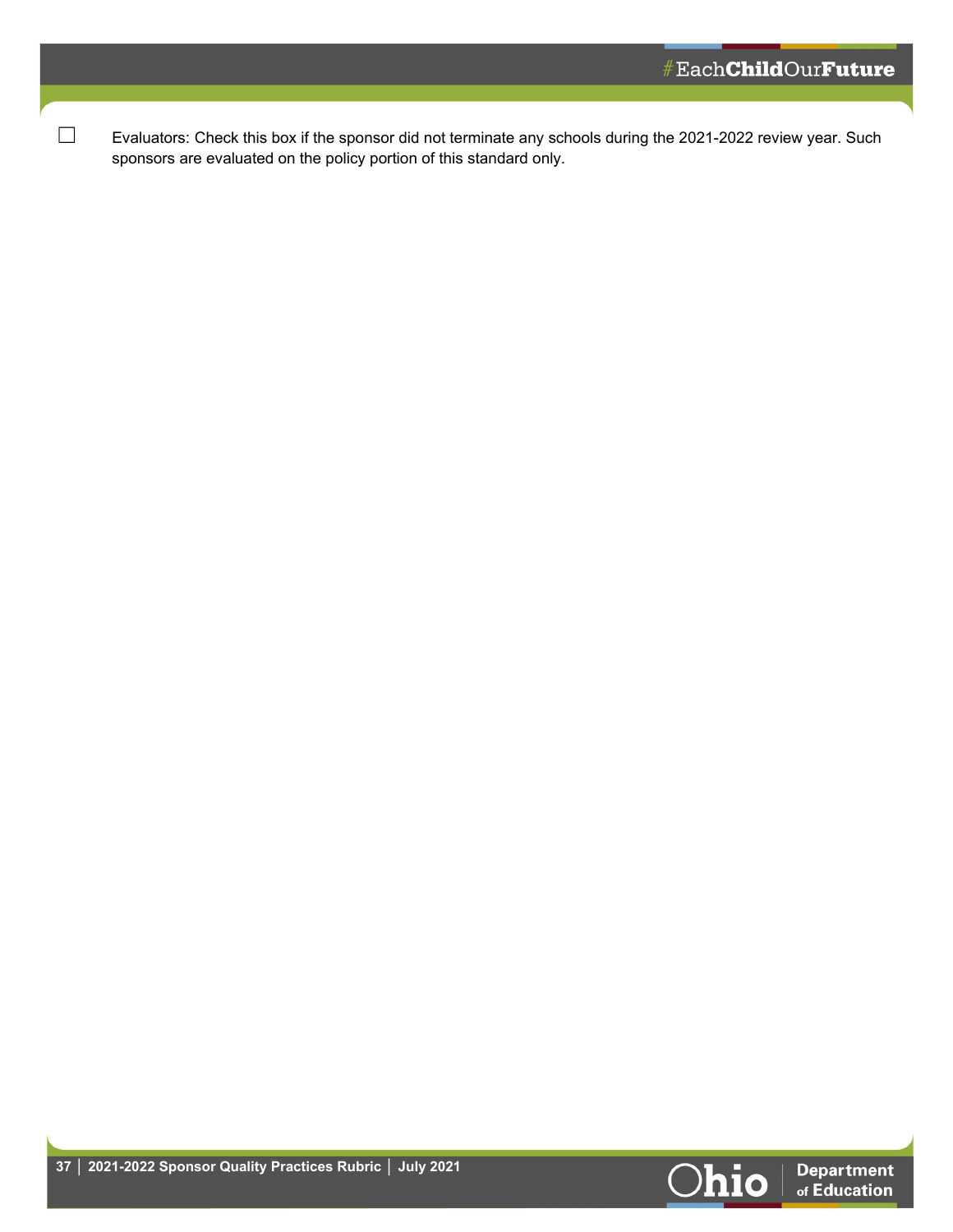☐ Evaluators: Check this box if the sponsor did not terminate any schools during the 2021-2022 review year. Such sponsors are evaluated on the policy portion of this standard only.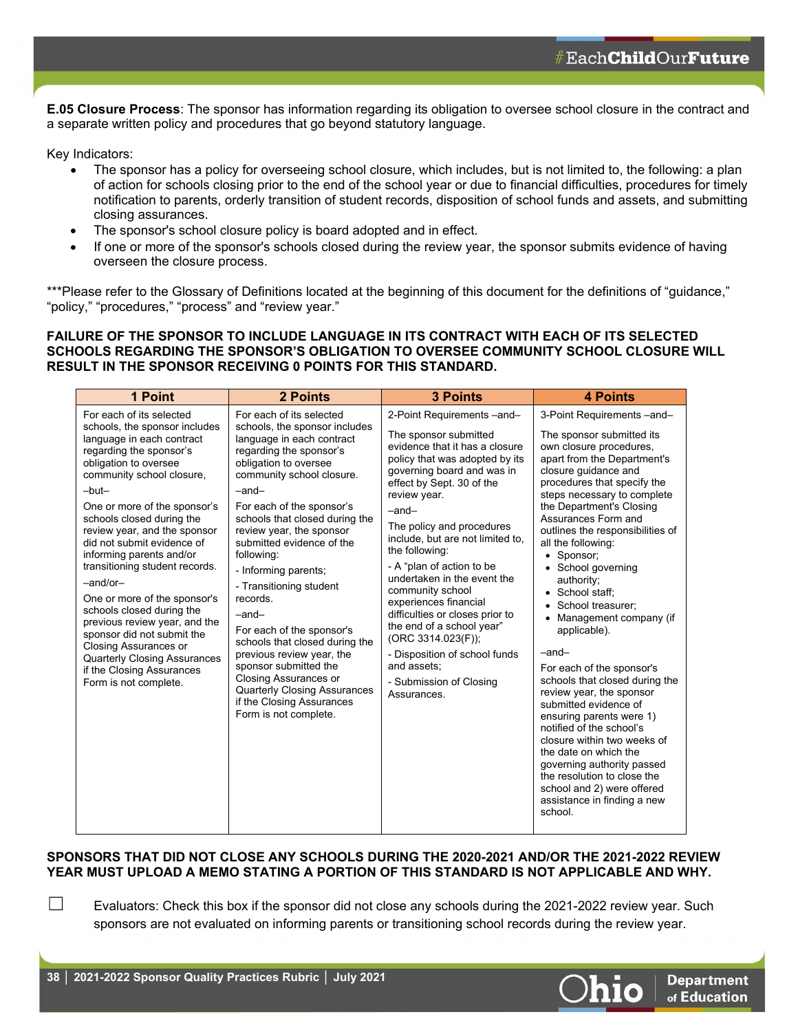**E.05 Closure Process**: The sponsor has information regarding its obligation to oversee school closure in the contract and a separate written policy and procedures that go beyond statutory language.

Key Indicators:

- The sponsor has a policy for overseeing school closure, which includes, but is not limited to, the following: a plan of action for schools closing prior to the end of the school year or due to financial difficulties, procedures for timely notification to parents, orderly transition of student records, disposition of school funds and assets, and submitting closing assurances.
- The sponsor's school closure policy is board adopted and in effect.
- If one or more of the sponsor's schools closed during the review year, the sponsor submits evidence of having overseen the closure process.

***Please refer to the Glossary of Definitions located at the beginning of this document for the definitions of "guidance," "policy," "procedures," "process" and "review year."

**FAILURE OF THE SPONSOR TO INCLUDE LANGUAGE IN ITS CONTRACT WITH EACH OF ITS SELECTED SCHOOLS REGARDING THE SPONSOR'S OBLIGATION TO OVERSEE COMMUNITY SCHOOL CLOSURE WILL RESULT IN THE SPONSOR RECEIVING 0 POINTS FOR THIS STANDARD.**

| 1 Point | 2 Points | 3 Points | 4 Points |
|---|---|---|---|
| For each of its selected schools, the sponsor includes language in each contract regarding the sponsor's obligation to oversee community school closure,<br>–but–<br>One or more of the sponsor's schools closed during the review year, and the sponsor did not submit evidence of informing parents and/or transitioning student records.<br>–and/or–<br>One or more of the sponsor's schools closed during the previous review year, and the sponsor did not submit the Closing Assurances or Quarterly Closing Assurances if the Closing Assurances Form is not complete. | For each of its selected schools, the sponsor includes language in each contract regarding the sponsor's obligation to oversee community school closure.<br>–and–<br>For each of the sponsor's schools that closed during the review year, the sponsor submitted evidence of the following:<br>- Informing parents;<br>- Transitioning student records.<br>–and–<br>For each of the sponsor's schools that closed during the previous review year, the sponsor submitted the Closing Assurances or Quarterly Closing Assurances if the Closing Assurances Form is not complete. | 2-Point Requirements –and–<br>The sponsor submitted evidence that it has a closure policy that was adopted by its governing board and was in effect by Sept. 30 of the review year.<br>–and–<br>The policy and procedures include, but are not limited to, the following:<br>- A "plan of action to be undertaken in the event the community school experiences financial difficulties or closes prior to the end of a school year" (ORC 3314.023(F));<br>- Disposition of school funds and assets;<br>- Submission of Closing Assurances. | 3-Point Requirements –and–<br>The sponsor submitted its own closure procedures, apart from the Department's closure guidance and procedures that specify the steps necessary to complete the Department's Closing Assurances Form and outlines the responsibilities of all the following:<br>• Sponsor;<br>• School governing authority;<br>• School staff;<br>• School treasurer;<br>• Management company (if applicable).<br>–and–<br>For each of the sponsor's schools that closed during the review year, the sponsor submitted evidence of ensuring parents were 1) notified of the school's closure within two weeks of the date on which the governing authority passed the resolution to close the school and 2) were offered assistance in finding a new school. |

**SPONSORS THAT DID NOT CLOSE ANY SCHOOLS DURING THE 2020-2021 AND/OR THE 2021-2022 REVIEW YEAR MUST UPLOAD A MEMO STATING A PORTION OF THIS STANDARD IS NOT APPLICABLE AND WHY.**

☐ Evaluators: Check this box if the sponsor did not close any schools during the 2021-2022 review year. Such sponsors are not evaluated on informing parents or transitioning school records during the review year.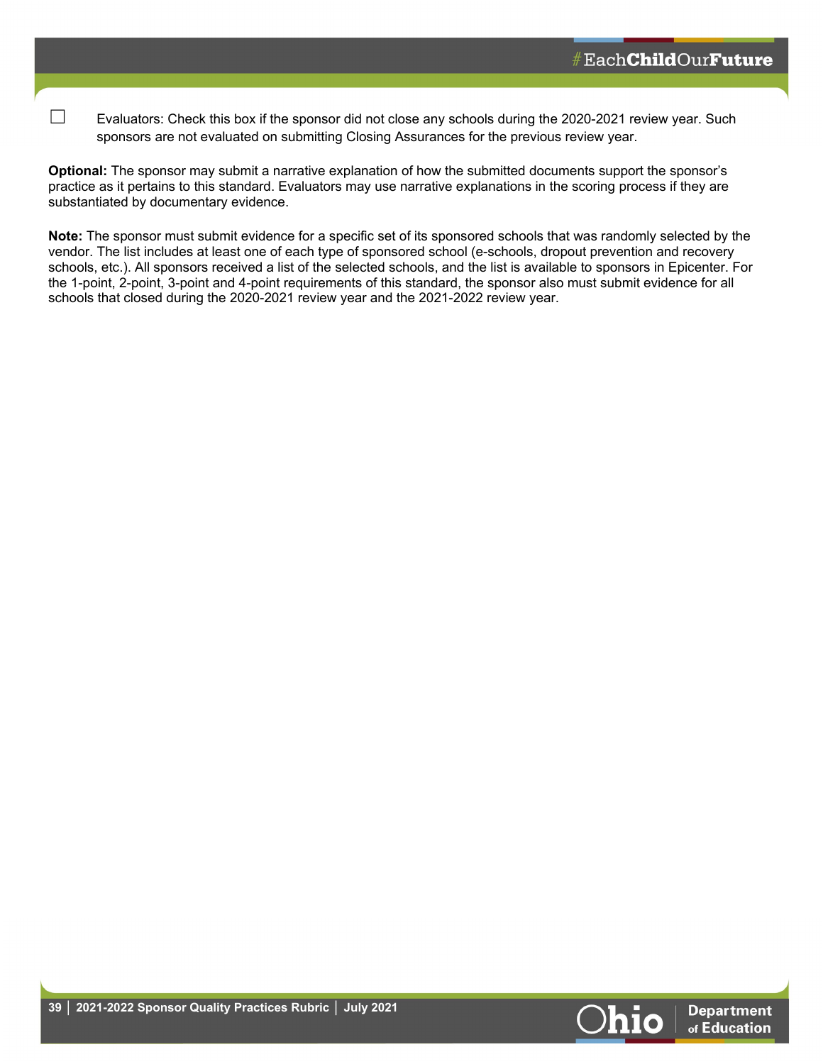☐ Evaluators: Check this box if the sponsor did not close any schools during the 2020-2021 review year. Such sponsors are not evaluated on submitting Closing Assurances for the previous review year.

**Optional:** The sponsor may submit a narrative explanation of how the submitted documents support the sponsor's practice as it pertains to this standard. Evaluators may use narrative explanations in the scoring process if they are substantiated by documentary evidence.

**Note:** The sponsor must submit evidence for a specific set of its sponsored schools that was randomly selected by the vendor. The list includes at least one of each type of sponsored school (e-schools, dropout prevention and recovery schools, etc.). All sponsors received a list of the selected schools, and the list is available to sponsors in Epicenter. For the 1-point, 2-point, 3-point and 4-point requirements of this standard, the sponsor also must submit evidence for all schools that closed during the 2020-2021 review year and the 2021-2022 review year.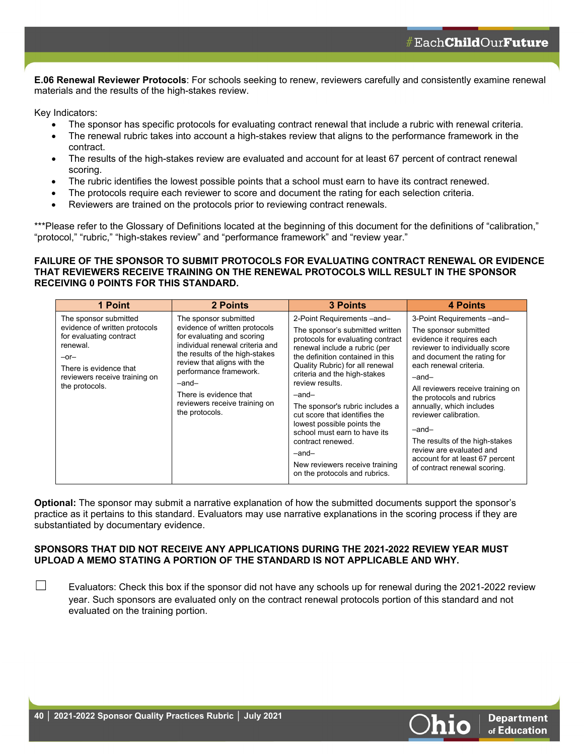**E.06 Renewal Reviewer Protocols**: For schools seeking to renew, reviewers carefully and consistently examine renewal materials and the results of the high-stakes review.

Key Indicators:

- The sponsor has specific protocols for evaluating contract renewal that include a rubric with renewal criteria.
- The renewal rubric takes into account a high-stakes review that aligns to the performance framework in the contract.
- The results of the high-stakes review are evaluated and account for at least 67 percent of contract renewal scoring.
- The rubric identifies the lowest possible points that a school must earn to have its contract renewed.
- The protocols require each reviewer to score and document the rating for each selection criteria.
- Reviewers are trained on the protocols prior to reviewing contract renewals.

***Please refer to the Glossary of Definitions located at the beginning of this document for the definitions of "calibration," "protocol," "rubric," "high-stakes review" and "performance framework" and "review year."

**FAILURE OF THE SPONSOR TO SUBMIT PROTOCOLS FOR EVALUATING CONTRACT RENEWAL OR EVIDENCE THAT REVIEWERS RECEIVE TRAINING ON THE RENEWAL PROTOCOLS WILL RESULT IN THE SPONSOR RECEIVING 0 POINTS FOR THIS STANDARD.**

| 1 Point | 2 Points | 3 Points | 4 Points |
|---|---|---|---|
| The sponsor submitted evidence of written protocols for evaluating contract renewal.<br>–or–<br>There is evidence that reviewers receive training on the protocols. | The sponsor submitted evidence of written protocols for evaluating and scoring individual renewal criteria and the results of the high-stakes review that aligns with the performance framework.<br>–and–<br>There is evidence that reviewers receive training on the protocols. | 2-Point Requirements –and–<br>The sponsor's submitted written protocols for evaluating contract renewal include a rubric (per the definition contained in this Quality Rubric) for all renewal criteria and the high-stakes review results.<br>–and–<br>The sponsor's rubric includes a cut score that identifies the lowest possible points the school must earn to have its contract renewed.<br>–and–<br>New reviewers receive training on the protocols and rubrics. | 3-Point Requirements –and–<br>The sponsor submitted evidence it requires each reviewer to individually score and document the rating for each renewal criteria.<br>–and–<br>All reviewers receive training on the protocols and rubrics annually, which includes reviewer calibration.<br>–and–<br>The results of the high-stakes review are evaluated and account for at least 67 percent of contract renewal scoring. |

**Optional:** The sponsor may submit a narrative explanation of how the submitted documents support the sponsor's practice as it pertains to this standard. Evaluators may use narrative explanations in the scoring process if they are substantiated by documentary evidence.

**SPONSORS THAT DID NOT RECEIVE ANY APPLICATIONS DURING THE 2021-2022 REVIEW YEAR MUST UPLOAD A MEMO STATING A PORTION OF THE STANDARD IS NOT APPLICABLE AND WHY.**

☐ Evaluators: Check this box if the sponsor did not have any schools up for renewal during the 2021-2022 review year. Such sponsors are evaluated only on the contract renewal protocols portion of this standard and not evaluated on the training portion.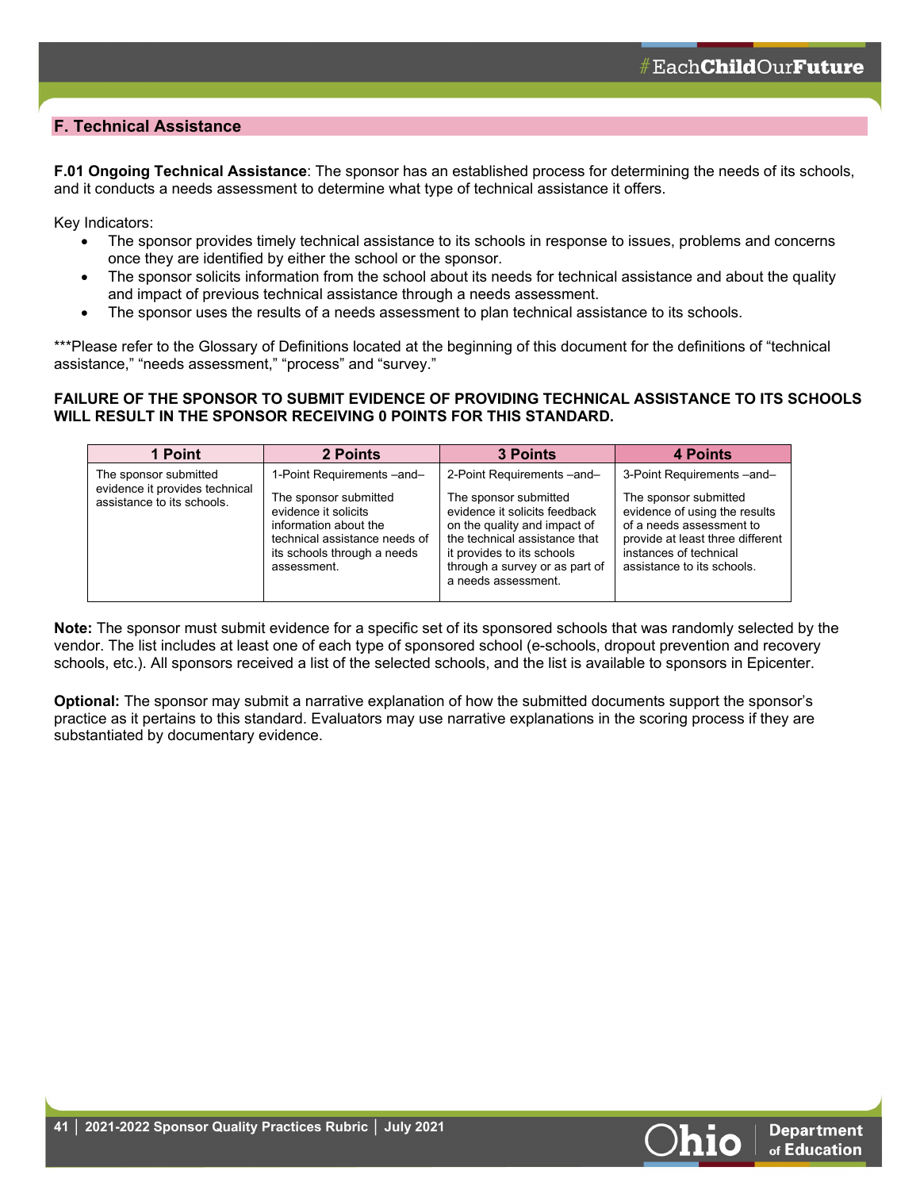## F. Technical Assistance

**F.01 Ongoing Technical Assistance**: The sponsor has an established process for determining the needs of its schools, and it conducts a needs assessment to determine what type of technical assistance it offers.

Key Indicators:

- The sponsor provides timely technical assistance to its schools in response to issues, problems and concerns once they are identified by either the school or the sponsor.
- The sponsor solicits information from the school about its needs for technical assistance and about the quality and impact of previous technical assistance through a needs assessment.
- The sponsor uses the results of a needs assessment to plan technical assistance to its schools.

***Please refer to the Glossary of Definitions located at the beginning of this document for the definitions of "technical assistance," "needs assessment," "process" and "survey."

**FAILURE OF THE SPONSOR TO SUBMIT EVIDENCE OF PROVIDING TECHNICAL ASSISTANCE TO ITS SCHOOLS WILL RESULT IN THE SPONSOR RECEIVING 0 POINTS FOR THIS STANDARD.**

| 1 Point | 2 Points | 3 Points | 4 Points |
|---|---|---|---|
| The sponsor submitted evidence it provides technical assistance to its schools. | 1-Point Requirements –and–<br><br>The sponsor submitted evidence it solicits information about the technical assistance needs of its schools through a needs assessment. | 2-Point Requirements –and–<br><br>The sponsor submitted evidence it solicits feedback on the quality and impact of the technical assistance that it provides to its schools through a survey or as part of a needs assessment. | 3-Point Requirements –and–<br><br>The sponsor submitted evidence of using the results of a needs assessment to provide at least three different instances of technical assistance to its schools. |

**Note:** The sponsor must submit evidence for a specific set of its sponsored schools that was randomly selected by the vendor. The list includes at least one of each type of sponsored school (e-schools, dropout prevention and recovery schools, etc.). All sponsors received a list of the selected schools, and the list is available to sponsors in Epicenter.

**Optional:** The sponsor may submit a narrative explanation of how the submitted documents support the sponsor's practice as it pertains to this standard. Evaluators may use narrative explanations in the scoring process if they are substantiated by documentary evidence.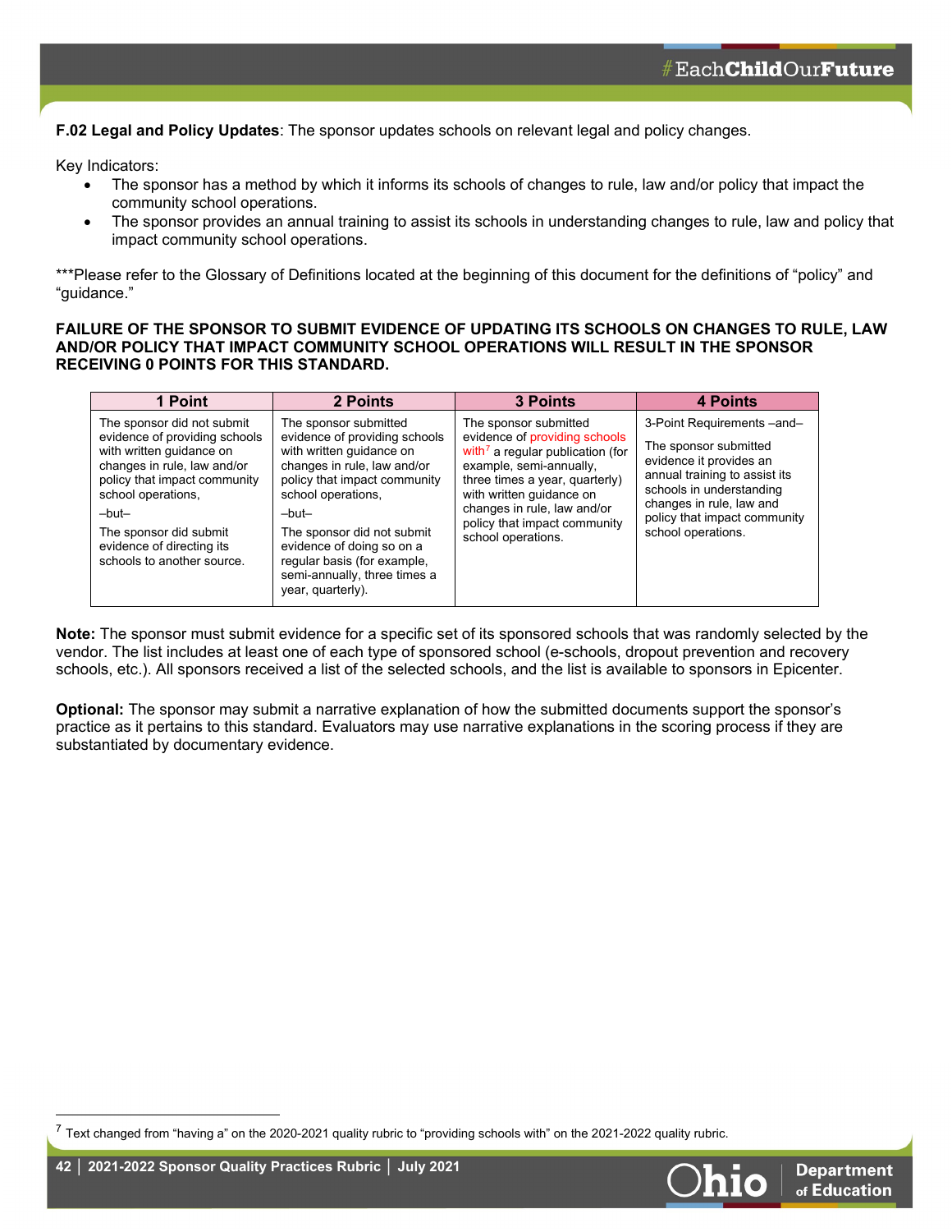**F.02 Legal and Policy Updates**: The sponsor updates schools on relevant legal and policy changes.

Key Indicators:

- The sponsor has a method by which it informs its schools of changes to rule, law and/or policy that impact the community school operations.
- The sponsor provides an annual training to assist its schools in understanding changes to rule, law and policy that impact community school operations.

***Please refer to the Glossary of Definitions located at the beginning of this document for the definitions of "policy" and "guidance."

**FAILURE OF THE SPONSOR TO SUBMIT EVIDENCE OF UPDATING ITS SCHOOLS ON CHANGES TO RULE, LAW AND/OR POLICY THAT IMPACT COMMUNITY SCHOOL OPERATIONS WILL RESULT IN THE SPONSOR RECEIVING 0 POINTS FOR THIS STANDARD.**

| 1 Point | 2 Points | 3 Points | 4 Points |
|---|---|---|---|
| The sponsor did not submit evidence of providing schools with written guidance on changes in rule, law and/or policy that impact community school operations,<br>–but–<br>The sponsor did submit evidence of directing its schools to another source. | The sponsor submitted evidence of providing schools with written guidance on changes in rule, law and/or policy that impact community school operations,<br>–but–<br>The sponsor did not submit evidence of doing so on a regular basis (for example, semi-annually, three times a year, quarterly). | The sponsor submitted evidence of providing schools with[7] a regular publication (for example, semi-annually, three times a year, quarterly) with written guidance on changes in rule, law and/or policy that impact community school operations. | 3-Point Requirements –and–<br>The sponsor submitted evidence it provides an annual training to assist its schools in understanding changes in rule, law and policy that impact community school operations. |

**Note:** The sponsor must submit evidence for a specific set of its sponsored schools that was randomly selected by the vendor. The list includes at least one of each type of sponsored school (e-schools, dropout prevention and recovery schools, etc.). All sponsors received a list of the selected schools, and the list is available to sponsors in Epicenter.

**Optional:** The sponsor may submit a narrative explanation of how the submitted documents support the sponsor's practice as it pertains to this standard. Evaluators may use narrative explanations in the scoring process if they are substantiated by documentary evidence.

[7] Text changed from "having a" on the 2020-2021 quality rubric to "providing schools with" on the 2021-2022 quality rubric.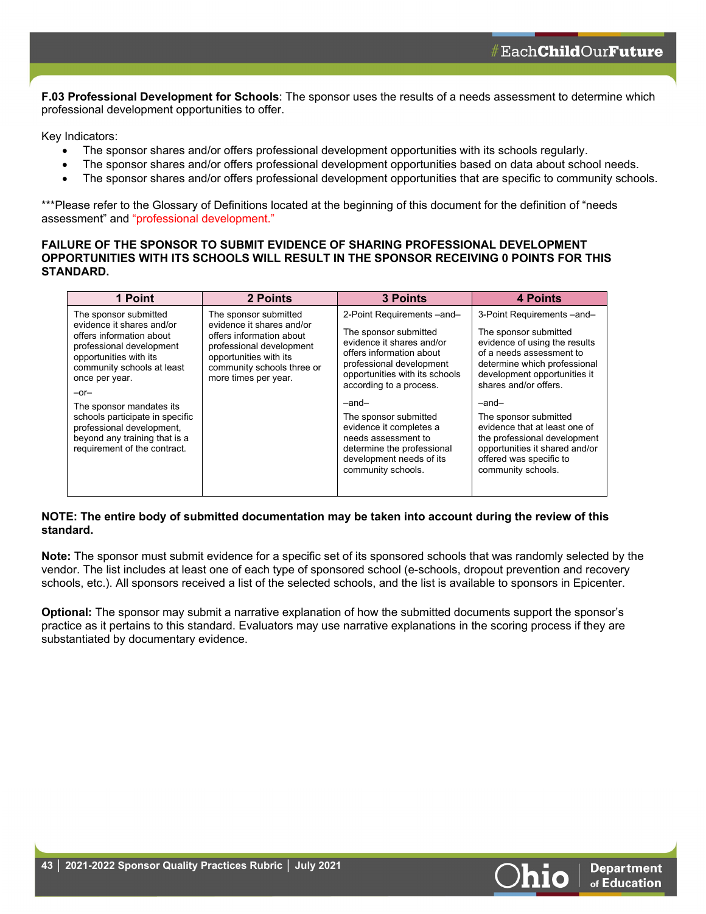**F.03 Professional Development for Schools**: The sponsor uses the results of a needs assessment to determine which professional development opportunities to offer.

Key Indicators:

- The sponsor shares and/or offers professional development opportunities with its schools regularly.
- The sponsor shares and/or offers professional development opportunities based on data about school needs.
- The sponsor shares and/or offers professional development opportunities that are specific to community schools.

***Please refer to the Glossary of Definitions located at the beginning of this document for the definition of "needs assessment" and "professional development."

**FAILURE OF THE SPONSOR TO SUBMIT EVIDENCE OF SHARING PROFESSIONAL DEVELOPMENT OPPORTUNITIES WITH ITS SCHOOLS WILL RESULT IN THE SPONSOR RECEIVING 0 POINTS FOR THIS STANDARD.**

| 1 Point | 2 Points | 3 Points | 4 Points |
|---|---|---|---|
| The sponsor submitted evidence it shares and/or offers information about professional development opportunities with its community schools at least once per year.<br><br>–or–<br><br>The sponsor mandates its schools participate in specific professional development, beyond any training that is a requirement of the contract. | The sponsor submitted evidence it shares and/or offers information about professional development opportunities with its community schools three or more times per year. | 2-Point Requirements –and–<br><br>The sponsor submitted evidence it shares and/or offers information about professional development opportunities with its schools according to a process.<br><br>–and–<br><br>The sponsor submitted evidence it completes a needs assessment to determine the professional development needs of its community schools. | 3-Point Requirements –and–<br><br>The sponsor submitted evidence of using the results of a needs assessment to determine which professional development opportunities it shares and/or offers.<br><br>–and–<br><br>The sponsor submitted evidence that at least one of the professional development opportunities it shared and/or offered was specific to community schools. |

**NOTE: The entire body of submitted documentation may be taken into account during the review of this standard.**

**Note:** The sponsor must submit evidence for a specific set of its sponsored schools that was randomly selected by the vendor. The list includes at least one of each type of sponsored school (e-schools, dropout prevention and recovery schools, etc.). All sponsors received a list of the selected schools, and the list is available to sponsors in Epicenter.

**Optional:** The sponsor may submit a narrative explanation of how the submitted documents support the sponsor's practice as it pertains to this standard. Evaluators may use narrative explanations in the scoring process if they are substantiated by documentary evidence.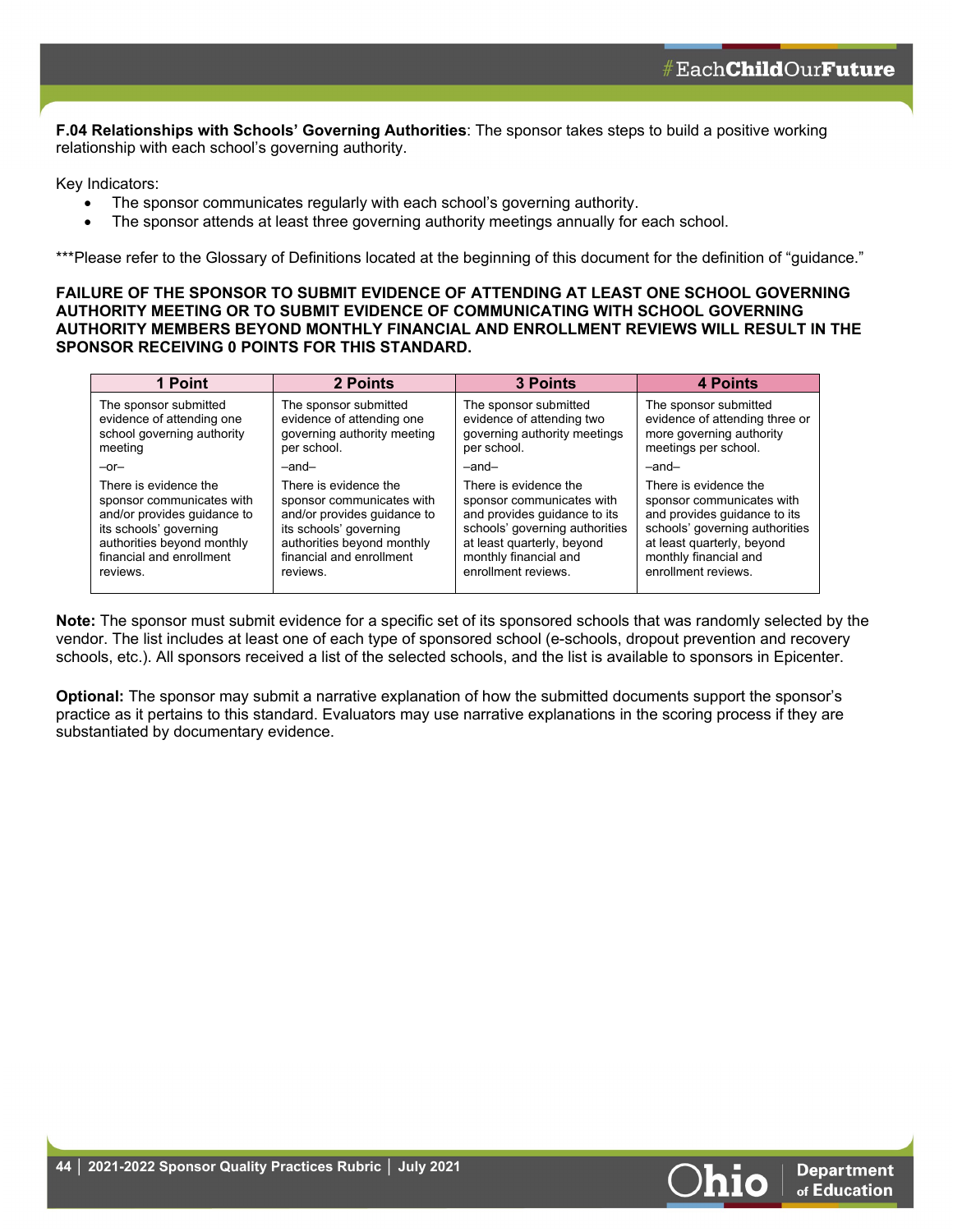**F.04 Relationships with Schools' Governing Authorities**: The sponsor takes steps to build a positive working relationship with each school's governing authority.

Key Indicators:

- The sponsor communicates regularly with each school's governing authority.
- The sponsor attends at least three governing authority meetings annually for each school.

***Please refer to the Glossary of Definitions located at the beginning of this document for the definition of "guidance."

**FAILURE OF THE SPONSOR TO SUBMIT EVIDENCE OF ATTENDING AT LEAST ONE SCHOOL GOVERNING AUTHORITY MEETING OR TO SUBMIT EVIDENCE OF COMMUNICATING WITH SCHOOL GOVERNING AUTHORITY MEMBERS BEYOND MONTHLY FINANCIAL AND ENROLLMENT REVIEWS WILL RESULT IN THE SPONSOR RECEIVING 0 POINTS FOR THIS STANDARD.**

| 1 Point | 2 Points | 3 Points | 4 Points |
|---|---|---|---|
| The sponsor submitted evidence of attending one school governing authority meeting<br>–or–<br>There is evidence the sponsor communicates with and/or provides guidance to its schools' governing authorities beyond monthly financial and enrollment reviews. | The sponsor submitted evidence of attending one governing authority meeting per school.<br>–and–<br>There is evidence the sponsor communicates with and/or provides guidance to its schools' governing authorities beyond monthly financial and enrollment reviews. | The sponsor submitted evidence of attending two governing authority meetings per school.<br>–and–<br>There is evidence the sponsor communicates with and provides guidance to its schools' governing authorities at least quarterly, beyond monthly financial and enrollment reviews. | The sponsor submitted evidence of attending three or more governing authority meetings per school.<br>–and–<br>There is evidence the sponsor communicates with and provides guidance to its schools' governing authorities at least quarterly, beyond monthly financial and enrollment reviews. |

**Note:** The sponsor must submit evidence for a specific set of its sponsored schools that was randomly selected by the vendor. The list includes at least one of each type of sponsored school (e-schools, dropout prevention and recovery schools, etc.). All sponsors received a list of the selected schools, and the list is available to sponsors in Epicenter.

**Optional:** The sponsor may submit a narrative explanation of how the submitted documents support the sponsor's practice as it pertains to this standard. Evaluators may use narrative explanations in the scoring process if they are substantiated by documentary evidence.